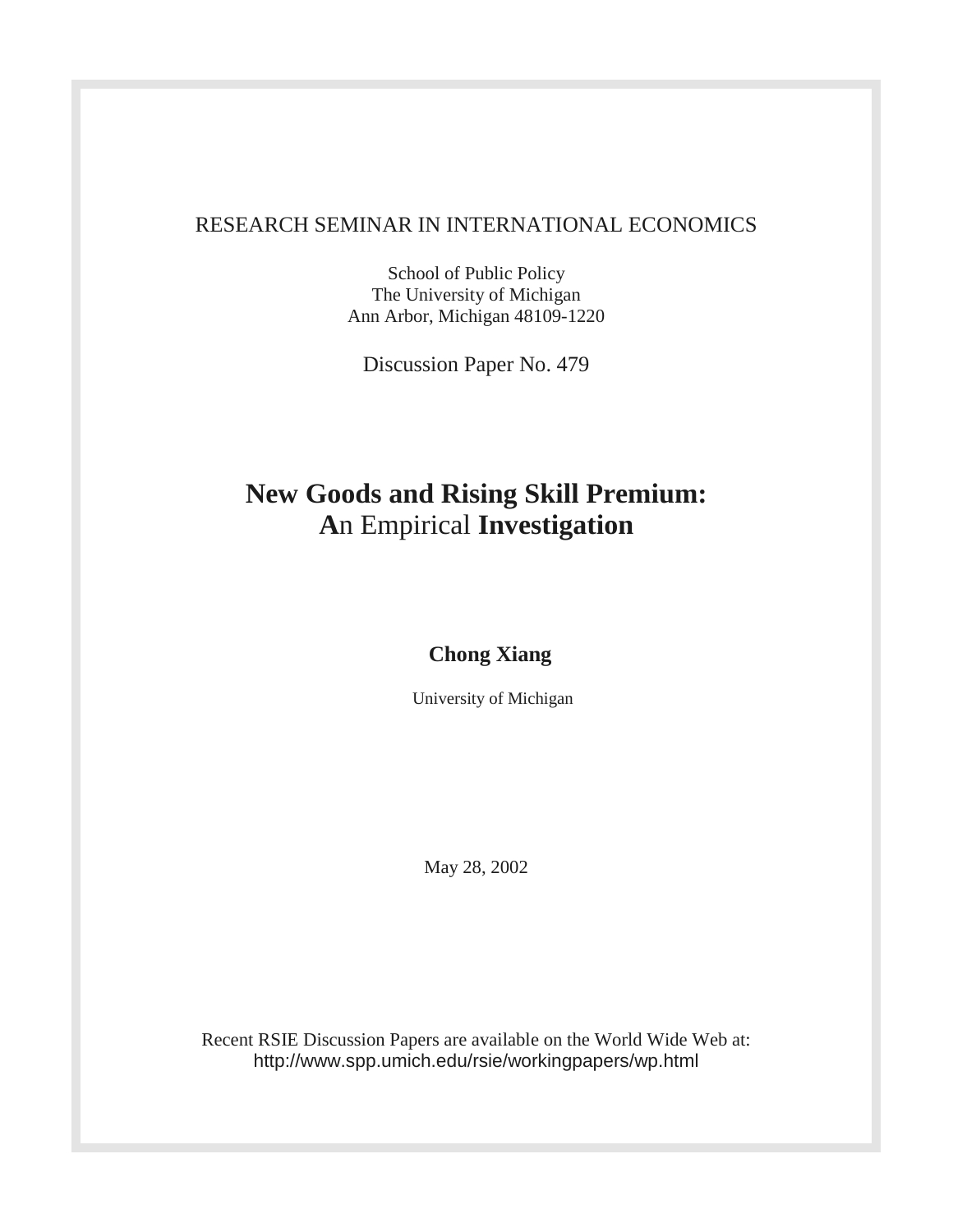RESEARCH SEMINAR IN INTERNATIONAL ECONOMICS

School of Public Policy
The University of Michigan
Ann Arbor, Michigan 48109-1220

Discussion Paper No. 479

# New Goods and Rising Skill Premium: An Empirical Investigation

**Chong Xiang**

University of Michigan

May 28, 2002

Recent RSIE Discussion Papers are available on the World Wide Web at:
http://www.spp.umich.edu/rsie/workingpapers/wp.html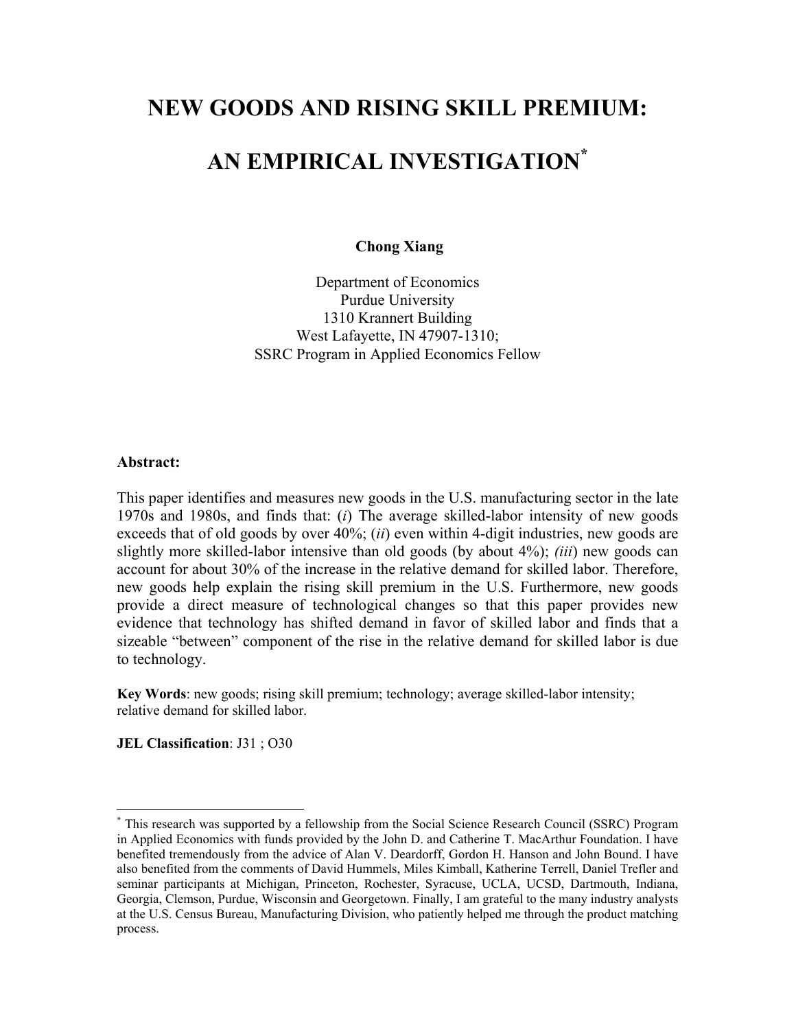# NEW GOODS AND RISING SKILL PREMIUM: AN EMPIRICAL INVESTIGATION*

**Chong Xiang**

Department of Economics
Purdue University
1310 Krannert Building
West Lafayette, IN 47907-1310;
SSRC Program in Applied Economics Fellow

**Abstract:**

This paper identifies and measures new goods in the U.S. manufacturing sector in the late 1970s and 1980s, and finds that: (*i*) The average skilled-labor intensity of new goods exceeds that of old goods by over 40%; (*ii*) even within 4-digit industries, new goods are slightly more skilled-labor intensive than old goods (by about 4%); *(iii)* new goods can account for about 30% of the increase in the relative demand for skilled labor. Therefore, new goods help explain the rising skill premium in the U.S. Furthermore, new goods provide a direct measure of technological changes so that this paper provides new evidence that technology has shifted demand in favor of skilled labor and finds that a sizeable "between" component of the rise in the relative demand for skilled labor is due to technology.

**Key Words**: new goods; rising skill premium; technology; average skilled-labor intensity; relative demand for skilled labor.

**JEL Classification**: J31 ; O30

---

* This research was supported by a fellowship from the Social Science Research Council (SSRC) Program in Applied Economics with funds provided by the John D. and Catherine T. MacArthur Foundation. I have benefited tremendously from the advice of Alan V. Deardorff, Gordon H. Hanson and John Bound. I have also benefited from the comments of David Hummels, Miles Kimball, Katherine Terrell, Daniel Trefler and seminar participants at Michigan, Princeton, Rochester, Syracuse, UCLA, UCSD, Dartmouth, Indiana, Georgia, Clemson, Purdue, Wisconsin and Georgetown. Finally, I am grateful to the many industry analysts at the U.S. Census Bureau, Manufacturing Division, who patiently helped me through the product matching process.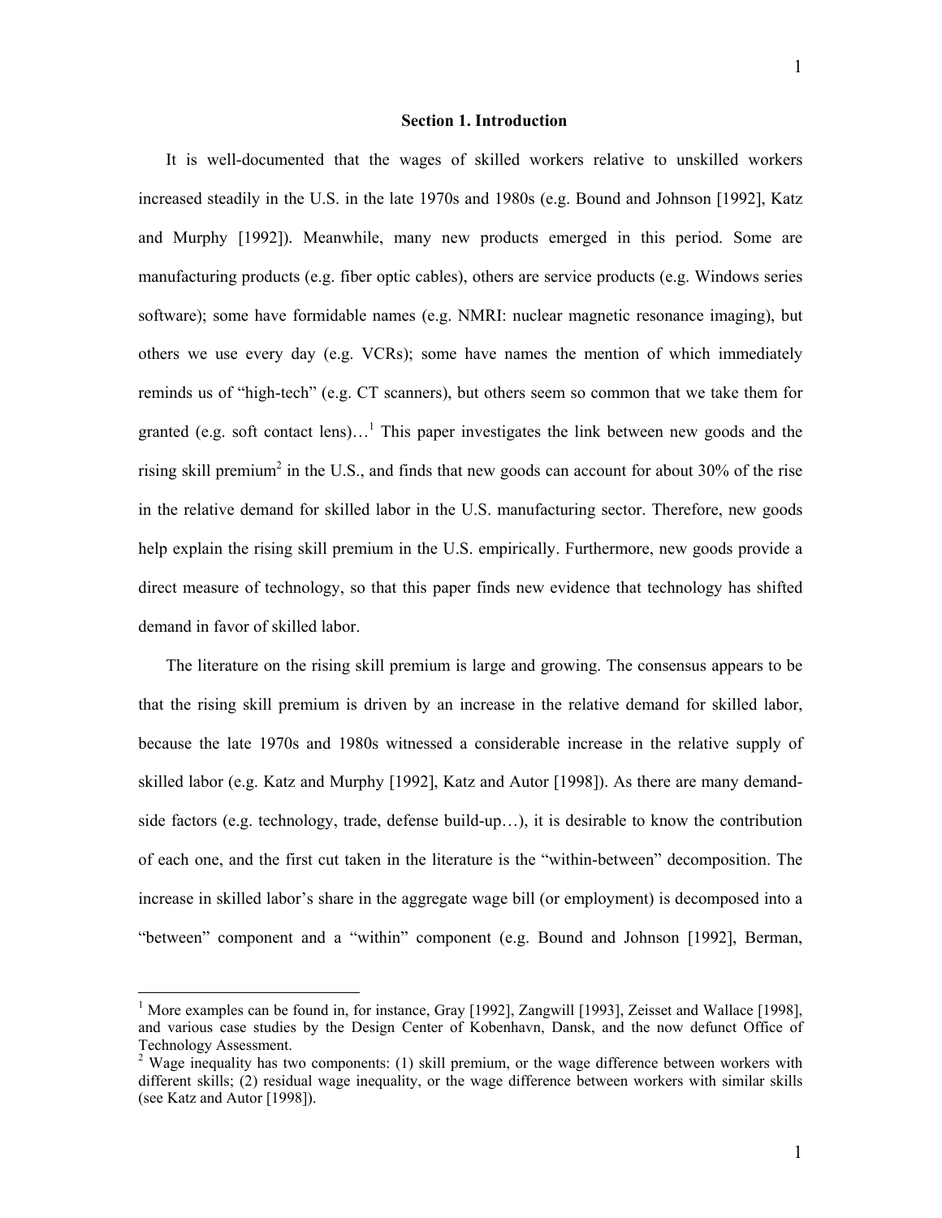## Section 1. Introduction

It is well-documented that the wages of skilled workers relative to unskilled workers increased steadily in the U.S. in the late 1970s and 1980s (e.g. Bound and Johnson [1992], Katz and Murphy [1992]). Meanwhile, many new products emerged in this period. Some are manufacturing products (e.g. fiber optic cables), others are service products (e.g. Windows series software); some have formidable names (e.g. NMRI: nuclear magnetic resonance imaging), but others we use every day (e.g. VCRs); some have names the mention of which immediately reminds us of "high-tech" (e.g. CT scanners), but others seem so common that we take them for granted (e.g. soft contact lens)…[1] This paper investigates the link between new goods and the rising skill premium[2] in the U.S., and finds that new goods can account for about 30% of the rise in the relative demand for skilled labor in the U.S. manufacturing sector. Therefore, new goods help explain the rising skill premium in the U.S. empirically. Furthermore, new goods provide a direct measure of technology, so that this paper finds new evidence that technology has shifted demand in favor of skilled labor.

The literature on the rising skill premium is large and growing. The consensus appears to be that the rising skill premium is driven by an increase in the relative demand for skilled labor, because the late 1970s and 1980s witnessed a considerable increase in the relative supply of skilled labor (e.g. Katz and Murphy [1992], Katz and Autor [1998]). As there are many demand-side factors (e.g. technology, trade, defense build-up…), it is desirable to know the contribution of each one, and the first cut taken in the literature is the "within-between" decomposition. The increase in skilled labor's share in the aggregate wage bill (or employment) is decomposed into a "between" component and a "within" component (e.g. Bound and Johnson [1992], Berman,

[1] More examples can be found in, for instance, Gray [1992], Zangwill [1993], Zeisset and Wallace [1998], and various case studies by the Design Center of Kobenhavn, Dansk, and the now defunct Office of Technology Assessment.

[2] Wage inequality has two components: (1) skill premium, or the wage difference between workers with different skills; (2) residual wage inequality, or the wage difference between workers with similar skills (see Katz and Autor [1998]).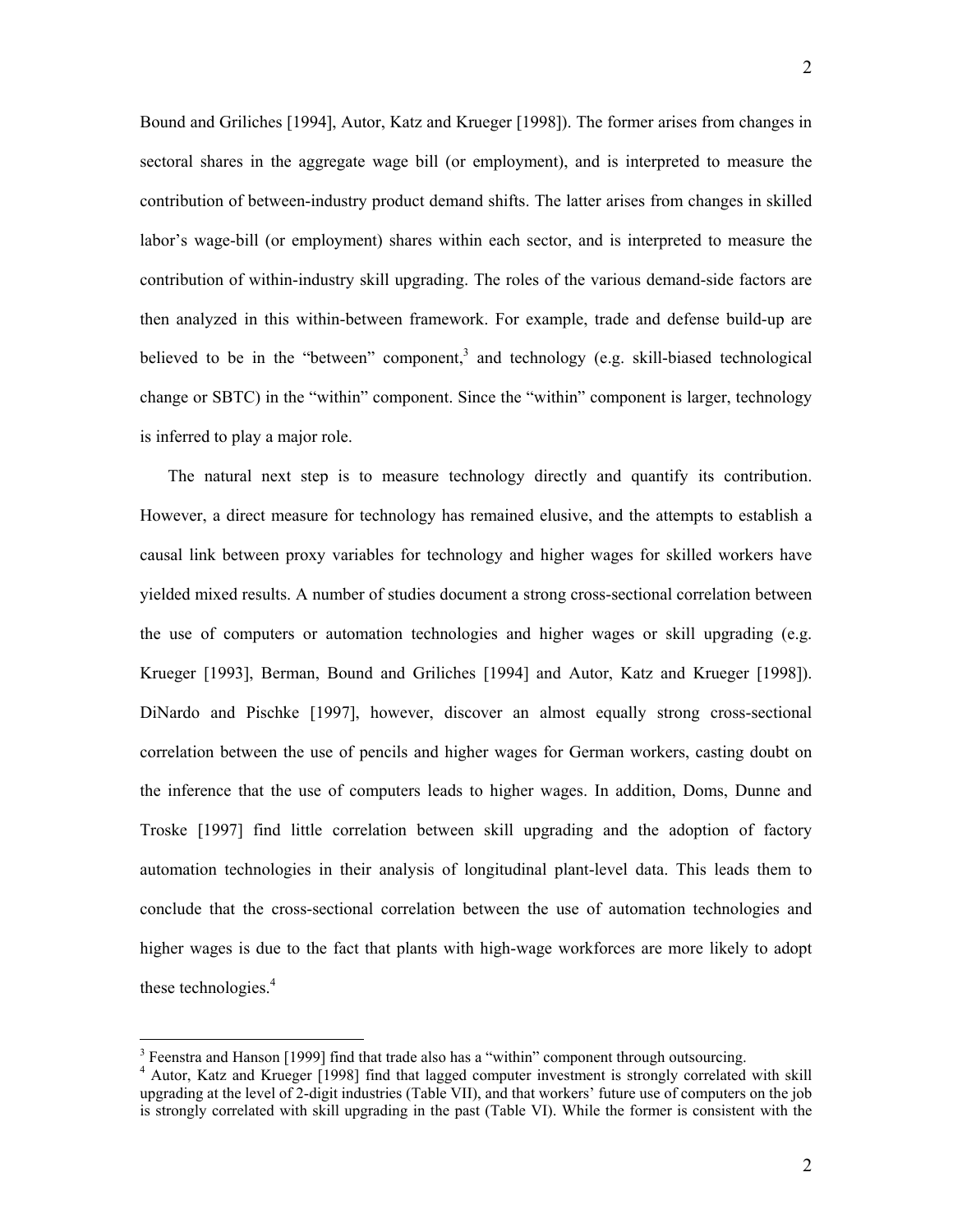Bound and Griliches [1994], Autor, Katz and Krueger [1998]). The former arises from changes in sectoral shares in the aggregate wage bill (or employment), and is interpreted to measure the contribution of between-industry product demand shifts. The latter arises from changes in skilled labor's wage-bill (or employment) shares within each sector, and is interpreted to measure the contribution of within-industry skill upgrading. The roles of the various demand-side factors are then analyzed in this within-between framework. For example, trade and defense build-up are believed to be in the "between" component,[3] and technology (e.g. skill-biased technological change or SBTC) in the "within" component. Since the "within" component is larger, technology is inferred to play a major role.

The natural next step is to measure technology directly and quantify its contribution. However, a direct measure for technology has remained elusive, and the attempts to establish a causal link between proxy variables for technology and higher wages for skilled workers have yielded mixed results. A number of studies document a strong cross-sectional correlation between the use of computers or automation technologies and higher wages or skill upgrading (e.g. Krueger [1993], Berman, Bound and Griliches [1994] and Autor, Katz and Krueger [1998]). DiNardo and Pischke [1997], however, discover an almost equally strong cross-sectional correlation between the use of pencils and higher wages for German workers, casting doubt on the inference that the use of computers leads to higher wages. In addition, Doms, Dunne and Troske [1997] find little correlation between skill upgrading and the adoption of factory automation technologies in their analysis of longitudinal plant-level data. This leads them to conclude that the cross-sectional correlation between the use of automation technologies and higher wages is due to the fact that plants with high-wage workforces are more likely to adopt these technologies.[4]

[3] Feenstra and Hanson [1999] find that trade also has a "within" component through outsourcing.

[4] Autor, Katz and Krueger [1998] find that lagged computer investment is strongly correlated with skill upgrading at the level of 2-digit industries (Table VII), and that workers' future use of computers on the job is strongly correlated with skill upgrading in the past (Table VI). While the former is consistent with the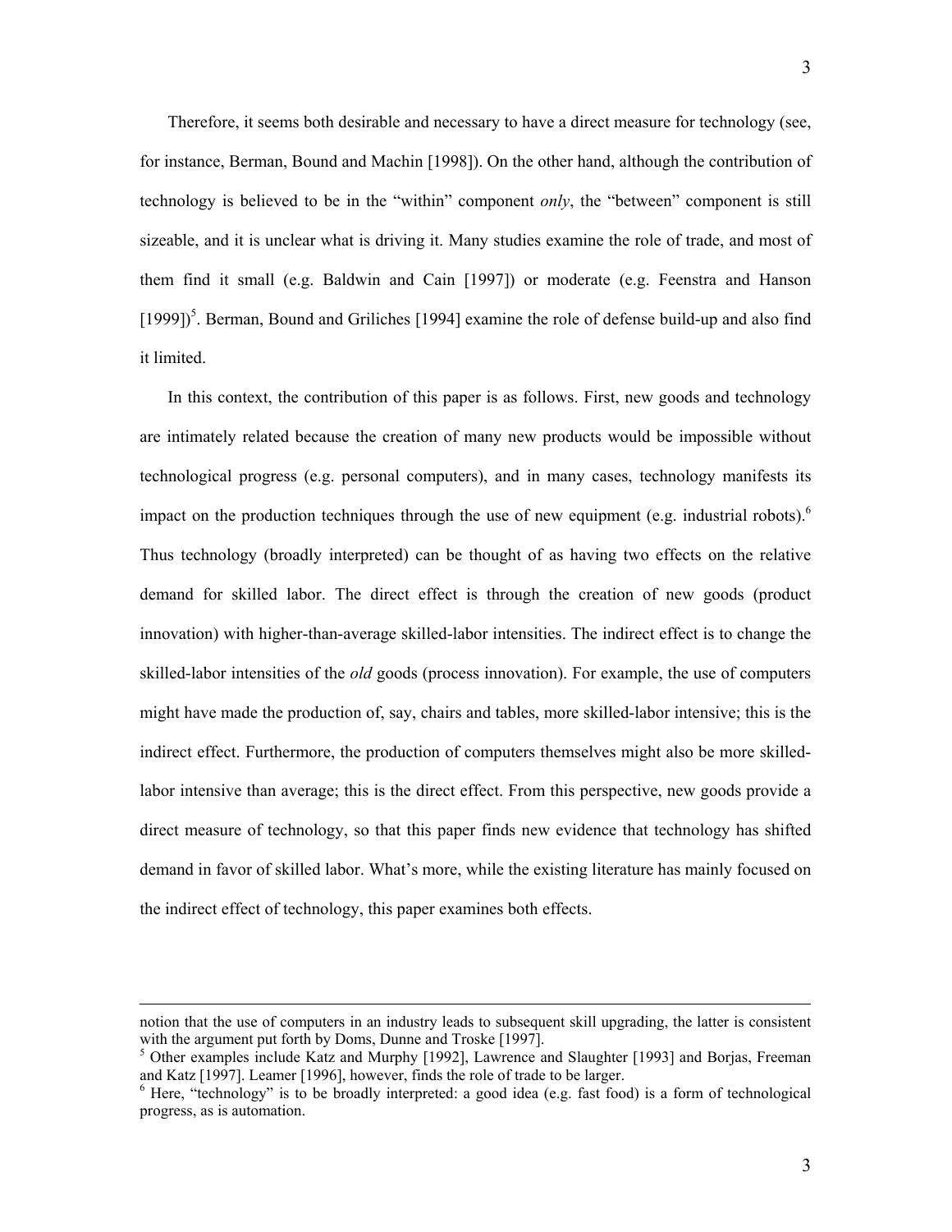Therefore, it seems both desirable and necessary to have a direct measure for technology (see, for instance, Berman, Bound and Machin [1998]). On the other hand, although the contribution of technology is believed to be in the "within" component *only*, the "between" component is still sizeable, and it is unclear what is driving it. Many studies examine the role of trade, and most of them find it small (e.g. Baldwin and Cain [1997]) or moderate (e.g. Feenstra and Hanson [1999])[5]. Berman, Bound and Griliches [1994] examine the role of defense build-up and also find it limited.

In this context, the contribution of this paper is as follows. First, new goods and technology are intimately related because the creation of many new products would be impossible without technological progress (e.g. personal computers), and in many cases, technology manifests its impact on the production techniques through the use of new equipment (e.g. industrial robots).[6] Thus technology (broadly interpreted) can be thought of as having two effects on the relative demand for skilled labor. The direct effect is through the creation of new goods (product innovation) with higher-than-average skilled-labor intensities. The indirect effect is to change the skilled-labor intensities of the *old* goods (process innovation). For example, the use of computers might have made the production of, say, chairs and tables, more skilled-labor intensive; this is the indirect effect. Furthermore, the production of computers themselves might also be more skilled-labor intensive than average; this is the direct effect. From this perspective, new goods provide a direct measure of technology, so that this paper finds new evidence that technology has shifted demand in favor of skilled labor. What's more, while the existing literature has mainly focused on the indirect effect of technology, this paper examines both effects.

---

notion that the use of computers in an industry leads to subsequent skill upgrading, the latter is consistent with the argument put forth by Doms, Dunne and Troske [1997].

[5] Other examples include Katz and Murphy [1992], Lawrence and Slaughter [1993] and Borjas, Freeman and Katz [1997]. Leamer [1996], however, finds the role of trade to be larger.

[6] Here, "technology" is to be broadly interpreted: a good idea (e.g. fast food) is a form of technological progress, as is automation.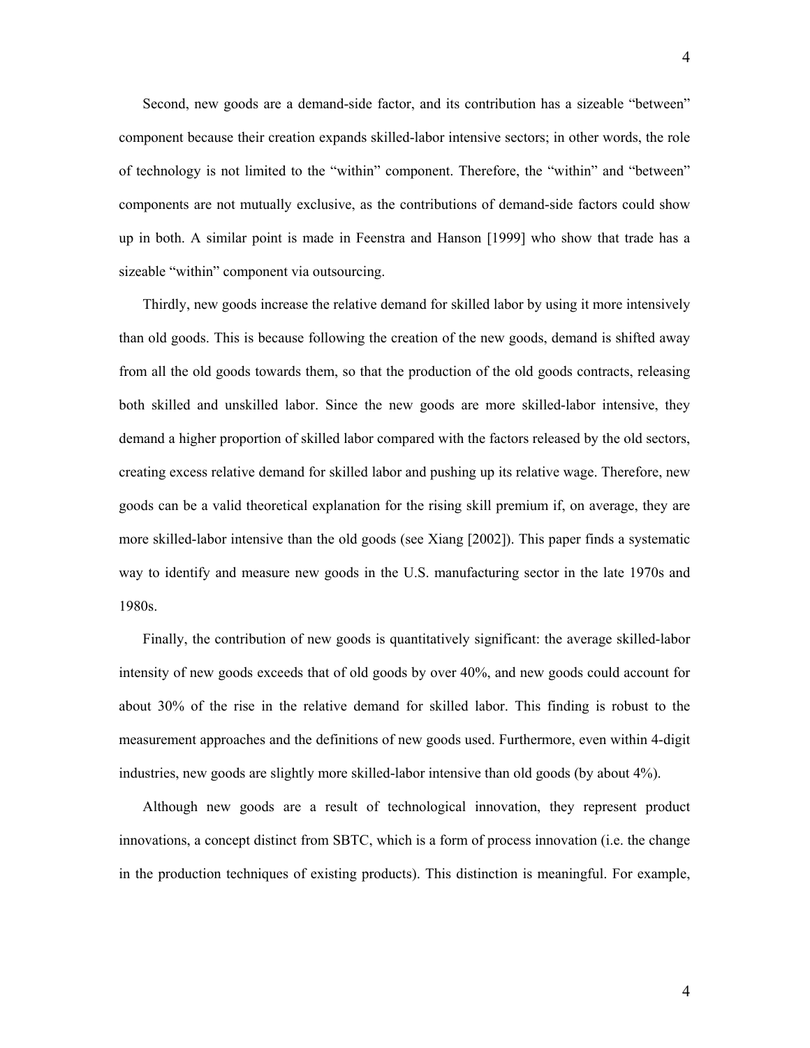Second, new goods are a demand-side factor, and its contribution has a sizeable "between" component because their creation expands skilled-labor intensive sectors; in other words, the role of technology is not limited to the "within" component. Therefore, the "within" and "between" components are not mutually exclusive, as the contributions of demand-side factors could show up in both. A similar point is made in Feenstra and Hanson [1999] who show that trade has a sizeable "within" component via outsourcing.

Thirdly, new goods increase the relative demand for skilled labor by using it more intensively than old goods. This is because following the creation of the new goods, demand is shifted away from all the old goods towards them, so that the production of the old goods contracts, releasing both skilled and unskilled labor. Since the new goods are more skilled-labor intensive, they demand a higher proportion of skilled labor compared with the factors released by the old sectors, creating excess relative demand for skilled labor and pushing up its relative wage. Therefore, new goods can be a valid theoretical explanation for the rising skill premium if, on average, they are more skilled-labor intensive than the old goods (see Xiang [2002]). This paper finds a systematic way to identify and measure new goods in the U.S. manufacturing sector in the late 1970s and 1980s.

Finally, the contribution of new goods is quantitatively significant: the average skilled-labor intensity of new goods exceeds that of old goods by over 40%, and new goods could account for about 30% of the rise in the relative demand for skilled labor. This finding is robust to the measurement approaches and the definitions of new goods used. Furthermore, even within 4-digit industries, new goods are slightly more skilled-labor intensive than old goods (by about 4%).

Although new goods are a result of technological innovation, they represent product innovations, a concept distinct from SBTC, which is a form of process innovation (i.e. the change in the production techniques of existing products). This distinction is meaningful. For example,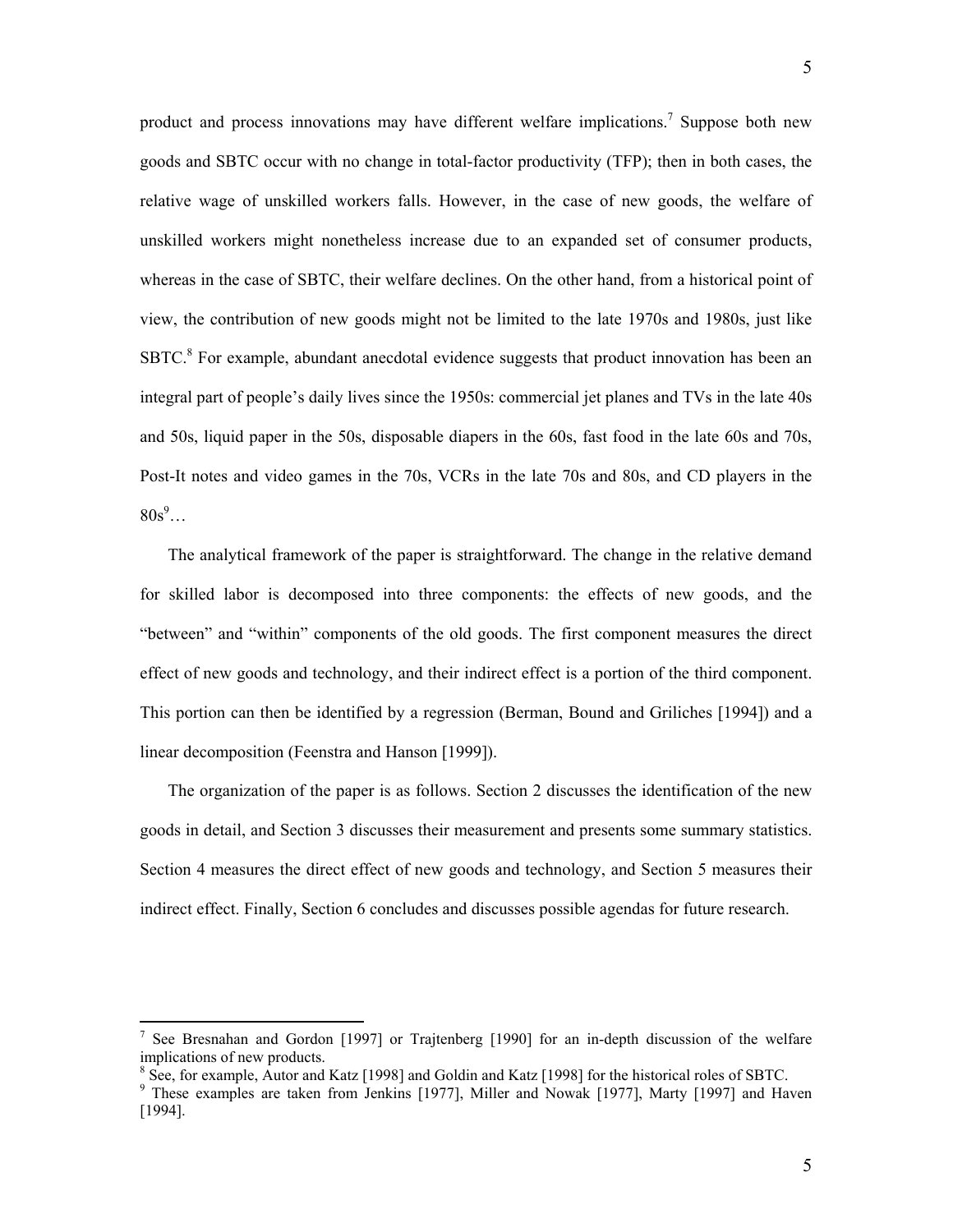product and process innovations may have different welfare implications.[7] Suppose both new goods and SBTC occur with no change in total-factor productivity (TFP); then in both cases, the relative wage of unskilled workers falls. However, in the case of new goods, the welfare of unskilled workers might nonetheless increase due to an expanded set of consumer products, whereas in the case of SBTC, their welfare declines. On the other hand, from a historical point of view, the contribution of new goods might not be limited to the late 1970s and 1980s, just like SBTC.[8] For example, abundant anecdotal evidence suggests that product innovation has been an integral part of people's daily lives since the 1950s: commercial jet planes and TVs in the late 40s and 50s, liquid paper in the 50s, disposable diapers in the 60s, fast food in the late 60s and 70s, Post-It notes and video games in the 70s, VCRs in the late 70s and 80s, and CD players in the 80s[9]…

The analytical framework of the paper is straightforward. The change in the relative demand for skilled labor is decomposed into three components: the effects of new goods, and the "between" and "within" components of the old goods. The first component measures the direct effect of new goods and technology, and their indirect effect is a portion of the third component. This portion can then be identified by a regression (Berman, Bound and Griliches [1994]) and a linear decomposition (Feenstra and Hanson [1999]).

The organization of the paper is as follows. Section 2 discusses the identification of the new goods in detail, and Section 3 discusses their measurement and presents some summary statistics. Section 4 measures the direct effect of new goods and technology, and Section 5 measures their indirect effect. Finally, Section 6 concludes and discusses possible agendas for future research.

---

[7] See Bresnahan and Gordon [1997] or Trajtenberg [1990] for an in-depth discussion of the welfare implications of new products.

[8] See, for example, Autor and Katz [1998] and Goldin and Katz [1998] for the historical roles of SBTC.

[9] These examples are taken from Jenkins [1977], Miller and Nowak [1977], Marty [1997] and Haven [1994].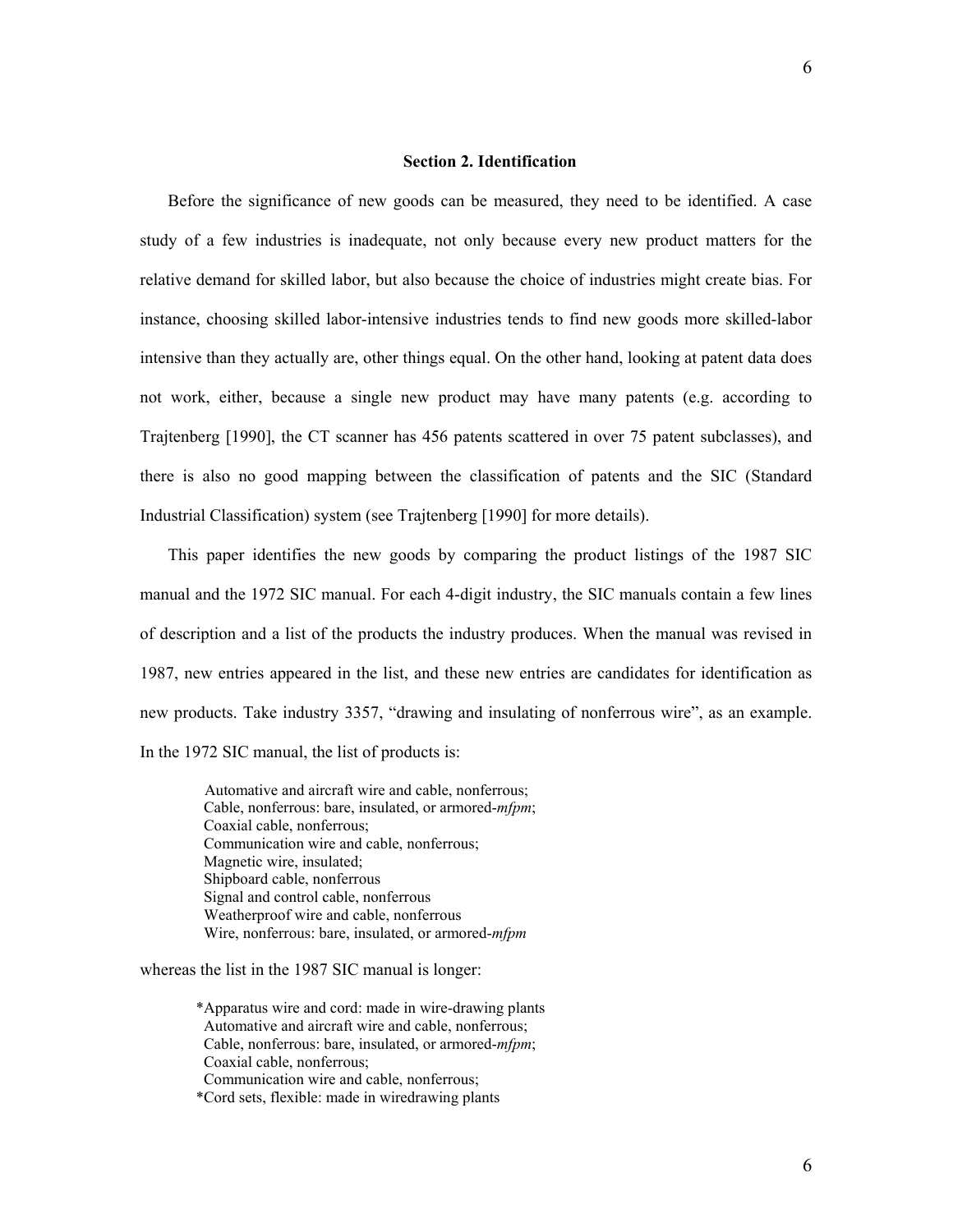## Section 2. Identification

Before the significance of new goods can be measured, they need to be identified. A case study of a few industries is inadequate, not only because every new product matters for the relative demand for skilled labor, but also because the choice of industries might create bias. For instance, choosing skilled labor-intensive industries tends to find new goods more skilled-labor intensive than they actually are, other things equal. On the other hand, looking at patent data does not work, either, because a single new product may have many patents (e.g. according to Trajtenberg [1990], the CT scanner has 456 patents scattered in over 75 patent subclasses), and there is also no good mapping between the classification of patents and the SIC (Standard Industrial Classification) system (see Trajtenberg [1990] for more details).

This paper identifies the new goods by comparing the product listings of the 1987 SIC manual and the 1972 SIC manual. For each 4-digit industry, the SIC manuals contain a few lines of description and a list of the products the industry produces. When the manual was revised in 1987, new entries appeared in the list, and these new entries are candidates for identification as new products. Take industry 3357, "drawing and insulating of nonferrous wire", as an example. In the 1972 SIC manual, the list of products is:

> Automative and aircraft wire and cable, nonferrous;
> Cable, nonferrous: bare, insulated, or armored-*mfpm*;
> Coaxial cable, nonferrous;
> Communication wire and cable, nonferrous;
> Magnetic wire, insulated;
> Shipboard cable, nonferrous
> Signal and control cable, nonferrous
> Weatherproof wire and cable, nonferrous
> Wire, nonferrous: bare, insulated, or armored-*mfpm*

whereas the list in the 1987 SIC manual is longer:

> *Apparatus wire and cord: made in wire-drawing plants
> Automative and aircraft wire and cable, nonferrous;
> Cable, nonferrous: bare, insulated, or armored-*mfpm*;
> Coaxial cable, nonferrous;
> Communication wire and cable, nonferrous;
> *Cord sets, flexible: made in wiredrawing plants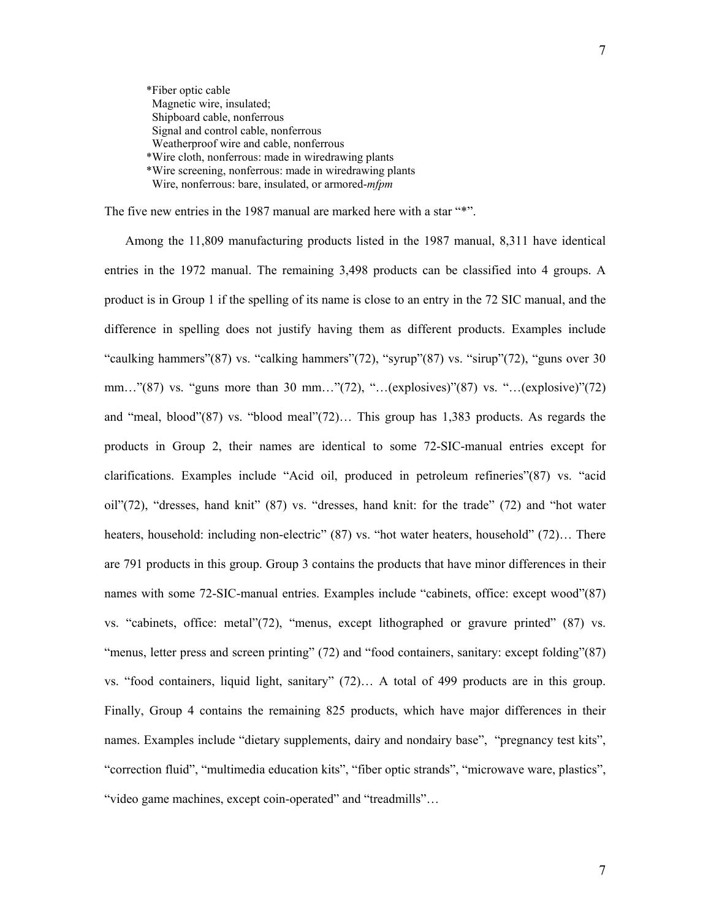*Fiber optic cable
  Magnetic wire, insulated;
  Shipboard cable, nonferrous
  Signal and control cable, nonferrous
  Weatherproof wire and cable, nonferrous
*Wire cloth, nonferrous: made in wiredrawing plants
*Wire screening, nonferrous: made in wiredrawing plants
  Wire, nonferrous: bare, insulated, or armored-*mfpm*

The five new entries in the 1987 manual are marked here with a star "*".

Among the 11,809 manufacturing products listed in the 1987 manual, 8,311 have identical entries in the 1972 manual. The remaining 3,498 products can be classified into 4 groups. A product is in Group 1 if the spelling of its name is close to an entry in the 72 SIC manual, and the difference in spelling does not justify having them as different products. Examples include "caulking hammers"(87) vs. "calking hammers"(72), "syrup"(87) vs. "sirup"(72), "guns over 30 mm…"(87) vs. "guns more than 30 mm…"(72), "…(explosives)"(87) vs. "…(explosive)"(72) and "meal, blood"(87) vs. "blood meal"(72)… This group has 1,383 products. As regards the products in Group 2, their names are identical to some 72-SIC-manual entries except for clarifications. Examples include "Acid oil, produced in petroleum refineries"(87) vs. "acid oil"(72), "dresses, hand knit" (87) vs. "dresses, hand knit: for the trade" (72) and "hot water heaters, household: including non-electric" (87) vs. "hot water heaters, household" (72)… There are 791 products in this group. Group 3 contains the products that have minor differences in their names with some 72-SIC-manual entries. Examples include "cabinets, office: except wood"(87) vs. "cabinets, office: metal"(72), "menus, except lithographed or gravure printed" (87) vs. "menus, letter press and screen printing" (72) and "food containers, sanitary: except folding"(87) vs. "food containers, liquid light, sanitary" (72)… A total of 499 products are in this group. Finally, Group 4 contains the remaining 825 products, which have major differences in their names. Examples include "dietary supplements, dairy and nondairy base", "pregnancy test kits", "correction fluid", "multimedia education kits", "fiber optic strands", "microwave ware, plastics", "video game machines, except coin-operated" and "treadmills"…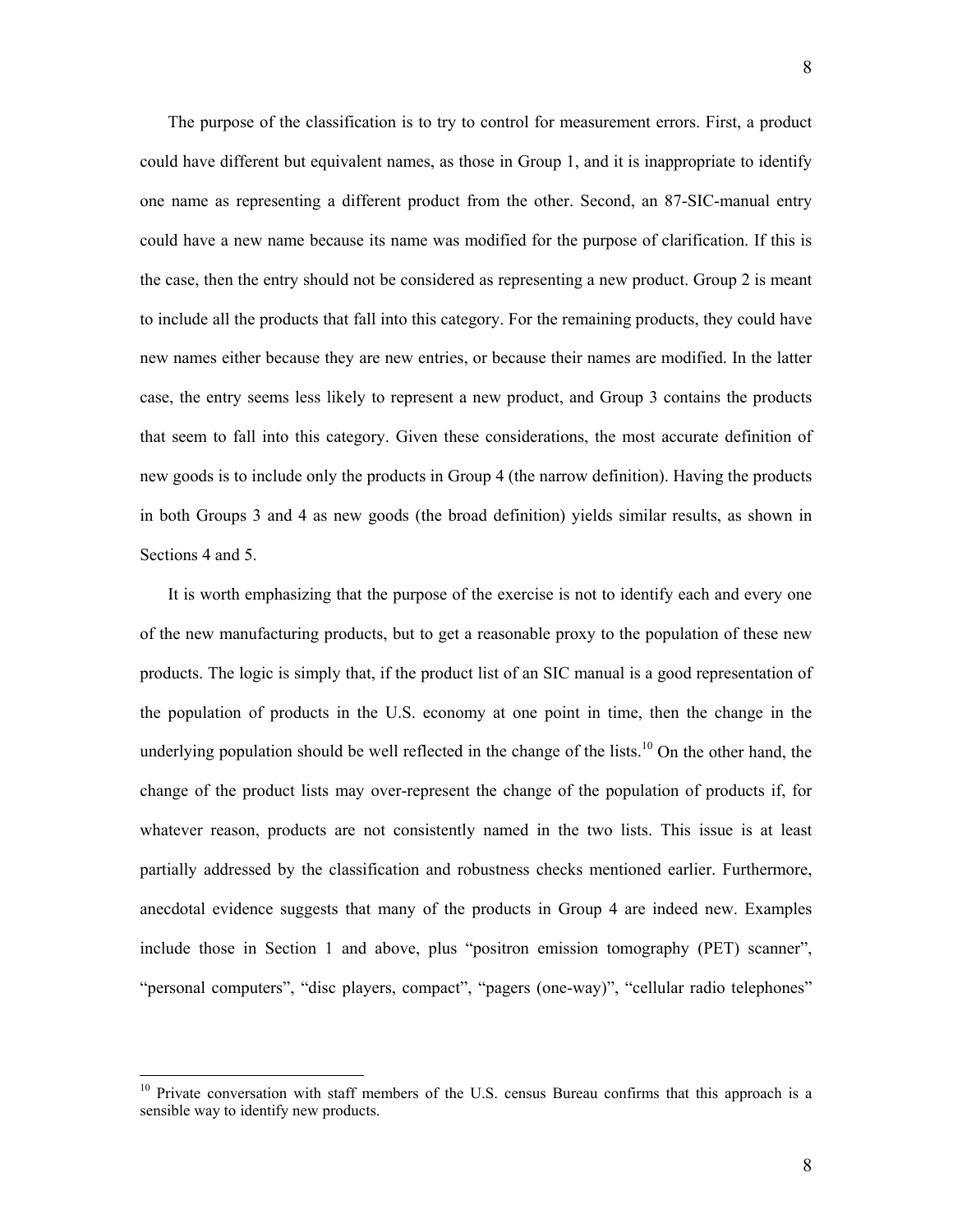The purpose of the classification is to try to control for measurement errors. First, a product could have different but equivalent names, as those in Group 1, and it is inappropriate to identify one name as representing a different product from the other. Second, an 87-SIC-manual entry could have a new name because its name was modified for the purpose of clarification. If this is the case, then the entry should not be considered as representing a new product. Group 2 is meant to include all the products that fall into this category. For the remaining products, they could have new names either because they are new entries, or because their names are modified. In the latter case, the entry seems less likely to represent a new product, and Group 3 contains the products that seem to fall into this category. Given these considerations, the most accurate definition of new goods is to include only the products in Group 4 (the narrow definition). Having the products in both Groups 3 and 4 as new goods (the broad definition) yields similar results, as shown in Sections 4 and 5.

It is worth emphasizing that the purpose of the exercise is not to identify each and every one of the new manufacturing products, but to get a reasonable proxy to the population of these new products. The logic is simply that, if the product list of an SIC manual is a good representation of the population of products in the U.S. economy at one point in time, then the change in the underlying population should be well reflected in the change of the lists.[10] On the other hand, the change of the product lists may over-represent the change of the population of products if, for whatever reason, products are not consistently named in the two lists. This issue is at least partially addressed by the classification and robustness checks mentioned earlier. Furthermore, anecdotal evidence suggests that many of the products in Group 4 are indeed new. Examples include those in Section 1 and above, plus "positron emission tomography (PET) scanner", "personal computers", "disc players, compact", "pagers (one-way)", "cellular radio telephones"

[10] Private conversation with staff members of the U.S. census Bureau confirms that this approach is a sensible way to identify new products.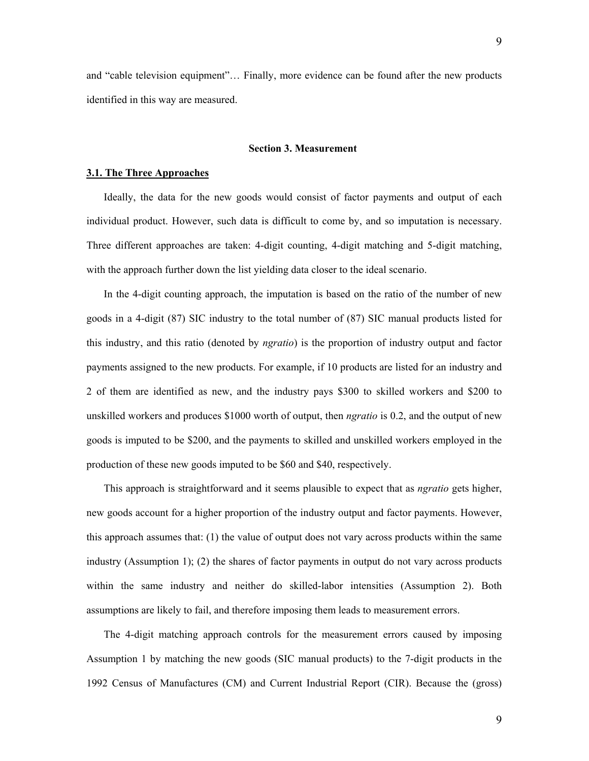and "cable television equipment"… Finally, more evidence can be found after the new products identified in this way are measured.

## Section 3. Measurement

### 3.1. The Three Approaches

Ideally, the data for the new goods would consist of factor payments and output of each individual product. However, such data is difficult to come by, and so imputation is necessary. Three different approaches are taken: 4-digit counting, 4-digit matching and 5-digit matching, with the approach further down the list yielding data closer to the ideal scenario.

In the 4-digit counting approach, the imputation is based on the ratio of the number of new goods in a 4-digit (87) SIC industry to the total number of (87) SIC manual products listed for this industry, and this ratio (denoted by *ngratio*) is the proportion of industry output and factor payments assigned to the new products. For example, if 10 products are listed for an industry and 2 of them are identified as new, and the industry pays $300 to skilled workers and $200 to unskilled workers and produces $1000 worth of output, then *ngratio* is 0.2, and the output of new goods is imputed to be $200, and the payments to skilled and unskilled workers employed in the production of these new goods imputed to be $60 and $40, respectively.

This approach is straightforward and it seems plausible to expect that as *ngratio* gets higher, new goods account for a higher proportion of the industry output and factor payments. However, this approach assumes that: (1) the value of output does not vary across products within the same industry (Assumption 1); (2) the shares of factor payments in output do not vary across products within the same industry and neither do skilled-labor intensities (Assumption 2). Both assumptions are likely to fail, and therefore imposing them leads to measurement errors.

The 4-digit matching approach controls for the measurement errors caused by imposing Assumption 1 by matching the new goods (SIC manual products) to the 7-digit products in the 1992 Census of Manufactures (CM) and Current Industrial Report (CIR). Because the (gross)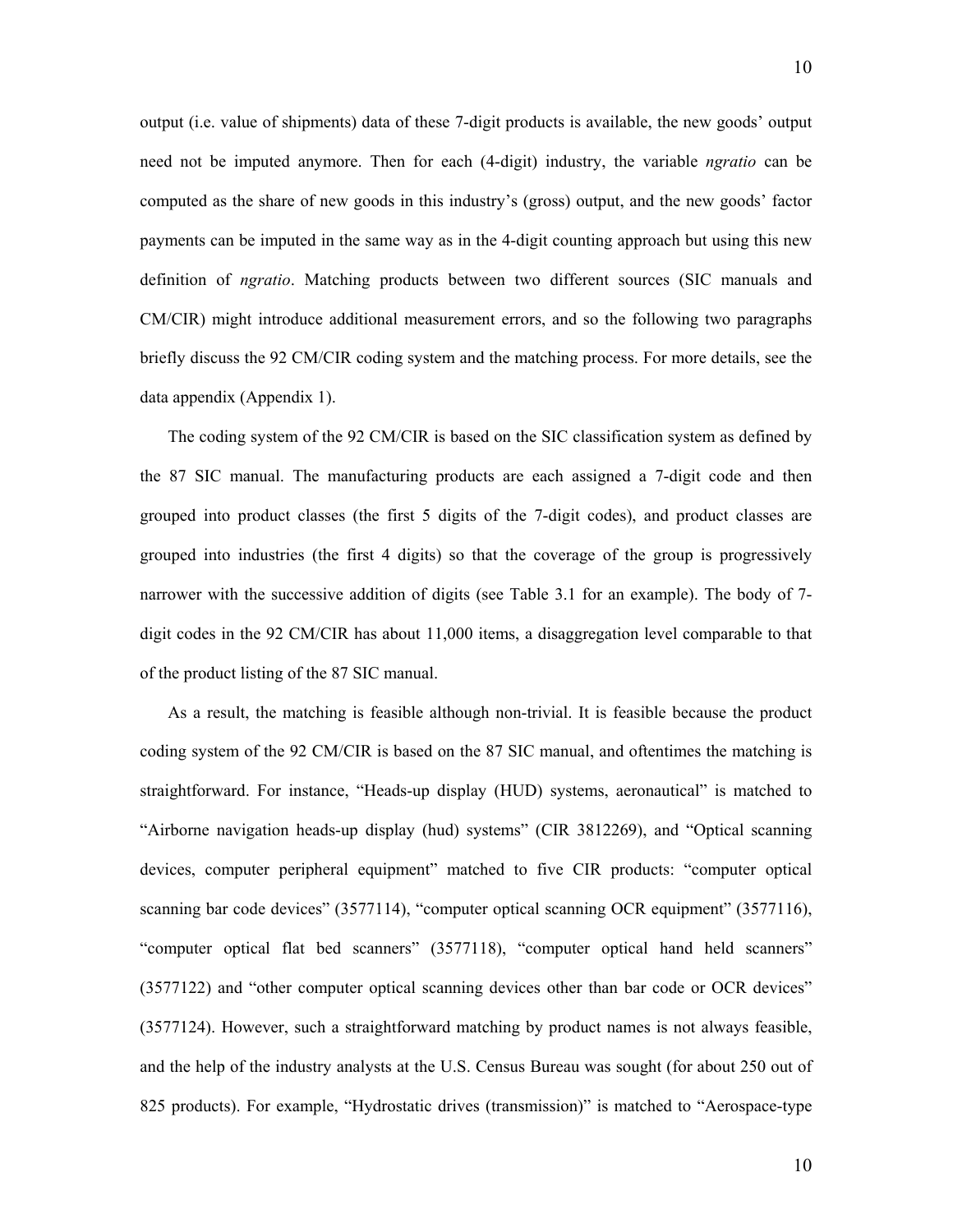output (i.e. value of shipments) data of these 7-digit products is available, the new goods' output need not be imputed anymore. Then for each (4-digit) industry, the variable *ngratio* can be computed as the share of new goods in this industry's (gross) output, and the new goods' factor payments can be imputed in the same way as in the 4-digit counting approach but using this new definition of *ngratio*. Matching products between two different sources (SIC manuals and CM/CIR) might introduce additional measurement errors, and so the following two paragraphs briefly discuss the 92 CM/CIR coding system and the matching process. For more details, see the data appendix (Appendix 1).

The coding system of the 92 CM/CIR is based on the SIC classification system as defined by the 87 SIC manual. The manufacturing products are each assigned a 7-digit code and then grouped into product classes (the first 5 digits of the 7-digit codes), and product classes are grouped into industries (the first 4 digits) so that the coverage of the group is progressively narrower with the successive addition of digits (see Table 3.1 for an example). The body of 7-digit codes in the 92 CM/CIR has about 11,000 items, a disaggregation level comparable to that of the product listing of the 87 SIC manual.

As a result, the matching is feasible although non-trivial. It is feasible because the product coding system of the 92 CM/CIR is based on the 87 SIC manual, and oftentimes the matching is straightforward. For instance, "Heads-up display (HUD) systems, aeronautical" is matched to "Airborne navigation heads-up display (hud) systems" (CIR 3812269), and "Optical scanning devices, computer peripheral equipment" matched to five CIR products: "computer optical scanning bar code devices" (3577114), "computer optical scanning OCR equipment" (3577116), "computer optical flat bed scanners" (3577118), "computer optical hand held scanners" (3577122) and "other computer optical scanning devices other than bar code or OCR devices" (3577124). However, such a straightforward matching by product names is not always feasible, and the help of the industry analysts at the U.S. Census Bureau was sought (for about 250 out of 825 products). For example, "Hydrostatic drives (transmission)" is matched to "Aerospace-type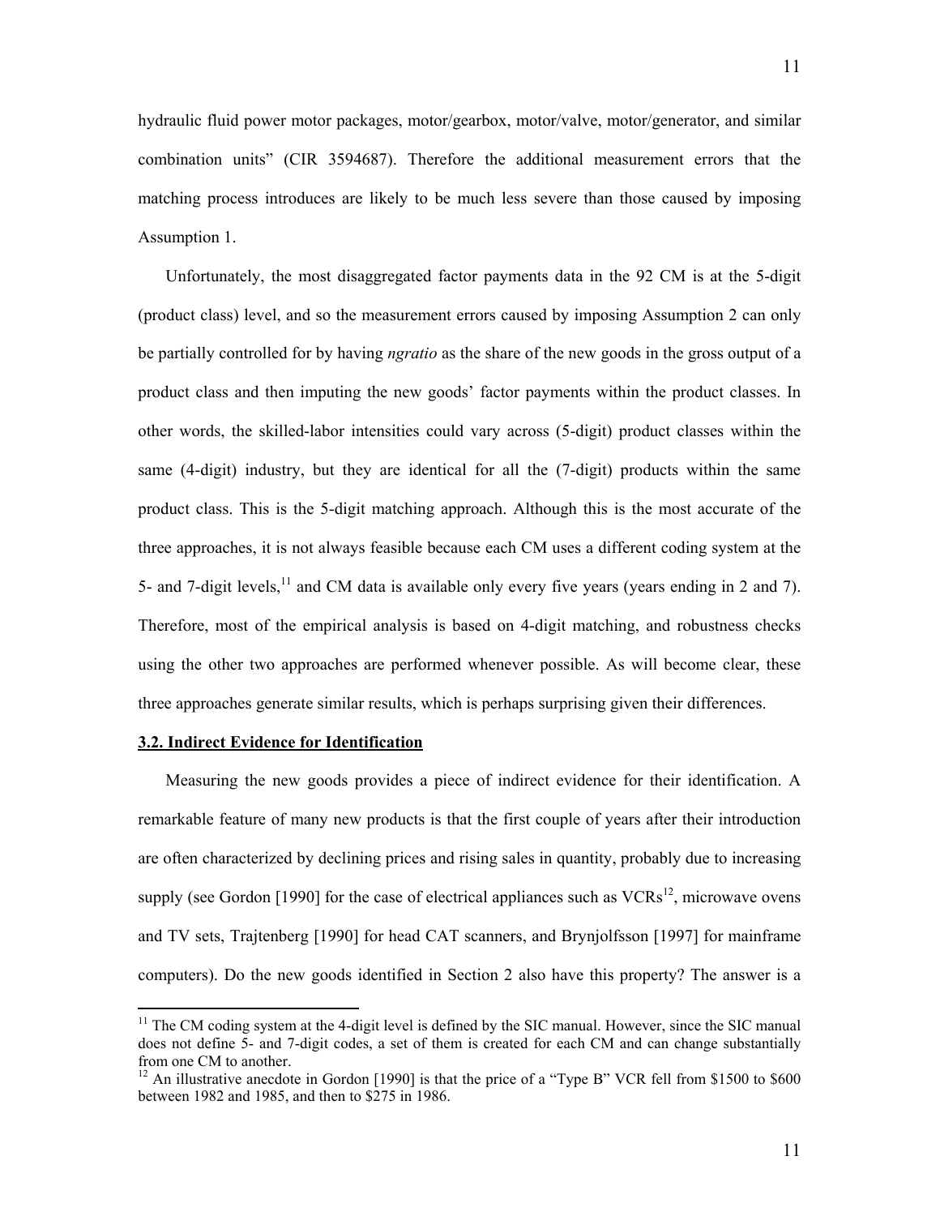hydraulic fluid power motor packages, motor/gearbox, motor/valve, motor/generator, and similar combination units" (CIR 3594687). Therefore the additional measurement errors that the matching process introduces are likely to be much less severe than those caused by imposing Assumption 1.

Unfortunately, the most disaggregated factor payments data in the 92 CM is at the 5-digit (product class) level, and so the measurement errors caused by imposing Assumption 2 can only be partially controlled for by having *ngratio* as the share of the new goods in the gross output of a product class and then imputing the new goods' factor payments within the product classes. In other words, the skilled-labor intensities could vary across (5-digit) product classes within the same (4-digit) industry, but they are identical for all the (7-digit) products within the same product class. This is the 5-digit matching approach. Although this is the most accurate of the three approaches, it is not always feasible because each CM uses a different coding system at the 5- and 7-digit levels,[11] and CM data is available only every five years (years ending in 2 and 7). Therefore, most of the empirical analysis is based on 4-digit matching, and robustness checks using the other two approaches are performed whenever possible. As will become clear, these three approaches generate similar results, which is perhaps surprising given their differences.

### 3.2. Indirect Evidence for Identification

Measuring the new goods provides a piece of indirect evidence for their identification. A remarkable feature of many new products is that the first couple of years after their introduction are often characterized by declining prices and rising sales in quantity, probably due to increasing supply (see Gordon [1990] for the case of electrical appliances such as VCRs[12], microwave ovens and TV sets, Trajtenberg [1990] for head CAT scanners, and Brynjolfsson [1997] for mainframe computers). Do the new goods identified in Section 2 also have this property? The answer is a

[11] The CM coding system at the 4-digit level is defined by the SIC manual. However, since the SIC manual does not define 5- and 7-digit codes, a set of them is created for each CM and can change substantially from one CM to another.

[12] An illustrative anecdote in Gordon [1990] is that the price of a "Type B" VCR fell from $1500 to $600 between 1982 and 1985, and then to $275 in 1986.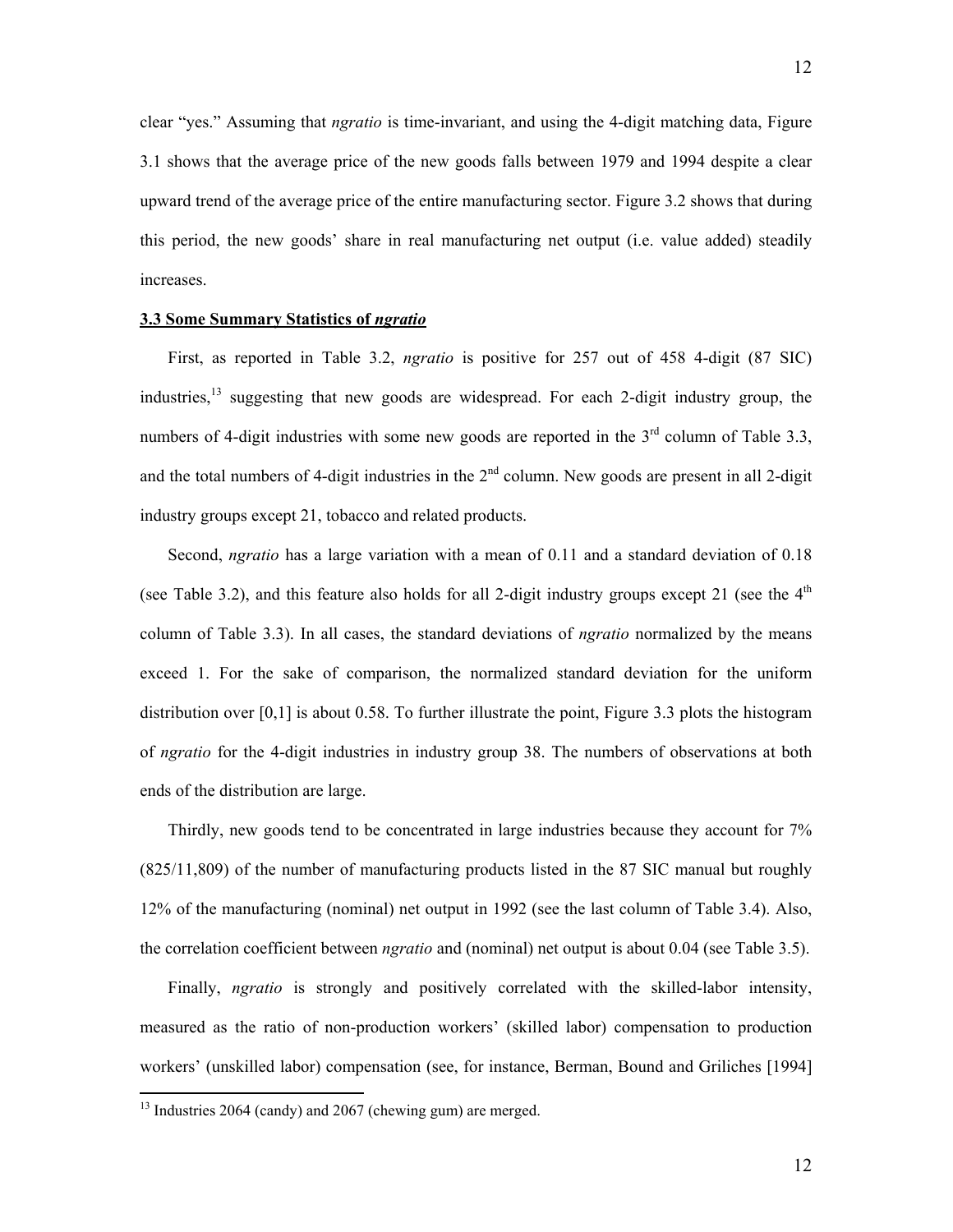clear "yes." Assuming that *ngratio* is time-invariant, and using the 4-digit matching data, Figure 3.1 shows that the average price of the new goods falls between 1979 and 1994 despite a clear upward trend of the average price of the entire manufacturing sector. Figure 3.2 shows that during this period, the new goods' share in real manufacturing net output (i.e. value added) steadily increases.

### 3.3 Some Summary Statistics of *ngratio*

First, as reported in Table 3.2, *ngratio* is positive for 257 out of 458 4-digit (87 SIC) industries,[13] suggesting that new goods are widespread. For each 2-digit industry group, the numbers of 4-digit industries with some new goods are reported in the 3rd column of Table 3.3, and the total numbers of 4-digit industries in the 2nd column. New goods are present in all 2-digit industry groups except 21, tobacco and related products.

Second, *ngratio* has a large variation with a mean of 0.11 and a standard deviation of 0.18 (see Table 3.2), and this feature also holds for all 2-digit industry groups except 21 (see the 4th column of Table 3.3). In all cases, the standard deviations of *ngratio* normalized by the means exceed 1. For the sake of comparison, the normalized standard deviation for the uniform distribution over [0,1] is about 0.58. To further illustrate the point, Figure 3.3 plots the histogram of *ngratio* for the 4-digit industries in industry group 38. The numbers of observations at both ends of the distribution are large.

Thirdly, new goods tend to be concentrated in large industries because they account for 7% (825/11,809) of the number of manufacturing products listed in the 87 SIC manual but roughly 12% of the manufacturing (nominal) net output in 1992 (see the last column of Table 3.4). Also, the correlation coefficient between *ngratio* and (nominal) net output is about 0.04 (see Table 3.5).

Finally, *ngratio* is strongly and positively correlated with the skilled-labor intensity, measured as the ratio of non-production workers' (skilled labor) compensation to production workers' (unskilled labor) compensation (see, for instance, Berman, Bound and Griliches [1994]

[13] Industries 2064 (candy) and 2067 (chewing gum) are merged.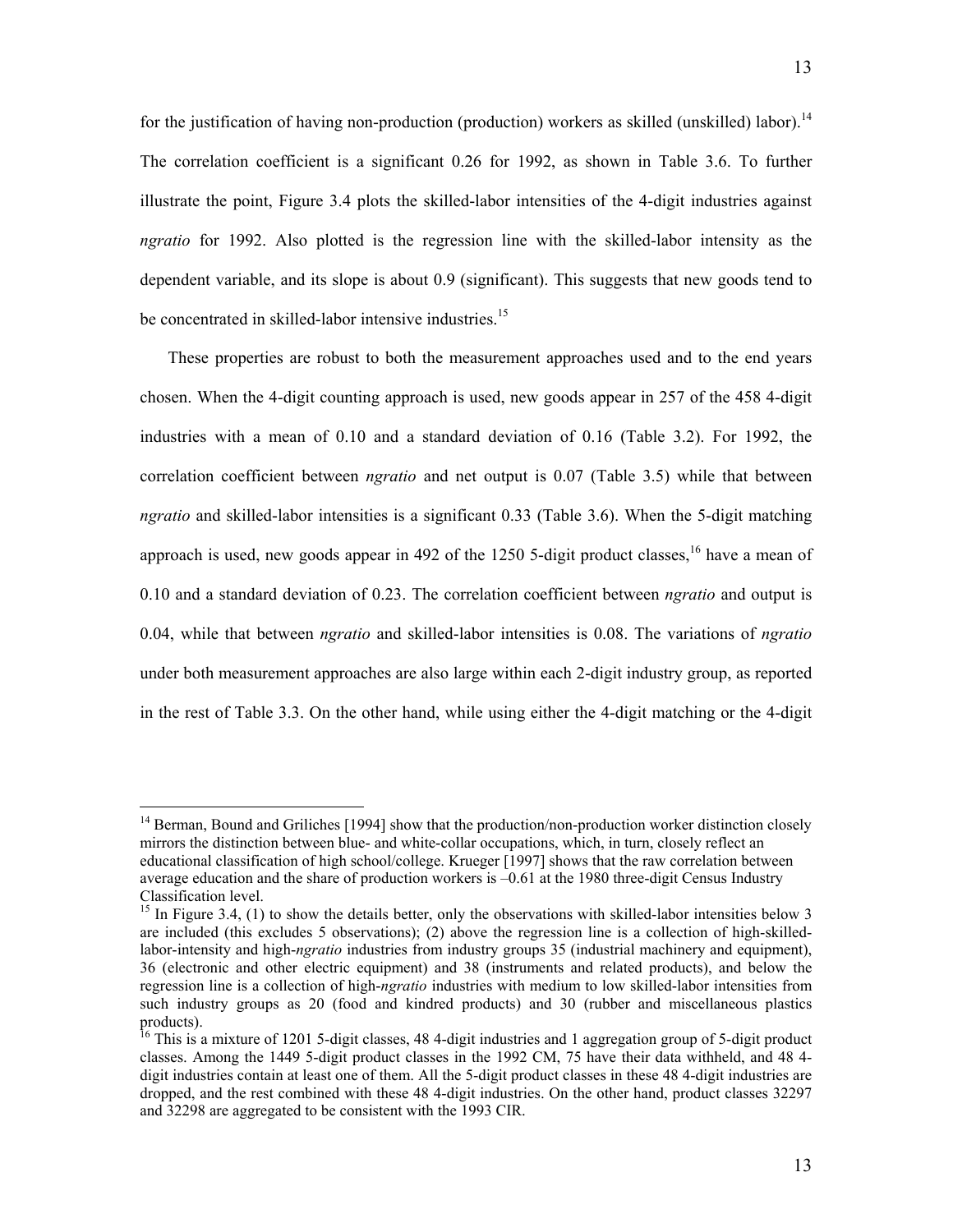for the justification of having non-production (production) workers as skilled (unskilled) labor).[14] The correlation coefficient is a significant 0.26 for 1992, as shown in Table 3.6. To further illustrate the point, Figure 3.4 plots the skilled-labor intensities of the 4-digit industries against *ngratio* for 1992. Also plotted is the regression line with the skilled-labor intensity as the dependent variable, and its slope is about 0.9 (significant). This suggests that new goods tend to be concentrated in skilled-labor intensive industries.[15]

These properties are robust to both the measurement approaches used and to the end years chosen. When the 4-digit counting approach is used, new goods appear in 257 of the 458 4-digit industries with a mean of 0.10 and a standard deviation of 0.16 (Table 3.2). For 1992, the correlation coefficient between *ngratio* and net output is 0.07 (Table 3.5) while that between *ngratio* and skilled-labor intensities is a significant 0.33 (Table 3.6). When the 5-digit matching approach is used, new goods appear in 492 of the 1250 5-digit product classes,[16] have a mean of 0.10 and a standard deviation of 0.23. The correlation coefficient between *ngratio* and output is 0.04, while that between *ngratio* and skilled-labor intensities is 0.08. The variations of *ngratio* under both measurement approaches are also large within each 2-digit industry group, as reported in the rest of Table 3.3. On the other hand, while using either the 4-digit matching or the 4-digit

---

[14] Berman, Bound and Griliches [1994] show that the production/non-production worker distinction closely mirrors the distinction between blue- and white-collar occupations, which, in turn, closely reflect an educational classification of high school/college. Krueger [1997] shows that the raw correlation between average education and the share of production workers is –0.61 at the 1980 three-digit Census Industry Classification level.

[15] In Figure 3.4, (1) to show the details better, only the observations with skilled-labor intensities below 3 are included (this excludes 5 observations); (2) above the regression line is a collection of high-skilled-labor-intensity and high-*ngratio* industries from industry groups 35 (industrial machinery and equipment), 36 (electronic and other electric equipment) and 38 (instruments and related products), and below the regression line is a collection of high-*ngratio* industries with medium to low skilled-labor intensities from such industry groups as 20 (food and kindred products) and 30 (rubber and miscellaneous plastics products).

[16] This is a mixture of 1201 5-digit classes, 48 4-digit industries and 1 aggregation group of 5-digit product classes. Among the 1449 5-digit product classes in the 1992 CM, 75 have their data withheld, and 48 4-digit industries contain at least one of them. All the 5-digit product classes in these 48 4-digit industries are dropped, and the rest combined with these 48 4-digit industries. On the other hand, product classes 32297 and 32298 are aggregated to be consistent with the 1993 CIR.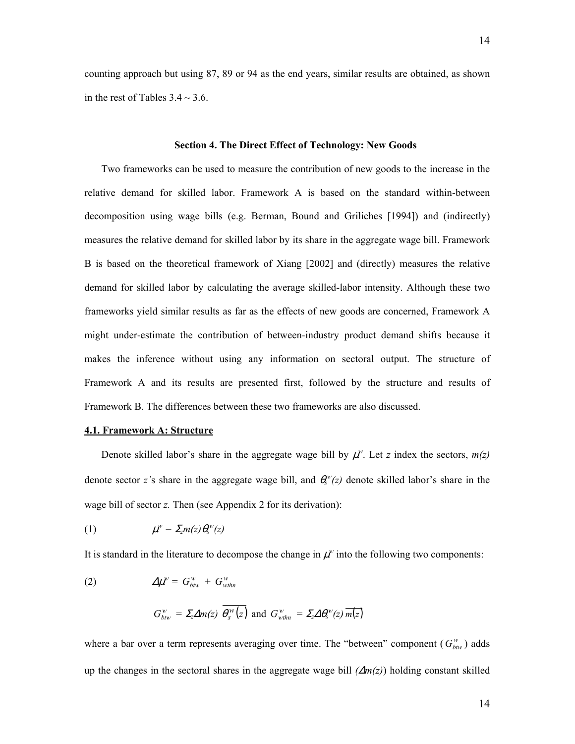counting approach but using 87, 89 or 94 as the end years, similar results are obtained, as shown in the rest of Tables 3.4 ~ 3.6.

## Section 4. The Direct Effect of Technology: New Goods

Two frameworks can be used to measure the contribution of new goods to the increase in the relative demand for skilled labor. Framework A is based on the standard within-between decomposition using wage bills (e.g. Berman, Bound and Griliches [1994]) and (indirectly) measures the relative demand for skilled labor by its share in the aggregate wage bill. Framework B is based on the theoretical framework of Xiang [2002] and (directly) measures the relative demand for skilled labor by calculating the average skilled-labor intensity. Although these two frameworks yield similar results as far as the effects of new goods are concerned, Framework A might under-estimate the contribution of between-industry product demand shifts because it makes the inference without using any information on sectoral output. The structure of Framework A and its results are presented first, followed by the structure and results of Framework B. The differences between these two frameworks are also discussed.

### 4.1. Framework A: Structure

Denote skilled labor's share in the aggregate wage bill by $\mu^w$. Let $z$ index the sectors, $m(z)$ denote sector $z$'s share in the aggregate wage bill, and $\theta_s^w(z)$ denote skilled labor's share in the wage bill of sector $z$. Then (see Appendix 2 for its derivation):

$$\mu^w = \Sigma_z m(z)\theta_s^w(z) \tag{1}$$

It is standard in the literature to decompose the change in $\mu^w$ into the following two components:

$$\Delta\mu^w = G_{btw}^w + G_{wthn}^w \tag{2}$$

$$G_{btw}^w = \Sigma_z \Delta m(z)\ \overline{\theta_s^w(z)} \text{ and } G_{wthn}^w = \Sigma_z \Delta\theta_s^w(z)\ \overline{m(z)}$$

where a bar over a term represents averaging over time. The "between" component ($G_{btw}^w$) adds up the changes in the sectoral shares in the aggregate wage bill $(\Delta m(z))$ holding constant skilled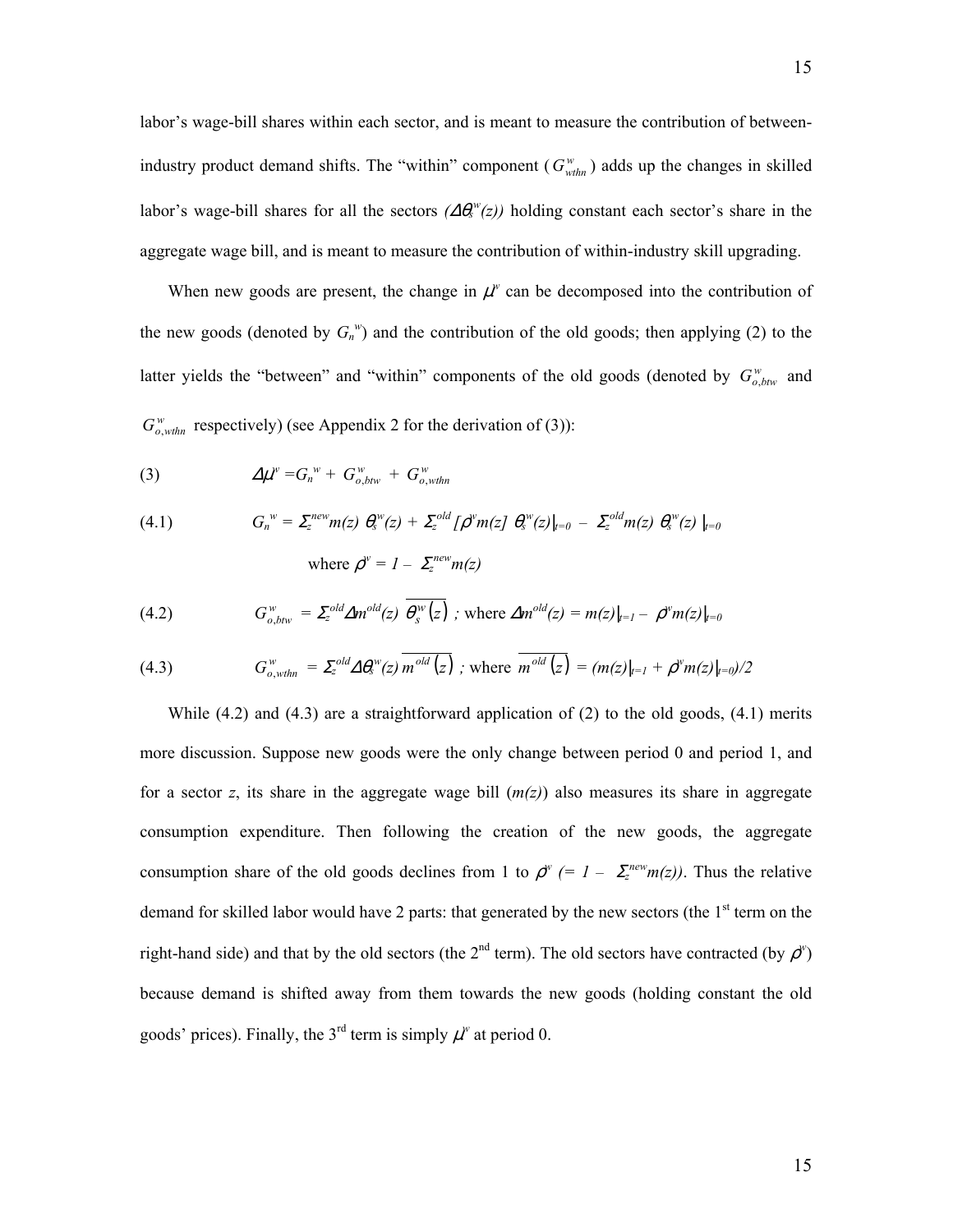labor's wage-bill shares within each sector, and is meant to measure the contribution of between-industry product demand shifts. The "within" component ($G^w_{wthn}$) adds up the changes in skilled labor's wage-bill shares for all the sectors ($\Delta\theta_s^w(z)$) holding constant each sector's share in the aggregate wage bill, and is meant to measure the contribution of within-industry skill upgrading.

When new goods are present, the change in $\mu^w$ can be decomposed into the contribution of the new goods (denoted by $G_n^w$) and the contribution of the old goods; then applying (2) to the latter yields the "between" and "within" components of the old goods (denoted by $G^w_{o,btw}$ and $G^w_{o,wthn}$ respectively) (see Appendix 2 for the derivation of (3)):

$$\text{(3)} \qquad \Delta\mu^w = G_n^w + G^w_{o,btw} + G^w_{o,wthn}$$

$$\text{(4.1)} \qquad G_n^w = \Sigma_z^{new} m(z)\, \theta_s^w(z) + \Sigma_z^{old} [\rho^w m(z]\, \theta_s^w(z)|_{t=0} - \Sigma_z^{old} m(z)\, \theta_s^w(z)\, |_{t=0}$$

$$\text{where } \rho^w = 1 - \Sigma_z^{new} m(z)$$

$$\text{(4.2)} \qquad G^w_{o,btw} = \Sigma_z^{old} \Delta m^{old}(z)\, \overline{\theta_s^w(z)}\ ; \text{ where } \Delta m^{old}(z) = m(z)|_{t=1} - \rho^w m(z)|_{t=0}$$

$$\text{(4.3)} \qquad G^w_{o,wthn} = \Sigma_z^{old} \Delta\theta_s^w(z)\, \overline{m^{old}(z)}\ ; \text{ where } \overline{m^{old}(z)} = (m(z)|_{t=1} + \rho^w m(z)|_{t=0})/2$$

While (4.2) and (4.3) are a straightforward application of (2) to the old goods, (4.1) merits more discussion. Suppose new goods were the only change between period 0 and period 1, and for a sector *z*, its share in the aggregate wage bill (*m(z)*) also measures its share in aggregate consumption expenditure. Then following the creation of the new goods, the aggregate consumption share of the old goods declines from 1 to $\rho^w$ $(= 1 - \Sigma_z^{new} m(z))$. Thus the relative demand for skilled labor would have 2 parts: that generated by the new sectors (the 1st term on the right-hand side) and that by the old sectors (the 2nd term). The old sectors have contracted (by $\rho^w$) because demand is shifted away from them towards the new goods (holding constant the old goods' prices). Finally, the 3rd term is simply $\mu^w$ at period 0.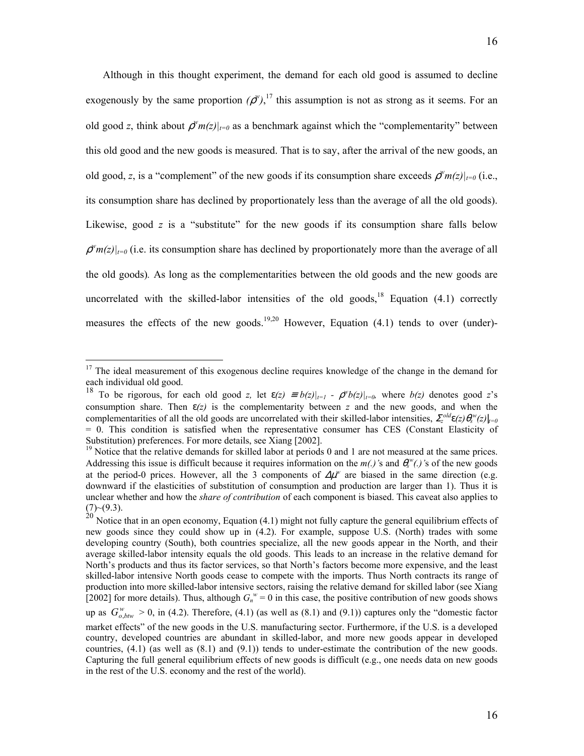Although in this thought experiment, the demand for each old good is assumed to decline exogenously by the same proportion $(\rho^w)$,[17] this assumption is not as strong as it seems. For an old good $z$, think about $\rho^w m(z)|_{t=0}$ as a benchmark against which the "complementarity" between this old good and the new goods is measured. That is to say, after the arrival of the new goods, an old good, $z$, is a "complement" of the new goods if its consumption share exceeds $\rho^w m(z)|_{t=0}$ (i.e., its consumption share has declined by proportionately less than the average of all the old goods). Likewise, good $z$ is a "substitute" for the new goods if its consumption share falls below $\rho^w m(z)|_{t=0}$ (i.e. its consumption share has declined by proportionately more than the average of all the old goods). As long as the complementarities between the old goods and the new goods are uncorrelated with the skilled-labor intensities of the old goods,[18] Equation (4.1) correctly measures the effects of the new goods.[19,20] However, Equation (4.1) tends to over (under)-

---

[17] The ideal measurement of this exogenous decline requires knowledge of the change in the demand for each individual old good.

[18] To be rigorous, for each old good $z$, let $\varepsilon(z) \equiv b(z)|_{t=1} - \rho^w b(z)|_{t=0}$, where $b(z)$ denotes good $z$'s consumption share. Then $\varepsilon(z)$ is the complementarity between $z$ and the new goods, and when the complementarities of all the old goods are uncorrelated with their skilled-labor intensities, $\Sigma_z^{old}\varepsilon(z)\theta_s^w(z)\big|_{t=0} = 0$. This condition is satisfied when the representative consumer has CES (Constant Elasticity of Substitution) preferences. For more details, see Xiang [2002].

[19] Notice that the relative demands for skilled labor at periods 0 and 1 are not measured at the same prices. Addressing this issue is difficult because it requires information on the $m(.)$'s and $\theta_s^w(.)$'s of the new goods at the period-0 prices. However, all the 3 components of $\Delta\mu^w$ are biased in the same direction (e.g. downward if the elasticities of substitution of consumption and production are larger than 1). Thus it is unclear whether and how the *share of contribution* of each component is biased. This caveat also applies to (7)~(9.3).

[20] Notice that in an open economy, Equation (4.1) might not fully capture the general equilibrium effects of new goods since they could show up in (4.2). For example, suppose U.S. (North) trades with some developing country (South), both countries specialize, all the new goods appear in the North, and their average skilled-labor intensity equals the old goods. This leads to an increase in the relative demand for North's products and thus its factor services, so that North's factors become more expensive, and the least skilled-labor intensive North goods cease to compete with the imports. Thus North contracts its range of production into more skilled-labor intensive sectors, raising the relative demand for skilled labor (see Xiang [2002] for more details). Thus, although $G_n^w = 0$ in this case, the positive contribution of new goods shows up as $G_{o,btw}^w > 0$, in (4.2). Therefore, (4.1) (as well as (8.1) and (9.1)) captures only the "domestic factor market effects" of the new goods in the U.S. manufacturing sector. Furthermore, if the U.S. is a developed country, developed countries are abundant in skilled-labor, and more new goods appear in developed countries, (4.1) (as well as (8.1) and (9.1)) tends to under-estimate the contribution of the new goods. Capturing the full general equilibrium effects of new goods is difficult (e.g., one needs data on new goods in the rest of the U.S. economy and the rest of the world).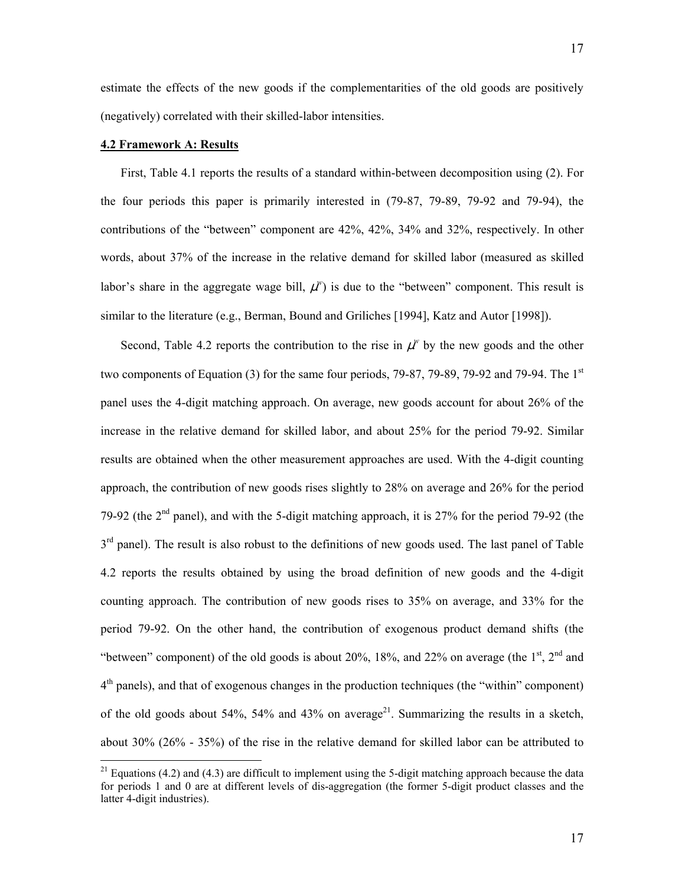estimate the effects of the new goods if the complementarities of the old goods are positively (negatively) correlated with their skilled-labor intensities.

## 4.2 Framework A: Results

First, Table 4.1 reports the results of a standard within-between decomposition using (2). For the four periods this paper is primarily interested in (79-87, 79-89, 79-92 and 79-94), the contributions of the "between" component are 42%, 42%, 34% and 32%, respectively. In other words, about 37% of the increase in the relative demand for skilled labor (measured as skilled labor's share in the aggregate wage bill, $\mu^{w}$) is due to the "between" component. This result is similar to the literature (e.g., Berman, Bound and Griliches [1994], Katz and Autor [1998]).

Second, Table 4.2 reports the contribution to the rise in $\mu^{w}$ by the new goods and the other two components of Equation (3) for the same four periods, 79-87, 79-89, 79-92 and 79-94. The 1st panel uses the 4-digit matching approach. On average, new goods account for about 26% of the increase in the relative demand for skilled labor, and about 25% for the period 79-92. Similar results are obtained when the other measurement approaches are used. With the 4-digit counting approach, the contribution of new goods rises slightly to 28% on average and 26% for the period 79-92 (the 2nd panel), and with the 5-digit matching approach, it is 27% for the period 79-92 (the 3rd panel). The result is also robust to the definitions of new goods used. The last panel of Table 4.2 reports the results obtained by using the broad definition of new goods and the 4-digit counting approach. The contribution of new goods rises to 35% on average, and 33% for the period 79-92. On the other hand, the contribution of exogenous product demand shifts (the "between" component) of the old goods is about 20%, 18%, and 22% on average (the 1st, 2nd and 4th panels), and that of exogenous changes in the production techniques (the "within" component) of the old goods about 54%, 54% and 43% on average[21]. Summarizing the results in a sketch, about 30% (26% - 35%) of the rise in the relative demand for skilled labor can be attributed to

[21] Equations (4.2) and (4.3) are difficult to implement using the 5-digit matching approach because the data for periods 1 and 0 are at different levels of dis-aggregation (the former 5-digit product classes and the latter 4-digit industries).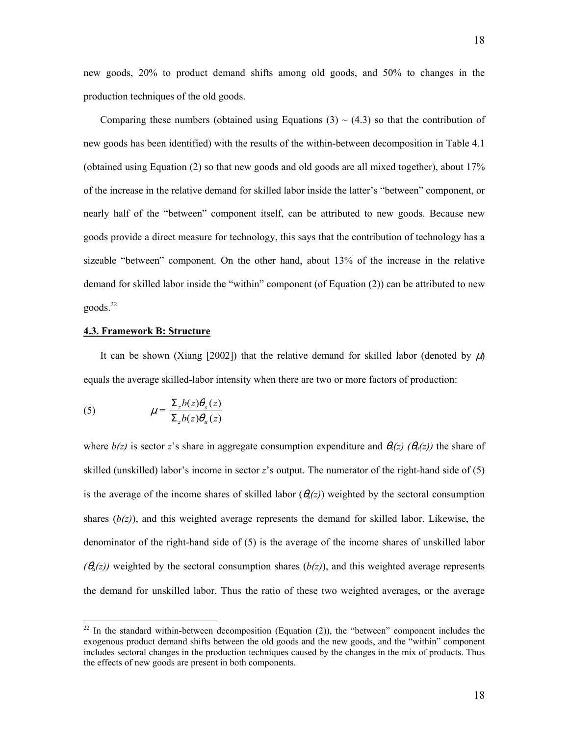new goods, 20% to product demand shifts among old goods, and 50% to changes in the production techniques of the old goods.

Comparing these numbers (obtained using Equations (3) ~ (4.3) so that the contribution of new goods has been identified) with the results of the within-between decomposition in Table 4.1 (obtained using Equation (2) so that new goods and old goods are all mixed together), about 17% of the increase in the relative demand for skilled labor inside the latter's "between" component, or nearly half of the "between" component itself, can be attributed to new goods. Because new goods provide a direct measure for technology, this says that the contribution of technology has a sizeable "between" component. On the other hand, about 13% of the increase in the relative demand for skilled labor inside the "within" component (of Equation (2)) can be attributed to new goods.[22]

## 4.3. Framework B: Structure

It can be shown (Xiang [2002]) that the relative demand for skilled labor (denoted by $\mu$) equals the average skilled-labor intensity when there are two or more factors of production:

$$\mu = \frac{\Sigma_z b(z)\theta_s(z)}{\Sigma_z b(z)\theta_u(z)} \tag{5}$$

where $b(z)$ is sector $z$'s share in aggregate consumption expenditure and $\theta_s(z)$ ($\theta_u(z)$) the share of skilled (unskilled) labor's income in sector $z$'s output. The numerator of the right-hand side of (5) is the average of the income shares of skilled labor ($\theta_s(z)$) weighted by the sectoral consumption shares ($b(z)$), and this weighted average represents the demand for skilled labor. Likewise, the denominator of the right-hand side of (5) is the average of the income shares of unskilled labor ($\theta_u(z)$) weighted by the sectoral consumption shares ($b(z)$), and this weighted average represents the demand for unskilled labor. Thus the ratio of these two weighted averages, or the average

[22] In the standard within-between decomposition (Equation (2)), the "between" component includes the exogenous product demand shifts between the old goods and the new goods, and the "within" component includes sectoral changes in the production techniques caused by the changes in the mix of products. Thus the effects of new goods are present in both components.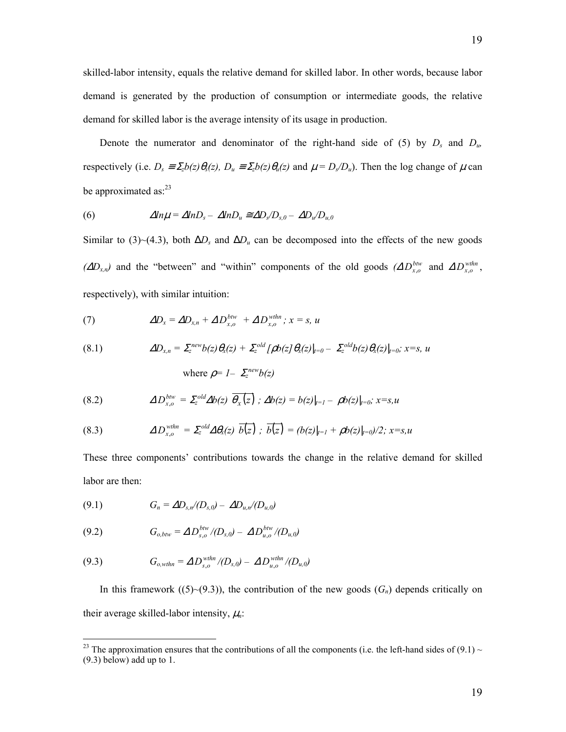skilled-labor intensity, equals the relative demand for skilled labor. In other words, because labor demand is generated by the production of consumption or intermediate goods, the relative demand for skilled labor is the average intensity of its usage in production.

Denote the numerator and denominator of the right-hand side of (5) by $D_s$ and $D_u$, respectively (i.e. $D_s \equiv \Sigma_z b(z)\theta_s(z)$, $D_u \equiv \Sigma_z b(z)\theta_u(z)$ and $\mu = D_s/D_u$). Then the log change of $\mu$ can be approximated as:[23]

$$
(6) \qquad \Delta ln\mu = \Delta lnD_s - \Delta lnD_u \cong \Delta D_s/D_{s,0} - \Delta D_u/D_{u,0}
$$

Similar to (3)~(4.3), both $\Delta D_s$ and $\Delta D_u$ can be decomposed into the effects of the new goods ($\Delta D_{x,n}$) and the "between" and "within" components of the old goods ($\Delta D_{x,o}^{btw}$ and $\Delta D_{x,o}^{wthn}$, respectively), with similar intuition:

$$
(7) \qquad \Delta D_x = \Delta D_{x,n} + \Delta D_{x,o}^{btw} + \Delta D_{x,o}^{wthn}; \; x = s,\, u
$$

$$
(8.1) \qquad \Delta D_{x,n} = \Sigma_z^{new} b(z)\theta_x(z) + \Sigma_z^{old} [\rho b(z)]\theta_x(z)|_{t=0} - \Sigma_z^{old} b(z)\theta_x(z)|_{t=0}; \; x=s,\, u
$$

$$
\text{where } \rho = 1 - \Sigma_z^{new} b(z)
$$

$$
(8.2) \qquad \Delta D_{x,o}^{btw} = \Sigma_z^{old} \Delta b(z)\, \overline{\theta_x(z)}\;; \; \Delta b(z) = b(z)|_{t=1} - \rho b(z)|_{t=0}; \; x=s,u
$$

$$
(8.3) \qquad \Delta D_{x,o}^{wthn} = \Sigma_z^{old} \Delta\theta_x(z)\, \overline{b(z)}\;; \; \overline{b(z)} = (b(z)|_{t=1} + \rho b(z)|_{t=0})/2; \; x=s,u
$$

These three components' contributions towards the change in the relative demand for skilled labor are then:

$$
(9.1) \qquad G_n = \Delta D_{s,n}/(D_{s,0}) - \Delta D_{u,n}/(D_{u,0})
$$

$$
(9.2) \qquad G_{o,btw} = \Delta D_{s,o}^{btw}/(D_{s,0}) - \Delta D_{u,o}^{btw}/(D_{u,0})
$$

$$
(9.3) \qquad G_{o,wthn} = \Delta D_{s,o}^{wthn}/(D_{s,0}) - \Delta D_{u,o}^{wthn}/(D_{u,0})
$$

In this framework ((5)~(9.3)), the contribution of the new goods ($G_n$) depends critically on their average skilled-labor intensity, $\mu_n$:

[23] The approximation ensures that the contributions of all the components (i.e. the left-hand sides of (9.1) ~ (9.3) below) add up to 1.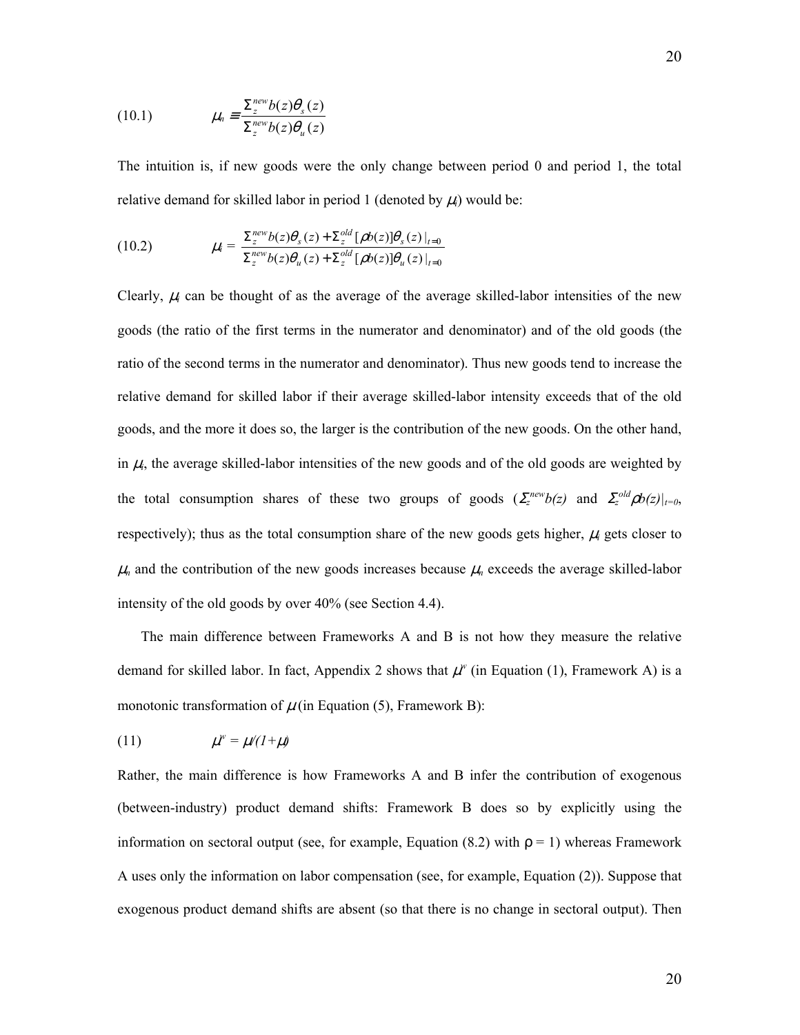$$(10.1) \qquad \mu_n \equiv \frac{\Sigma_z^{new} b(z)\theta_s(z)}{\Sigma_z^{new} b(z)\theta_u(z)}$$

The intuition is, if new goods were the only change between period 0 and period 1, the total relative demand for skilled labor in period 1 (denoted by $\mu_l$) would be:

$$(10.2) \qquad \mu_l = \frac{\Sigma_z^{new} b(z)\theta_s(z) + \Sigma_z^{old}[\rho b(z)]\theta_s(z)|_{t=0}}{\Sigma_z^{new} b(z)\theta_u(z) + \Sigma_z^{old}[\rho b(z)]\theta_u(z)|_{t=0}}$$

Clearly, $\mu_l$ can be thought of as the average of the average skilled-labor intensities of the new goods (the ratio of the first terms in the numerator and denominator) and of the old goods (the ratio of the second terms in the numerator and denominator). Thus new goods tend to increase the relative demand for skilled labor if their average skilled-labor intensity exceeds that of the old goods, and the more it does so, the larger is the contribution of the new goods. On the other hand, in $\mu_l$, the average skilled-labor intensities of the new goods and of the old goods are weighted by the total consumption shares of these two groups of goods ($\Sigma_z^{new} b(z)$ and $\Sigma_z^{old} \rho b(z)|_{t=0}$, respectively); thus as the total consumption share of the new goods gets higher, $\mu_l$ gets closer to $\mu_n$ and the contribution of the new goods increases because $\mu_n$ exceeds the average skilled-labor intensity of the old goods by over 40% (see Section 4.4).

The main difference between Frameworks A and B is not how they measure the relative demand for skilled labor. In fact, Appendix 2 shows that $\mu^w$ (in Equation (1), Framework A) is a monotonic transformation of $\mu$ (in Equation (5), Framework B):

$$(11) \qquad \mu^w = \mu/(1+\mu)$$

Rather, the main difference is how Frameworks A and B infer the contribution of exogenous (between-industry) product demand shifts: Framework B does so by explicitly using the information on sectoral output (see, for example, Equation (8.2) with $\rho = 1$) whereas Framework A uses only the information on labor compensation (see, for example, Equation (2)). Suppose that exogenous product demand shifts are absent (so that there is no change in sectoral output). Then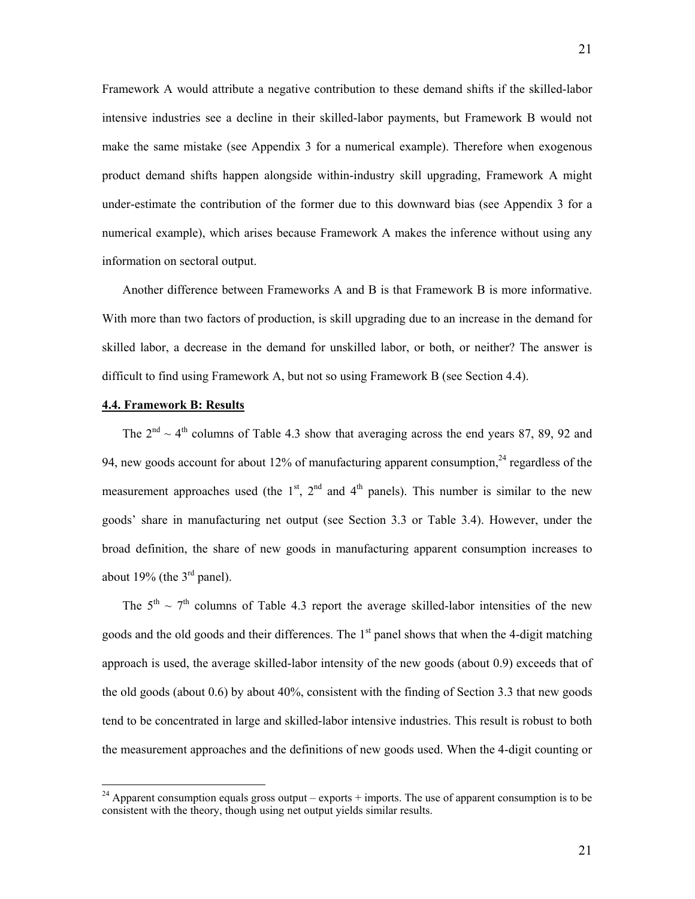Framework A would attribute a negative contribution to these demand shifts if the skilled-labor intensive industries see a decline in their skilled-labor payments, but Framework B would not make the same mistake (see Appendix 3 for a numerical example). Therefore when exogenous product demand shifts happen alongside within-industry skill upgrading, Framework A might under-estimate the contribution of the former due to this downward bias (see Appendix 3 for a numerical example), which arises because Framework A makes the inference without using any information on sectoral output.

Another difference between Frameworks A and B is that Framework B is more informative. With more than two factors of production, is skill upgrading due to an increase in the demand for skilled labor, a decrease in the demand for unskilled labor, or both, or neither? The answer is difficult to find using Framework A, but not so using Framework B (see Section 4.4).

## 4.4. Framework B: Results

The 2nd ~ 4th columns of Table 4.3 show that averaging across the end years 87, 89, 92 and 94, new goods account for about 12% of manufacturing apparent consumption,[24] regardless of the measurement approaches used (the 1st, 2nd and 4th panels). This number is similar to the new goods' share in manufacturing net output (see Section 3.3 or Table 3.4). However, under the broad definition, the share of new goods in manufacturing apparent consumption increases to about 19% (the 3rd panel).

The 5th ~ 7th columns of Table 4.3 report the average skilled-labor intensities of the new goods and the old goods and their differences. The 1st panel shows that when the 4-digit matching approach is used, the average skilled-labor intensity of the new goods (about 0.9) exceeds that of the old goods (about 0.6) by about 40%, consistent with the finding of Section 3.3 that new goods tend to be concentrated in large and skilled-labor intensive industries. This result is robust to both the measurement approaches and the definitions of new goods used. When the 4-digit counting or

---

[24] Apparent consumption equals gross output – exports + imports. The use of apparent consumption is to be consistent with the theory, though using net output yields similar results.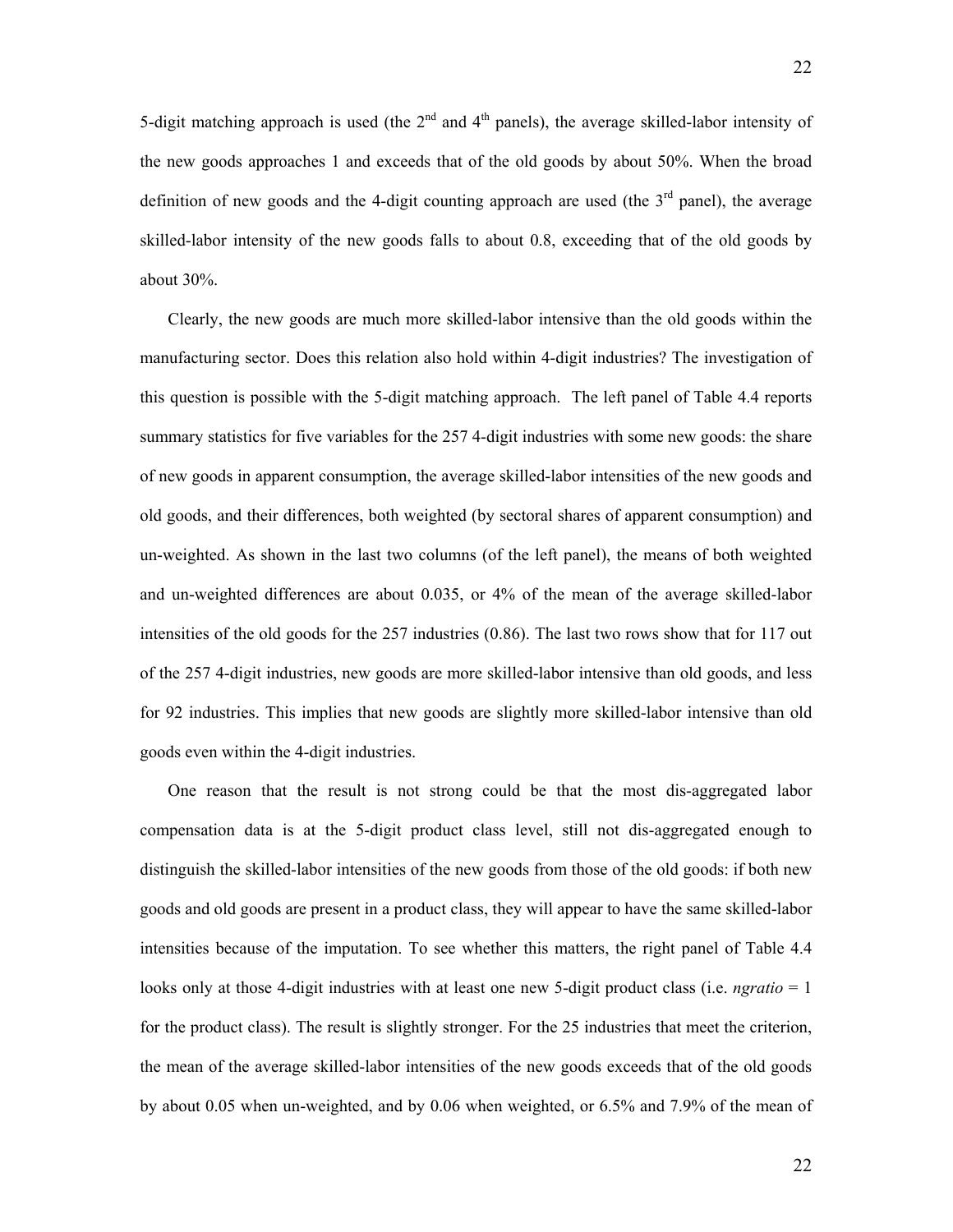5-digit matching approach is used (the 2nd and 4th panels), the average skilled-labor intensity of the new goods approaches 1 and exceeds that of the old goods by about 50%. When the broad definition of new goods and the 4-digit counting approach are used (the 3rd panel), the average skilled-labor intensity of the new goods falls to about 0.8, exceeding that of the old goods by about 30%.

Clearly, the new goods are much more skilled-labor intensive than the old goods within the manufacturing sector. Does this relation also hold within 4-digit industries? The investigation of this question is possible with the 5-digit matching approach. The left panel of Table 4.4 reports summary statistics for five variables for the 257 4-digit industries with some new goods: the share of new goods in apparent consumption, the average skilled-labor intensities of the new goods and old goods, and their differences, both weighted (by sectoral shares of apparent consumption) and un-weighted. As shown in the last two columns (of the left panel), the means of both weighted and un-weighted differences are about 0.035, or 4% of the mean of the average skilled-labor intensities of the old goods for the 257 industries (0.86). The last two rows show that for 117 out of the 257 4-digit industries, new goods are more skilled-labor intensive than old goods, and less for 92 industries. This implies that new goods are slightly more skilled-labor intensive than old goods even within the 4-digit industries.

One reason that the result is not strong could be that the most dis-aggregated labor compensation data is at the 5-digit product class level, still not dis-aggregated enough to distinguish the skilled-labor intensities of the new goods from those of the old goods: if both new goods and old goods are present in a product class, they will appear to have the same skilled-labor intensities because of the imputation. To see whether this matters, the right panel of Table 4.4 looks only at those 4-digit industries with at least one new 5-digit product class (i.e. *ngratio* = 1 for the product class). The result is slightly stronger. For the 25 industries that meet the criterion, the mean of the average skilled-labor intensities of the new goods exceeds that of the old goods by about 0.05 when un-weighted, and by 0.06 when weighted, or 6.5% and 7.9% of the mean of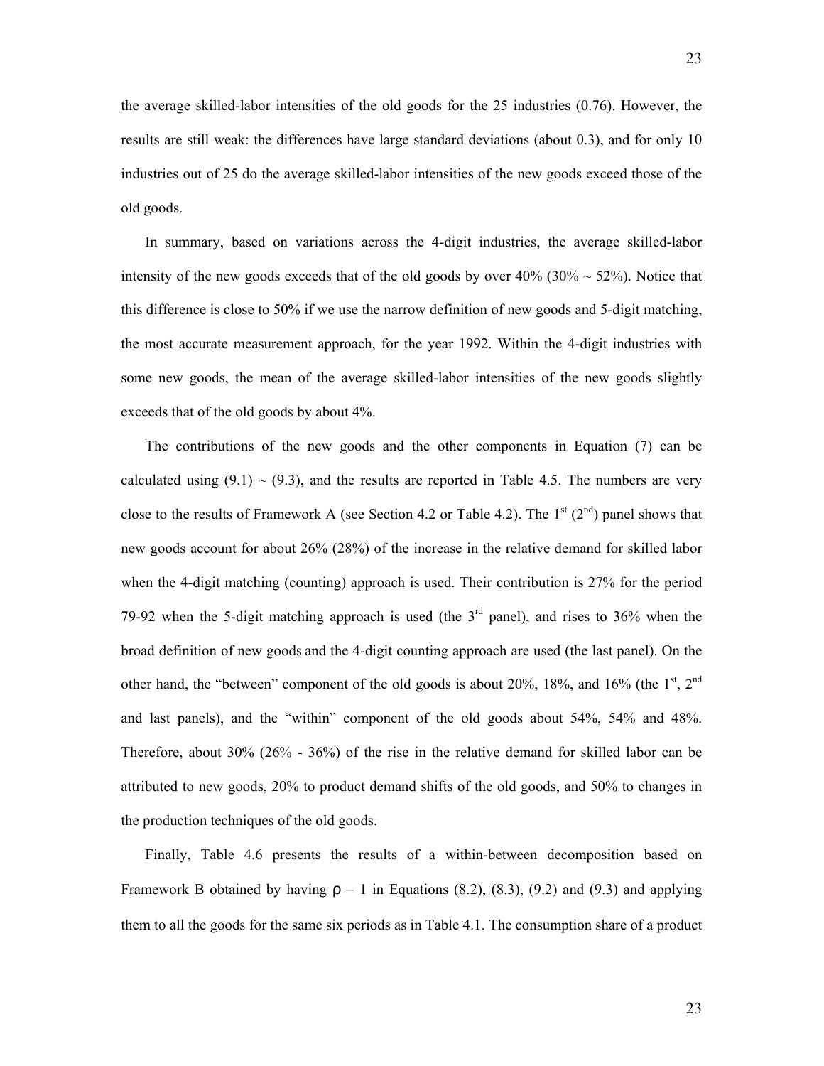the average skilled-labor intensities of the old goods for the 25 industries (0.76). However, the results are still weak: the differences have large standard deviations (about 0.3), and for only 10 industries out of 25 do the average skilled-labor intensities of the new goods exceed those of the old goods.

In summary, based on variations across the 4-digit industries, the average skilled-labor intensity of the new goods exceeds that of the old goods by over 40% (30% ~ 52%). Notice that this difference is close to 50% if we use the narrow definition of new goods and 5-digit matching, the most accurate measurement approach, for the year 1992. Within the 4-digit industries with some new goods, the mean of the average skilled-labor intensities of the new goods slightly exceeds that of the old goods by about 4%.

The contributions of the new goods and the other components in Equation (7) can be calculated using (9.1) ~ (9.3), and the results are reported in Table 4.5. The numbers are very close to the results of Framework A (see Section 4.2 or Table 4.2). The 1st (2nd) panel shows that new goods account for about 26% (28%) of the increase in the relative demand for skilled labor when the 4-digit matching (counting) approach is used. Their contribution is 27% for the period 79-92 when the 5-digit matching approach is used (the 3rd panel), and rises to 36% when the broad definition of new goods and the 4-digit counting approach are used (the last panel). On the other hand, the "between" component of the old goods is about 20%, 18%, and 16% (the 1st, 2nd and last panels), and the "within" component of the old goods about 54%, 54% and 48%. Therefore, about 30% (26% - 36%) of the rise in the relative demand for skilled labor can be attributed to new goods, 20% to product demand shifts of the old goods, and 50% to changes in the production techniques of the old goods.

Finally, Table 4.6 presents the results of a within-between decomposition based on Framework B obtained by having $\rho = 1$ in Equations (8.2), (8.3), (9.2) and (9.3) and applying them to all the goods for the same six periods as in Table 4.1. The consumption share of a product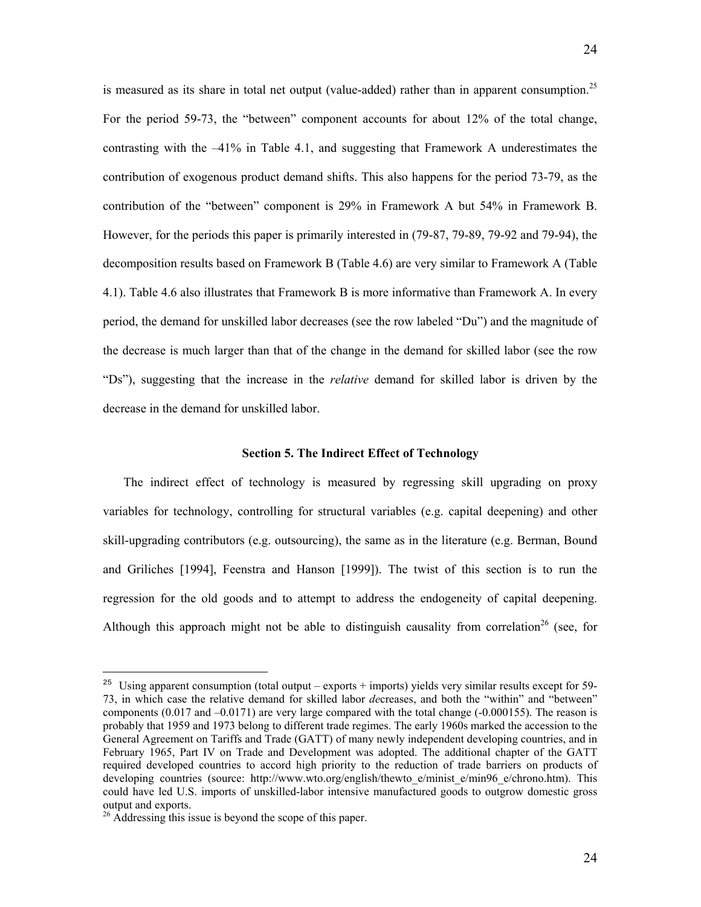is measured as its share in total net output (value-added) rather than in apparent consumption.[25] For the period 59-73, the "between" component accounts for about 12% of the total change, contrasting with the –41% in Table 4.1, and suggesting that Framework A underestimates the contribution of exogenous product demand shifts. This also happens for the period 73-79, as the contribution of the "between" component is 29% in Framework A but 54% in Framework B. However, for the periods this paper is primarily interested in (79-87, 79-89, 79-92 and 79-94), the decomposition results based on Framework B (Table 4.6) are very similar to Framework A (Table 4.1). Table 4.6 also illustrates that Framework B is more informative than Framework A. In every period, the demand for unskilled labor decreases (see the row labeled "Du") and the magnitude of the decrease is much larger than that of the change in the demand for skilled labor (see the row "Ds"), suggesting that the increase in the *relative* demand for skilled labor is driven by the decrease in the demand for unskilled labor.

### Section 5. The Indirect Effect of Technology

The indirect effect of technology is measured by regressing skill upgrading on proxy variables for technology, controlling for structural variables (e.g. capital deepening) and other skill-upgrading contributors (e.g. outsourcing), the same as in the literature (e.g. Berman, Bound and Griliches [1994], Feenstra and Hanson [1999]). The twist of this section is to run the regression for the old goods and to attempt to address the endogeneity of capital deepening. Although this approach might not be able to distinguish causality from correlation[26] (see, for

---

[25] Using apparent consumption (total output – exports + imports) yields very similar results except for 59-73, in which case the relative demand for skilled labor *de*creases, and both the "within" and "between" components (0.017 and –0.0171) are very large compared with the total change (-0.000155). The reason is probably that 1959 and 1973 belong to different trade regimes. The early 1960s marked the accession to the General Agreement on Tariffs and Trade (GATT) of many newly independent developing countries, and in February 1965, Part IV on Trade and Development was adopted. The additional chapter of the GATT required developed countries to accord high priority to the reduction of trade barriers on products of developing countries (source: http://www.wto.org/english/thewto_e/minist_e/min96_e/chrono.htm). This could have led U.S. imports of unskilled-labor intensive manufactured goods to outgrow domestic gross output and exports.

[26] Addressing this issue is beyond the scope of this paper.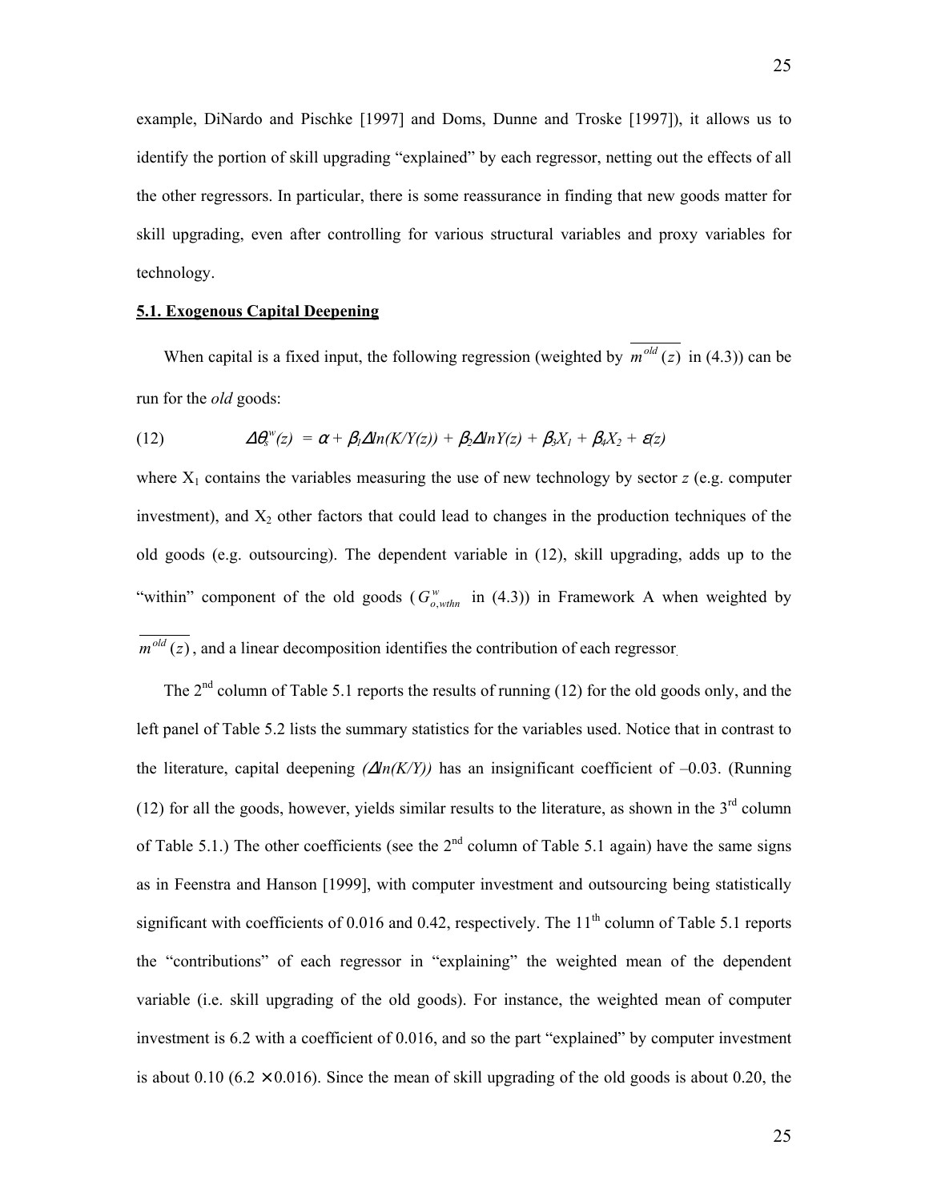example, DiNardo and Pischke [1997] and Doms, Dunne and Troske [1997]), it allows us to identify the portion of skill upgrading "explained" by each regressor, netting out the effects of all the other regressors. In particular, there is some reassurance in finding that new goods matter for skill upgrading, even after controlling for various structural variables and proxy variables for technology.

## 5.1. Exogenous Capital Deepening

When capital is a fixed input, the following regression (weighted by $\overline{m^{old}(z)}$ in (4.3)) can be run for the *old* goods:

$$\Delta\theta_s^w(z) = \alpha + \beta_1 \Delta ln(K/Y(z)) + \beta_2 \Delta lnY(z) + \beta_3 X_1 + \beta_4 X_2 + \varepsilon(z) \tag{12}$$

where $X_1$ contains the variables measuring the use of new technology by sector *z* (e.g. computer investment), and $X_2$ other factors that could lead to changes in the production techniques of the old goods (e.g. outsourcing). The dependent variable in (12), skill upgrading, adds up to the "within" component of the old goods ($G^w_{o,wthn}$ in (4.3)) in Framework A when weighted by $\overline{m^{old}(z)}$, and a linear decomposition identifies the contribution of each regressor.

The 2nd column of Table 5.1 reports the results of running (12) for the old goods only, and the left panel of Table 5.2 lists the summary statistics for the variables used. Notice that in contrast to the literature, capital deepening *($\Delta ln(K/Y)$)* has an insignificant coefficient of –0.03. (Running (12) for all the goods, however, yields similar results to the literature, as shown in the 3rd column of Table 5.1.) The other coefficients (see the 2nd column of Table 5.1 again) have the same signs as in Feenstra and Hanson [1999], with computer investment and outsourcing being statistically significant with coefficients of 0.016 and 0.42, respectively. The 11th column of Table 5.1 reports the "contributions" of each regressor in "explaining" the weighted mean of the dependent variable (i.e. skill upgrading of the old goods). For instance, the weighted mean of computer investment is 6.2 with a coefficient of 0.016, and so the part "explained" by computer investment is about 0.10 ($6.2 \times 0.016$). Since the mean of skill upgrading of the old goods is about 0.20, the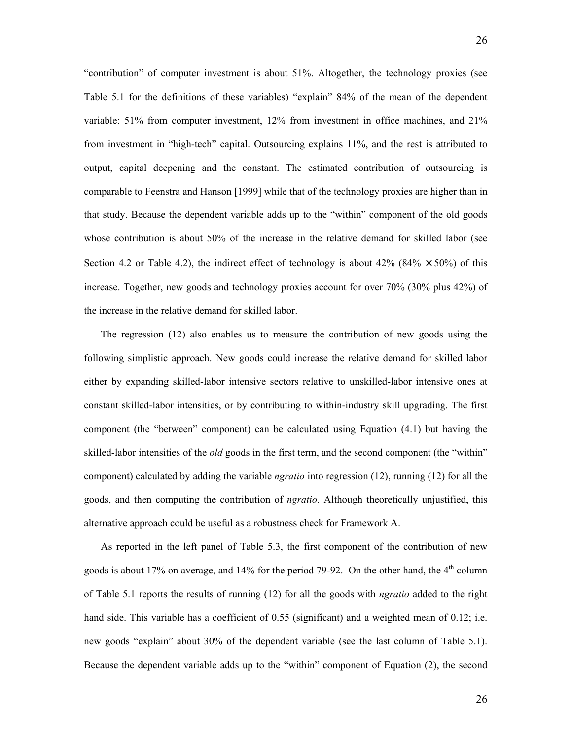"contribution" of computer investment is about 51%. Altogether, the technology proxies (see Table 5.1 for the definitions of these variables) "explain" 84% of the mean of the dependent variable: 51% from computer investment, 12% from investment in office machines, and 21% from investment in "high-tech" capital. Outsourcing explains 11%, and the rest is attributed to output, capital deepening and the constant. The estimated contribution of outsourcing is comparable to Feenstra and Hanson [1999] while that of the technology proxies are higher than in that study. Because the dependent variable adds up to the "within" component of the old goods whose contribution is about 50% of the increase in the relative demand for skilled labor (see Section 4.2 or Table 4.2), the indirect effect of technology is about 42% (84% $\times$ 50%) of this increase. Together, new goods and technology proxies account for over 70% (30% plus 42%) of the increase in the relative demand for skilled labor.

The regression (12) also enables us to measure the contribution of new goods using the following simplistic approach. New goods could increase the relative demand for skilled labor either by expanding skilled-labor intensive sectors relative to unskilled-labor intensive ones at constant skilled-labor intensities, or by contributing to within-industry skill upgrading. The first component (the "between" component) can be calculated using Equation (4.1) but having the skilled-labor intensities of the *old* goods in the first term, and the second component (the "within" component) calculated by adding the variable *ngratio* into regression (12), running (12) for all the goods, and then computing the contribution of *ngratio*. Although theoretically unjustified, this alternative approach could be useful as a robustness check for Framework A.

As reported in the left panel of Table 5.3, the first component of the contribution of new goods is about 17% on average, and 14% for the period 79-92. On the other hand, the 4th column of Table 5.1 reports the results of running (12) for all the goods with *ngratio* added to the right hand side. This variable has a coefficient of 0.55 (significant) and a weighted mean of 0.12; i.e. new goods "explain" about 30% of the dependent variable (see the last column of Table 5.1). Because the dependent variable adds up to the "within" component of Equation (2), the second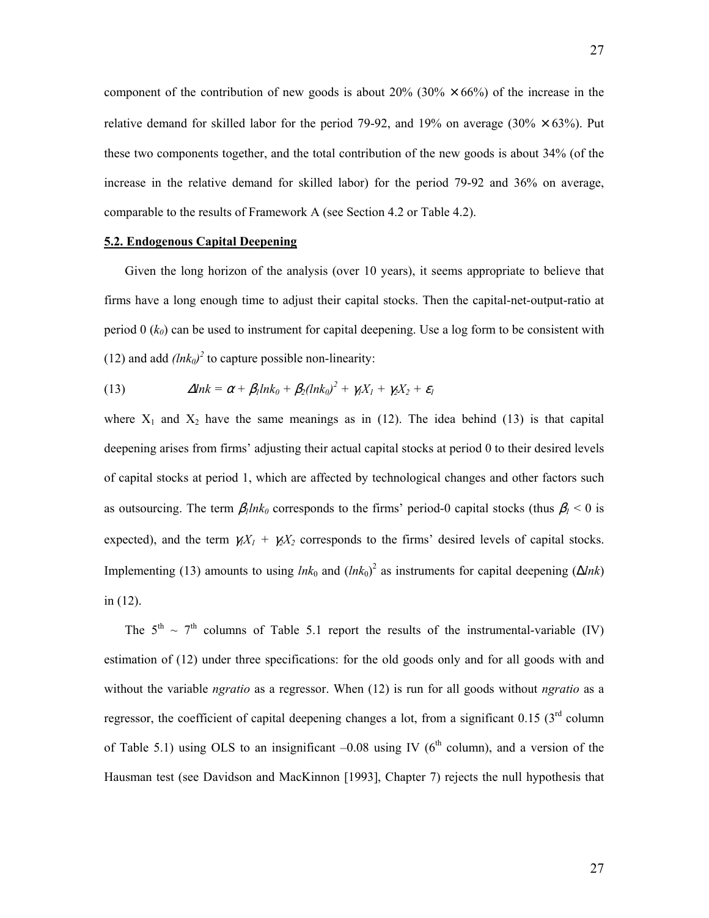component of the contribution of new goods is about 20% (30% $\times$ 66%) of the increase in the relative demand for skilled labor for the period 79-92, and 19% on average (30% $\times$ 63%). Put these two components together, and the total contribution of the new goods is about 34% (of the increase in the relative demand for skilled labor) for the period 79-92 and 36% on average, comparable to the results of Framework A (see Section 4.2 or Table 4.2).

## 5.2. Endogenous Capital Deepening

Given the long horizon of the analysis (over 10 years), it seems appropriate to believe that firms have a long enough time to adjust their capital stocks. Then the capital-net-output-ratio at period 0 ($k_0$) can be used to instrument for capital deepening. Use a log form to be consistent with (12) and add $(lnk_0)^2$ to capture possible non-linearity:

$$\Delta lnk = \alpha + \beta_1 lnk_0 + \beta_2 (lnk_0)^2 + \gamma_1 X_1 + \gamma_2 X_2 + \varepsilon_1 \qquad (13)$$

where $X_1$ and $X_2$ have the same meanings as in (12). The idea behind (13) is that capital deepening arises from firms' adjusting their actual capital stocks at period 0 to their desired levels of capital stocks at period 1, which are affected by technological changes and other factors such as outsourcing. The term $\beta_1 lnk_0$ corresponds to the firms' period-0 capital stocks (thus $\beta_1 < 0$ is expected), and the term $\gamma_1 X_1 + \gamma_2 X_2$ corresponds to the firms' desired levels of capital stocks. Implementing (13) amounts to using $lnk_0$ and $(lnk_0)^2$ as instruments for capital deepening ($\Delta lnk$) in (12).

The 5th ~ 7th columns of Table 5.1 report the results of the instrumental-variable (IV) estimation of (12) under three specifications: for the old goods only and for all goods with and without the variable *ngratio* as a regressor. When (12) is run for all goods without *ngratio* as a regressor, the coefficient of capital deepening changes a lot, from a significant 0.15 (3rd column of Table 5.1) using OLS to an insignificant –0.08 using IV (6th column), and a version of the Hausman test (see Davidson and MacKinnon [1993], Chapter 7) rejects the null hypothesis that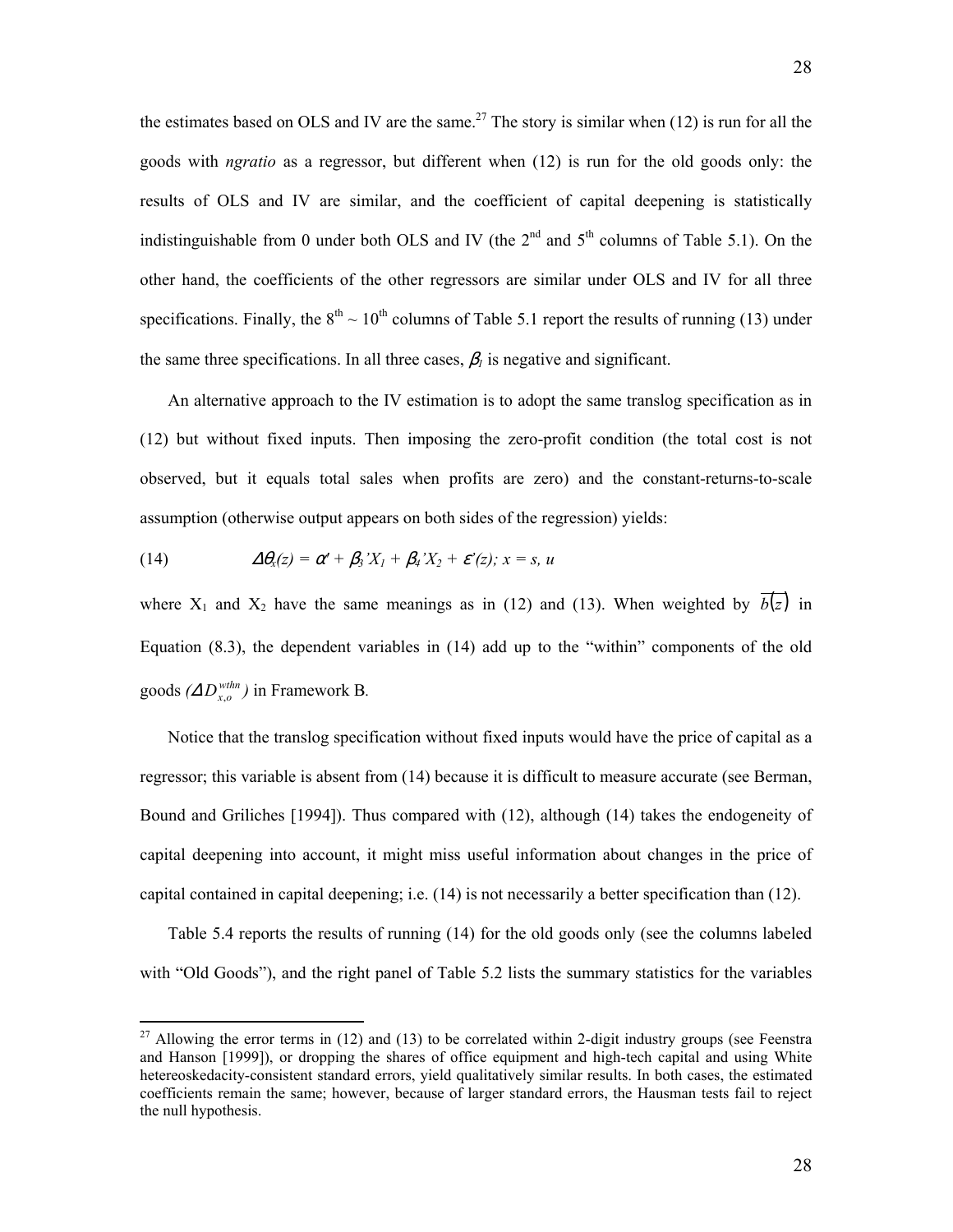the estimates based on OLS and IV are the same.[27] The story is similar when (12) is run for all the goods with *ngratio* as a regressor, but different when (12) is run for the old goods only: the results of OLS and IV are similar, and the coefficient of capital deepening is statistically indistinguishable from 0 under both OLS and IV (the 2nd and 5th columns of Table 5.1). On the other hand, the coefficients of the other regressors are similar under OLS and IV for all three specifications. Finally, the 8th ~ 10th columns of Table 5.1 report the results of running (13) under the same three specifications. In all three cases, $\beta_1$ is negative and significant.

An alternative approach to the IV estimation is to adopt the same translog specification as in (12) but without fixed inputs. Then imposing the zero-profit condition (the total cost is not observed, but it equals total sales when profits are zero) and the constant-returns-to-scale assumption (otherwise output appears on both sides of the regression) yields:

$$(14) \qquad \Delta\theta_x(z) = \alpha' + \beta_3' X_1 + \beta_4' X_2 + \varepsilon'(z);\ x = s, u$$

where $X_1$ and $X_2$ have the same meanings as in (12) and (13). When weighted by $\overline{b(z)}$ in Equation (8.3), the dependent variables in (14) add up to the "within" components of the old goods ($\Delta D_{x,o}^{wthn}$) in Framework B.

Notice that the translog specification without fixed inputs would have the price of capital as a regressor; this variable is absent from (14) because it is difficult to measure accurate (see Berman, Bound and Griliches [1994]). Thus compared with (12), although (14) takes the endogeneity of capital deepening into account, it might miss useful information about changes in the price of capital contained in capital deepening; i.e. (14) is not necessarily a better specification than (12).

Table 5.4 reports the results of running (14) for the old goods only (see the columns labeled with "Old Goods"), and the right panel of Table 5.2 lists the summary statistics for the variables

---

[27] Allowing the error terms in (12) and (13) to be correlated within 2-digit industry groups (see Feenstra and Hanson [1999]), or dropping the shares of office equipment and high-tech capital and using White hetereoskedacity-consistent standard errors, yield qualitatively similar results. In both cases, the estimated coefficients remain the same; however, because of larger standard errors, the Hausman tests fail to reject the null hypothesis.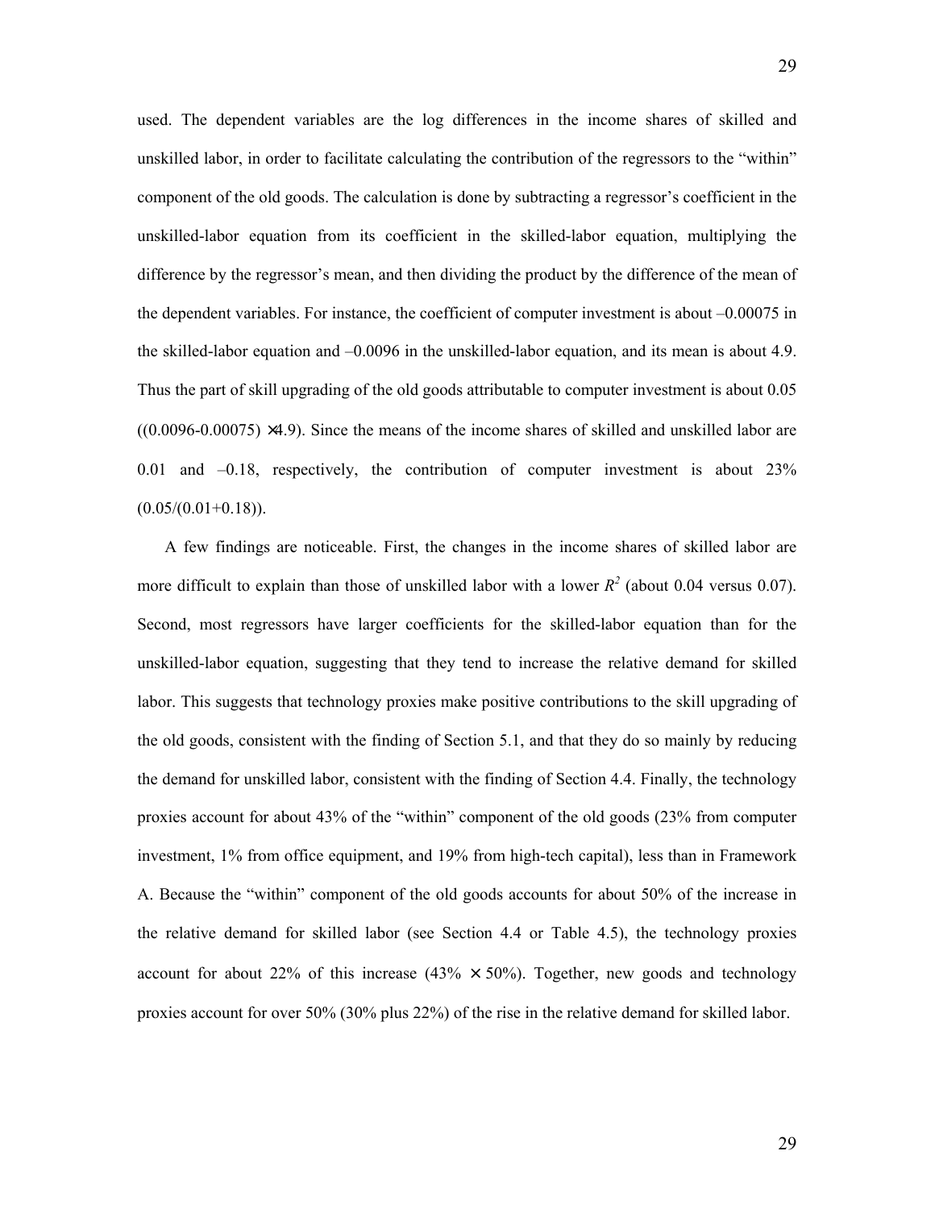used. The dependent variables are the log differences in the income shares of skilled and unskilled labor, in order to facilitate calculating the contribution of the regressors to the "within" component of the old goods. The calculation is done by subtracting a regressor's coefficient in the unskilled-labor equation from its coefficient in the skilled-labor equation, multiplying the difference by the regressor's mean, and then dividing the product by the difference of the mean of the dependent variables. For instance, the coefficient of computer investment is about –0.00075 in the skilled-labor equation and –0.0096 in the unskilled-labor equation, and its mean is about 4.9. Thus the part of skill upgrading of the old goods attributable to computer investment is about 0.05 $((0.0096-0.00075) \times 4.9)$. Since the means of the income shares of skilled and unskilled labor are 0.01 and –0.18, respectively, the contribution of computer investment is about 23% $(0.05/(0.01+0.18))$.

A few findings are noticeable. First, the changes in the income shares of skilled labor are more difficult to explain than those of unskilled labor with a lower $R^2$ (about 0.04 versus 0.07). Second, most regressors have larger coefficients for the skilled-labor equation than for the unskilled-labor equation, suggesting that they tend to increase the relative demand for skilled labor. This suggests that technology proxies make positive contributions to the skill upgrading of the old goods, consistent with the finding of Section 5.1, and that they do so mainly by reducing the demand for unskilled labor, consistent with the finding of Section 4.4. Finally, the technology proxies account for about 43% of the "within" component of the old goods (23% from computer investment, 1% from office equipment, and 19% from high-tech capital), less than in Framework A. Because the "within" component of the old goods accounts for about 50% of the increase in the relative demand for skilled labor (see Section 4.4 or Table 4.5), the technology proxies account for about 22% of this increase (43% $\times$ 50%). Together, new goods and technology proxies account for over 50% (30% plus 22%) of the rise in the relative demand for skilled labor.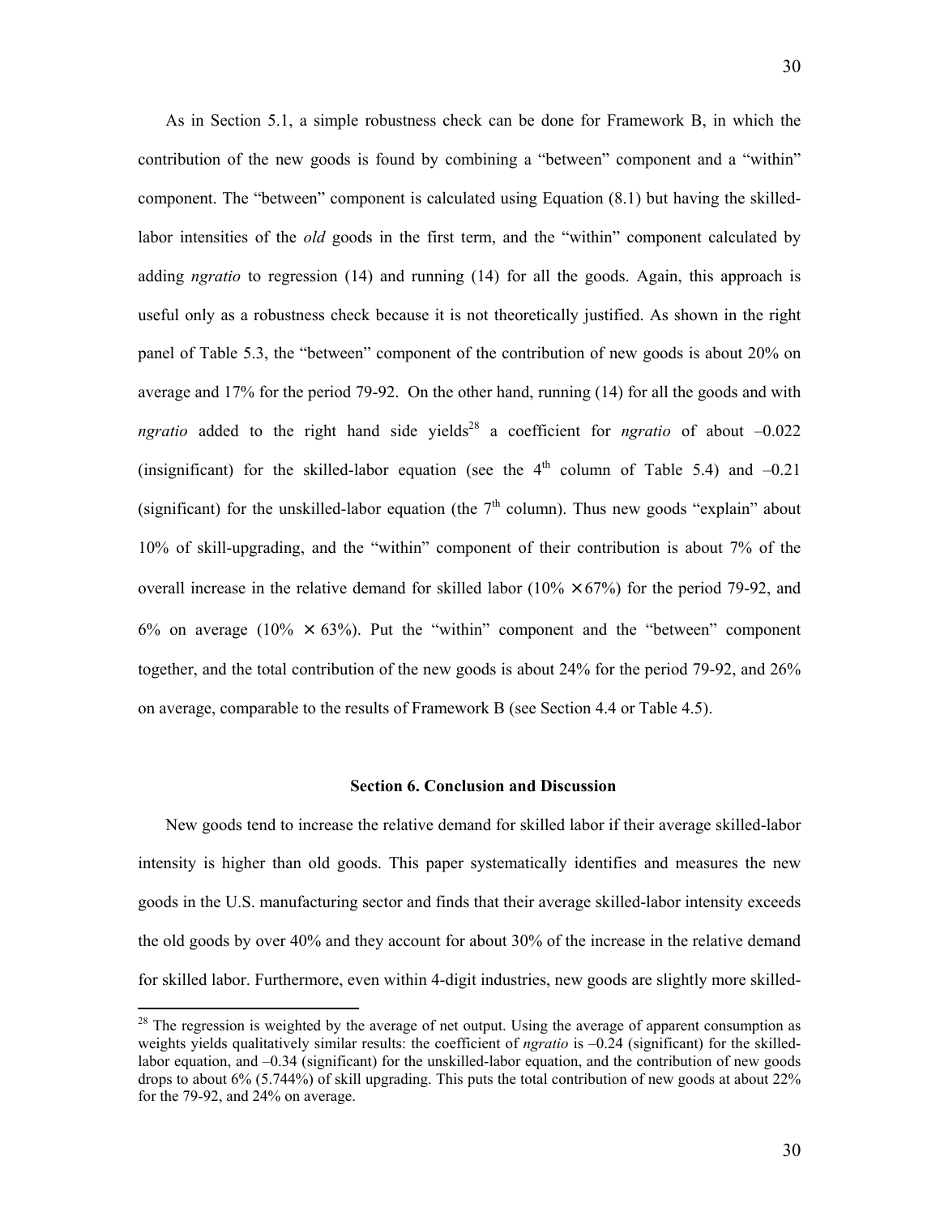As in Section 5.1, a simple robustness check can be done for Framework B, in which the contribution of the new goods is found by combining a "between" component and a "within" component. The "between" component is calculated using Equation (8.1) but having the skilled-labor intensities of the *old* goods in the first term, and the "within" component calculated by adding *ngratio* to regression (14) and running (14) for all the goods. Again, this approach is useful only as a robustness check because it is not theoretically justified. As shown in the right panel of Table 5.3, the "between" component of the contribution of new goods is about 20% on average and 17% for the period 79-92. On the other hand, running (14) for all the goods and with *ngratio* added to the right hand side yields[28] a coefficient for *ngratio* of about –0.022 (insignificant) for the skilled-labor equation (see the 4[th] column of Table 5.4) and –0.21 (significant) for the unskilled-labor equation (the 7[th] column). Thus new goods "explain" about 10% of skill-upgrading, and the "within" component of their contribution is about 7% of the overall increase in the relative demand for skilled labor (10% × 67%) for the period 79-92, and 6% on average (10% × 63%). Put the "within" component and the "between" component together, and the total contribution of the new goods is about 24% for the period 79-92, and 26% on average, comparable to the results of Framework B (see Section 4.4 or Table 4.5).

## Section 6. Conclusion and Discussion

New goods tend to increase the relative demand for skilled labor if their average skilled-labor intensity is higher than old goods. This paper systematically identifies and measures the new goods in the U.S. manufacturing sector and finds that their average skilled-labor intensity exceeds the old goods by over 40% and they account for about 30% of the increase in the relative demand for skilled labor. Furthermore, even within 4-digit industries, new goods are slightly more skilled-

---

[28] The regression is weighted by the average of net output. Using the average of apparent consumption as weights yields qualitatively similar results: the coefficient of *ngratio* is –0.24 (significant) for the skilled-labor equation, and –0.34 (significant) for the unskilled-labor equation, and the contribution of new goods drops to about 6% (5.744%) of skill upgrading. This puts the total contribution of new goods at about 22% for the 79-92, and 24% on average.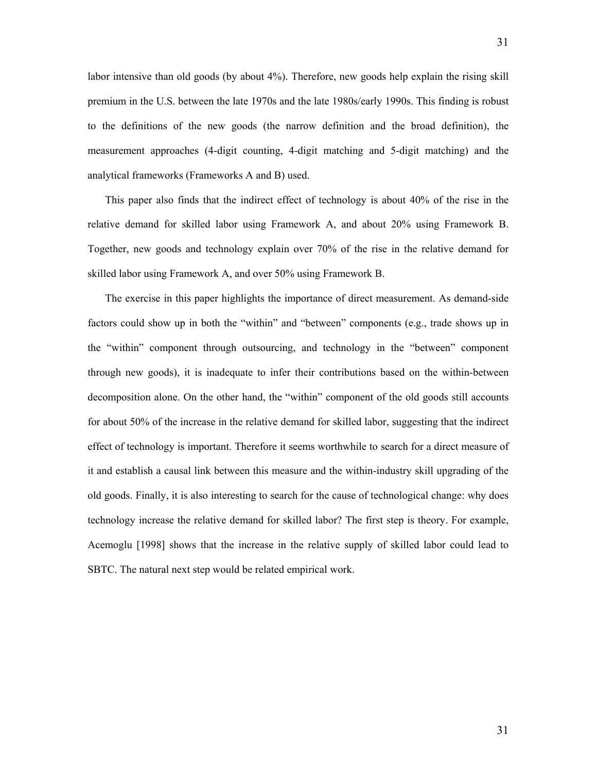labor intensive than old goods (by about 4%). Therefore, new goods help explain the rising skill premium in the U.S. between the late 1970s and the late 1980s/early 1990s. This finding is robust to the definitions of the new goods (the narrow definition and the broad definition), the measurement approaches (4-digit counting, 4-digit matching and 5-digit matching) and the analytical frameworks (Frameworks A and B) used.

This paper also finds that the indirect effect of technology is about 40% of the rise in the relative demand for skilled labor using Framework A, and about 20% using Framework B. Together, new goods and technology explain over 70% of the rise in the relative demand for skilled labor using Framework A, and over 50% using Framework B.

The exercise in this paper highlights the importance of direct measurement. As demand-side factors could show up in both the "within" and "between" components (e.g., trade shows up in the "within" component through outsourcing, and technology in the "between" component through new goods), it is inadequate to infer their contributions based on the within-between decomposition alone. On the other hand, the "within" component of the old goods still accounts for about 50% of the increase in the relative demand for skilled labor, suggesting that the indirect effect of technology is important. Therefore it seems worthwhile to search for a direct measure of it and establish a causal link between this measure and the within-industry skill upgrading of the old goods. Finally, it is also interesting to search for the cause of technological change: why does technology increase the relative demand for skilled labor? The first step is theory. For example, Acemoglu [1998] shows that the increase in the relative supply of skilled labor could lead to SBTC. The natural next step would be related empirical work.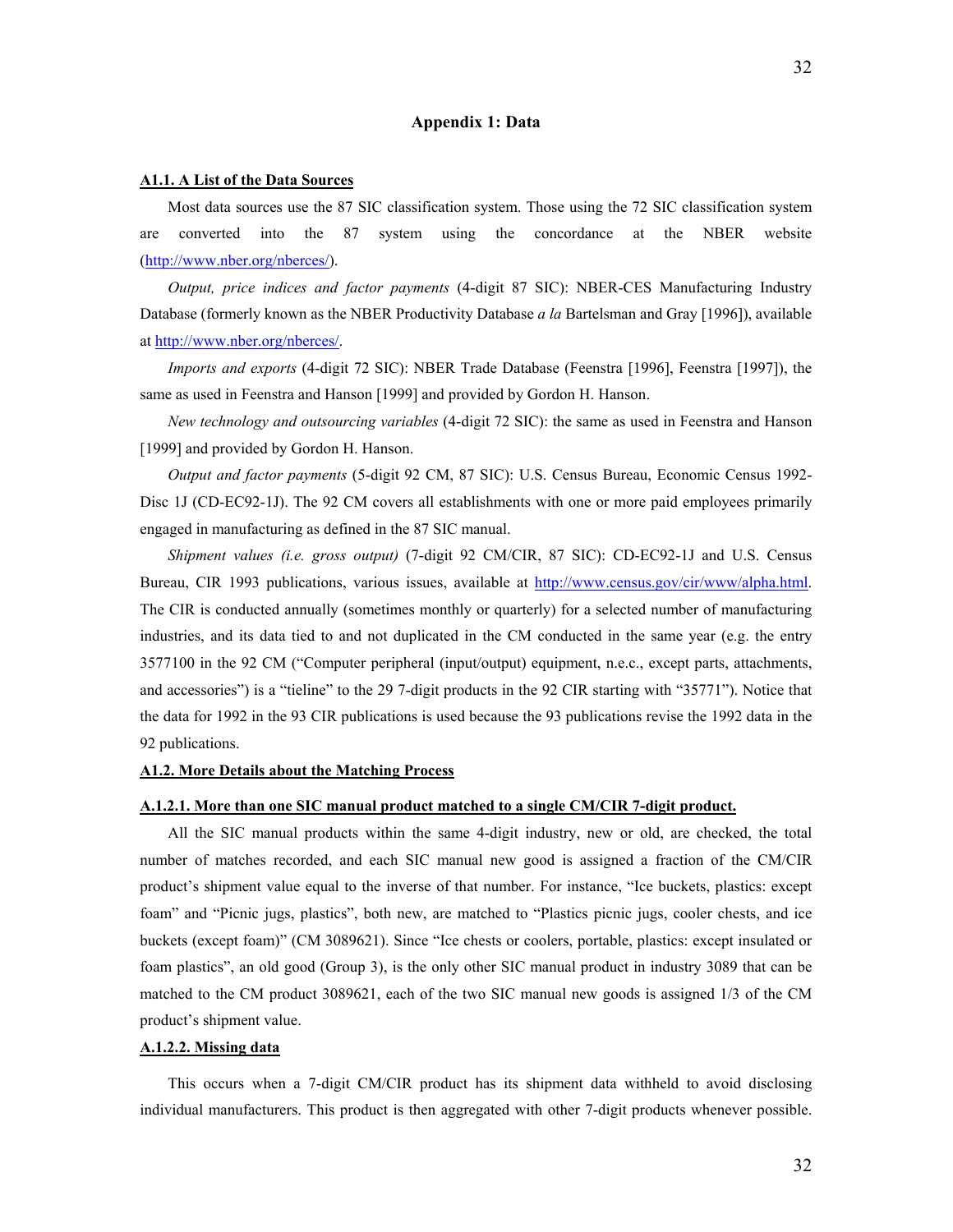# Appendix 1: Data

## A1.1. A List of the Data Sources

Most data sources use the 87 SIC classification system. Those using the 72 SIC classification system are converted into the 87 system using the concordance at the NBER website (http://www.nber.org/nberces/).

*Output, price indices and factor payments* (4-digit 87 SIC): NBER-CES Manufacturing Industry Database (formerly known as the NBER Productivity Database *a la* Bartelsman and Gray [1996]), available at http://www.nber.org/nberces/.

*Imports and exports* (4-digit 72 SIC): NBER Trade Database (Feenstra [1996], Feenstra [1997]), the same as used in Feenstra and Hanson [1999] and provided by Gordon H. Hanson.

*New technology and outsourcing variables* (4-digit 72 SIC): the same as used in Feenstra and Hanson [1999] and provided by Gordon H. Hanson.

*Output and factor payments* (5-digit 92 CM, 87 SIC): U.S. Census Bureau, Economic Census 1992-Disc 1J (CD-EC92-1J). The 92 CM covers all establishments with one or more paid employees primarily engaged in manufacturing as defined in the 87 SIC manual.

*Shipment values (i.e. gross output)* (7-digit 92 CM/CIR, 87 SIC): CD-EC92-1J and U.S. Census Bureau, CIR 1993 publications, various issues, available at http://www.census.gov/cir/www/alpha.html. The CIR is conducted annually (sometimes monthly or quarterly) for a selected number of manufacturing industries, and its data tied to and not duplicated in the CM conducted in the same year (e.g. the entry 3577100 in the 92 CM ("Computer peripheral (input/output) equipment, n.e.c., except parts, attachments, and accessories") is a "tieline" to the 29 7-digit products in the 92 CIR starting with "35771"). Notice that the data for 1992 in the 93 CIR publications is used because the 93 publications revise the 1992 data in the 92 publications.

## A1.2. More Details about the Matching Process

### A.1.2.1. More than one SIC manual product matched to a single CM/CIR 7-digit product.

All the SIC manual products within the same 4-digit industry, new or old, are checked, the total number of matches recorded, and each SIC manual new good is assigned a fraction of the CM/CIR product's shipment value equal to the inverse of that number. For instance, "Ice buckets, plastics: except foam" and "Picnic jugs, plastics", both new, are matched to "Plastics picnic jugs, cooler chests, and ice buckets (except foam)" (CM 3089621). Since "Ice chests or coolers, portable, plastics: except insulated or foam plastics", an old good (Group 3), is the only other SIC manual product in industry 3089 that can be matched to the CM product 3089621, each of the two SIC manual new goods is assigned 1/3 of the CM product's shipment value.

### A.1.2.2. Missing data

This occurs when a 7-digit CM/CIR product has its shipment data withheld to avoid disclosing individual manufacturers. This product is then aggregated with other 7-digit products whenever possible.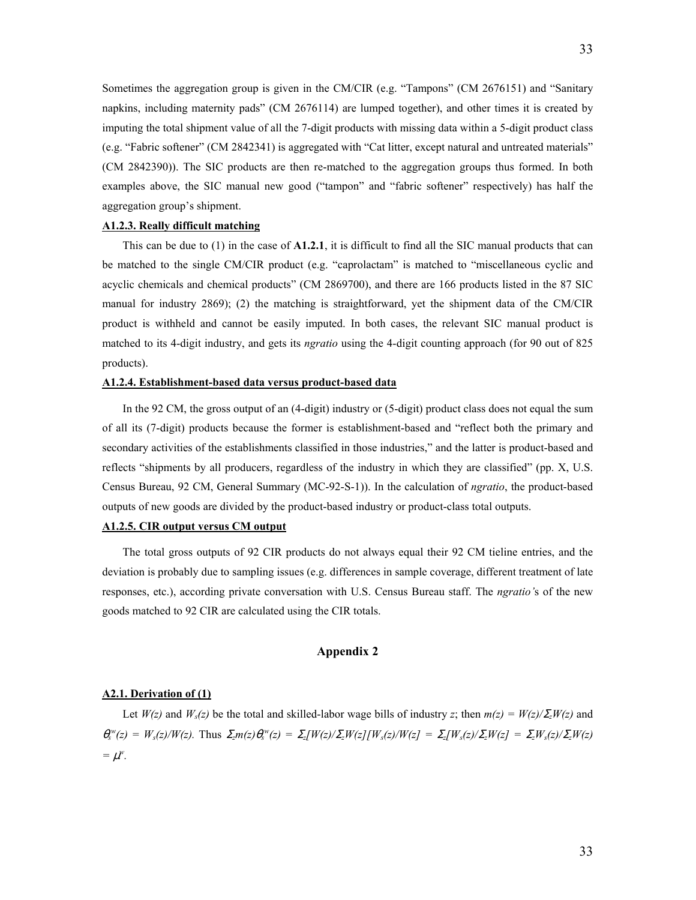Sometimes the aggregation group is given in the CM/CIR (e.g. "Tampons" (CM 2676151) and "Sanitary napkins, including maternity pads" (CM 2676114) are lumped together), and other times it is created by imputing the total shipment value of all the 7-digit products with missing data within a 5-digit product class (e.g. "Fabric softener" (CM 2842341) is aggregated with "Cat litter, except natural and untreated materials" (CM 2842390)). The SIC products are then re-matched to the aggregation groups thus formed. In both examples above, the SIC manual new good ("tampon" and "fabric softener" respectively) has half the aggregation group's shipment.

### A1.2.3. Really difficult matching

This can be due to (1) in the case of **A1.2.1**, it is difficult to find all the SIC manual products that can be matched to the single CM/CIR product (e.g. "caprolactam" is matched to "miscellaneous cyclic and acyclic chemicals and chemical products" (CM 2869700), and there are 166 products listed in the 87 SIC manual for industry 2869); (2) the matching is straightforward, yet the shipment data of the CM/CIR product is withheld and cannot be easily imputed. In both cases, the relevant SIC manual product is matched to its 4-digit industry, and gets its *ngratio* using the 4-digit counting approach (for 90 out of 825 products).

### A1.2.4. Establishment-based data versus product-based data

In the 92 CM, the gross output of an (4-digit) industry or (5-digit) product class does not equal the sum of all its (7-digit) products because the former is establishment-based and "reflect both the primary and secondary activities of the establishments classified in those industries," and the latter is product-based and reflects "shipments by all producers, regardless of the industry in which they are classified" (pp. X, U.S. Census Bureau, 92 CM, General Summary (MC-92-S-1)). In the calculation of *ngratio*, the product-based outputs of new goods are divided by the product-based industry or product-class total outputs.

### A1.2.5. CIR output versus CM output

The total gross outputs of 92 CIR products do not always equal their 92 CM tieline entries, and the deviation is probably due to sampling issues (e.g. differences in sample coverage, different treatment of late responses, etc.), according private conversation with U.S. Census Bureau staff. The *ngratio's* of the new goods matched to 92 CIR are calculated using the CIR totals.

## Appendix 2

### A2.1. Derivation of (1)

Let $W(z)$ and $W_s(z)$ be the total and skilled-labor wage bills of industry $z$; then $m(z) = W(z)/\Sigma_z W(z)$ and $\theta_s^w(z) = W_s(z)/W(z)$. Thus $\Sigma_z m(z)\theta_s^w(z) = \Sigma_z[W(z)/\Sigma_z W(z)][W_s(z)/W(z)] = \Sigma_z[W_s(z)/\Sigma_z W(z)] = \Sigma_z W_s(z)/\Sigma_z W(z) = \mu^w$.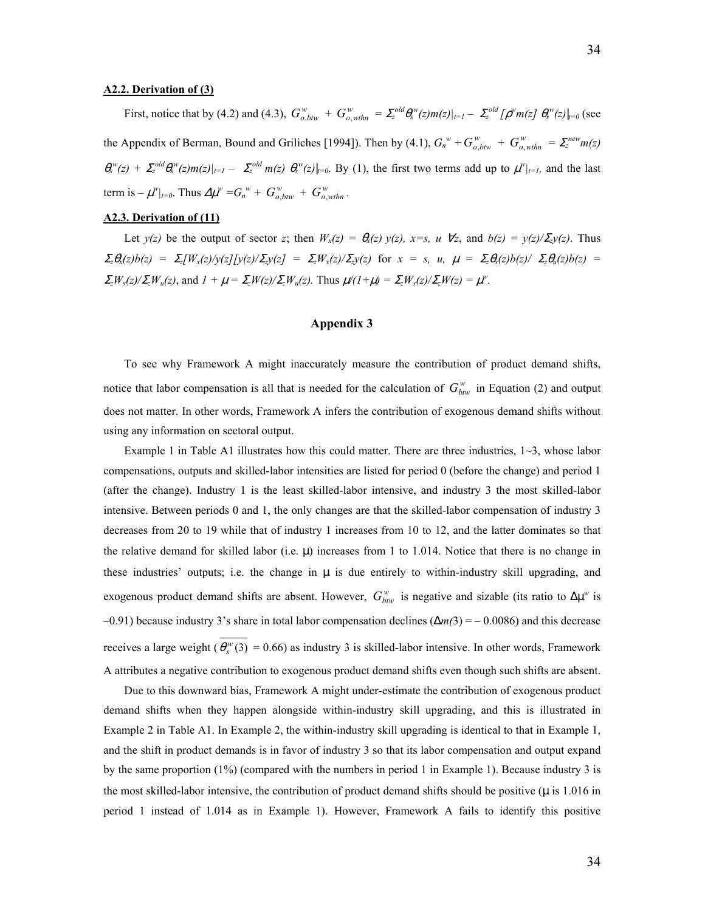**A2.2. Derivation of (3)**

First, notice that by (4.2) and (4.3), $G^w_{o,btw} + G^w_{o,wthn} = \Sigma_z^{old}\theta_s^w(z)m(z)|_{t=1} - \Sigma_z^{old}[\rho^w m(z)\ \theta_s^w(z)]_{t=0}$ (see the Appendix of Berman, Bound and Griliches [1994]). Then by (4.1), $G_n^w + G^w_{o,btw} + G^w_{o,wthn} = \Sigma_z^{new} m(z)\ \theta_s^w(z) + \Sigma_z^{old}\theta_s^w(z)m(z)|_{t=1} - \Sigma_z^{old} m(z)\ \theta_s^w(z)|_{t=0}$. By (1), the first two terms add up to $\mu^w|_{t=1}$, and the last term is $-\mu^w|_{t=0}$. Thus $\Delta\mu^w = G_n^w + G^w_{o,btw} + G^w_{o,wthn}$.

**A2.3. Derivation of (11)**

Let $y(z)$ be the output of sector $z$; then $W_x(z) = \theta_x(z)\ y(z),\ x=s,\ u\ \ \forall z$, and $b(z) = y(z)/\Sigma_z y(z)$. Thus $\Sigma_z\theta_x(z)b(z) = \Sigma_z[W_x(z)/y(z)][y(z)/\Sigma_z y(z)] = \Sigma_z W_x(z)/\Sigma_z y(z)$ for $x = s,\ u$, $\mu = \Sigma_z\theta_s(z)b(z)/\ \Sigma_z\theta_u(z)b(z) = \Sigma_z W_s(z)/\Sigma_z W_u(z)$, and $1 + \mu = \Sigma_z W(z)/\Sigma_z W_u(z)$. Thus $\mu/(1+\mu) = \Sigma_z W_s(z)/\Sigma_z W(z) = \mu^w$.

## Appendix 3

To see why Framework A might inaccurately measure the contribution of product demand shifts, notice that labor compensation is all that is needed for the calculation of $G^w_{btw}$ in Equation (2) and output does not matter. In other words, Framework A infers the contribution of exogenous demand shifts without using any information on sectoral output.

Example 1 in Table A1 illustrates how this could matter. There are three industries, 1~3, whose labor compensations, outputs and skilled-labor intensities are listed for period 0 (before the change) and period 1 (after the change). Industry 1 is the least skilled-labor intensive, and industry 3 the most skilled-labor intensive. Between periods 0 and 1, the only changes are that the skilled-labor compensation of industry 3 decreases from 20 to 19 while that of industry 1 increases from 10 to 12, and the latter dominates so that the relative demand for skilled labor (i.e. $\mu$) increases from 1 to 1.014. Notice that there is no change in these industries' outputs; i.e. the change in $\mu$ is due entirely to within-industry skill upgrading, and exogenous product demand shifts are absent. However, $G^w_{btw}$ is negative and sizable (its ratio to $\Delta\mu^w$ is –0.91) because industry 3's share in total labor compensation declines ($\Delta m(3) = -0.0086$) and this decrease receives a large weight ($\overline{\theta_s^w(3)} = 0.66$) as industry 3 is skilled-labor intensive. In other words, Framework A attributes a negative contribution to exogenous product demand shifts even though such shifts are absent.

Due to this downward bias, Framework A might under-estimate the contribution of exogenous product demand shifts when they happen alongside within-industry skill upgrading, and this is illustrated in Example 2 in Table A1. In Example 2, the within-industry skill upgrading is identical to that in Example 1, and the shift in product demands is in favor of industry 3 so that its labor compensation and output expand by the same proportion (1%) (compared with the numbers in period 1 in Example 1). Because industry 3 is the most skilled-labor intensive, the contribution of product demand shifts should be positive ($\mu$ is 1.016 in period 1 instead of 1.014 as in Example 1). However, Framework A fails to identify this positive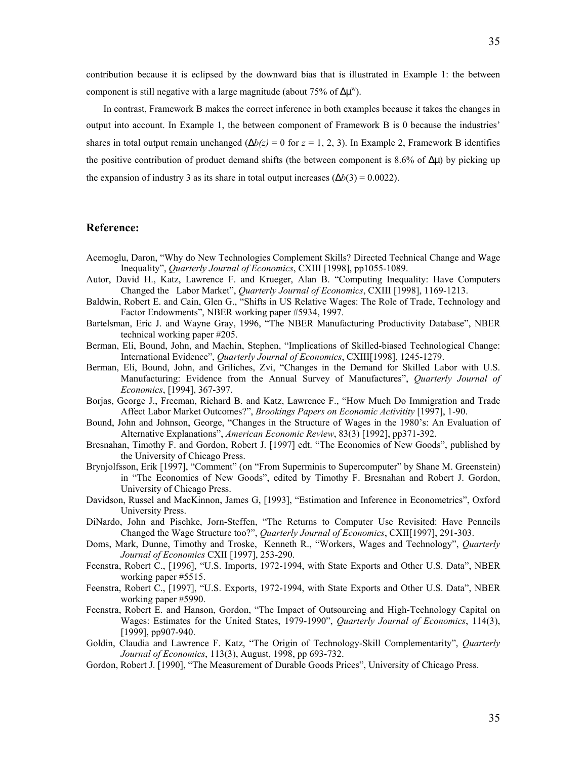contribution because it is eclipsed by the downward bias that is illustrated in Example 1: the between component is still negative with a large magnitude (about 75% of $\Delta\mu^w$).

In contrast, Framework B makes the correct inference in both examples because it takes the changes in output into account. In Example 1, the between component of Framework B is 0 because the industries' shares in total output remain unchanged ($\Delta b(z) = 0$ for $z = 1, 2, 3$). In Example 2, Framework B identifies the positive contribution of product demand shifts (the between component is 8.6% of $\Delta\mu$) by picking up the expansion of industry 3 as its share in total output increases ($\Delta b(3) = 0.0022$).

## Reference:

Acemoglu, Daron, "Why do New Technologies Complement Skills? Directed Technical Change and Wage Inequality", *Quarterly Journal of Economics*, CXIII [1998], pp1055-1089.

Autor, David H., Katz, Lawrence F. and Krueger, Alan B. "Computing Inequality: Have Computers Changed the Labor Market", *Quarterly Journal of Economics*, CXIII [1998], 1169-1213.

Baldwin, Robert E. and Cain, Glen G., "Shifts in US Relative Wages: The Role of Trade, Technology and Factor Endowments", NBER working paper #5934, 1997.

Bartelsman, Eric J. and Wayne Gray, 1996, "The NBER Manufacturing Productivity Database", NBER technical working paper #205.

Berman, Eli, Bound, John, and Machin, Stephen, "Implications of Skilled-biased Technological Change: International Evidence", *Quarterly Journal of Economics*, CXIII[1998], 1245-1279.

Berman, Eli, Bound, John, and Griliches, Zvi, "Changes in the Demand for Skilled Labor with U.S. Manufacturing: Evidence from the Annual Survey of Manufactures", *Quarterly Journal of Economics*, [1994], 367-397.

Borjas, George J., Freeman, Richard B. and Katz, Lawrence F., "How Much Do Immigration and Trade Affect Labor Market Outcomes?", *Brookings Papers on Economic Activitity* [1997], 1-90.

Bound, John and Johnson, George, "Changes in the Structure of Wages in the 1980's: An Evaluation of Alternative Explanations", *American Economic Review*, 83(3) [1992], pp371-392.

Bresnahan, Timothy F. and Gordon, Robert J. [1997] edt. "The Economics of New Goods", published by the University of Chicago Press.

Brynjolfsson, Erik [1997], "Comment" (on "From Superminis to Supercomputer" by Shane M. Greenstein) in "The Economics of New Goods", edited by Timothy F. Bresnahan and Robert J. Gordon, University of Chicago Press.

Davidson, Russel and MacKinnon, James G, [1993], "Estimation and Inference in Econometrics", Oxford University Press.

DiNardo, John and Pischke, Jorn-Steffen, "The Returns to Computer Use Revisited: Have Penncils Changed the Wage Structure too?", *Quarterly Journal of Economics*, CXII[1997], 291-303.

Doms, Mark, Dunne, Timothy and Troske, Kenneth R., "Workers, Wages and Technology", *Quarterly Journal of Economics* CXII [1997], 253-290.

Feenstra, Robert C., [1996], "U.S. Imports, 1972-1994, with State Exports and Other U.S. Data", NBER working paper #5515.

Feenstra, Robert C., [1997], "U.S. Exports, 1972-1994, with State Exports and Other U.S. Data", NBER working paper #5990.

Feenstra, Robert E. and Hanson, Gordon, "The Impact of Outsourcing and High-Technology Capital on Wages: Estimates for the United States, 1979-1990", *Quarterly Journal of Economics*, 114(3), [1999], pp907-940.

Goldin, Claudia and Lawrence F. Katz, "The Origin of Technology-Skill Complementarity", *Quarterly Journal of Economics*, 113(3), August, 1998, pp 693-732.

Gordon, Robert J. [1990], "The Measurement of Durable Goods Prices", University of Chicago Press.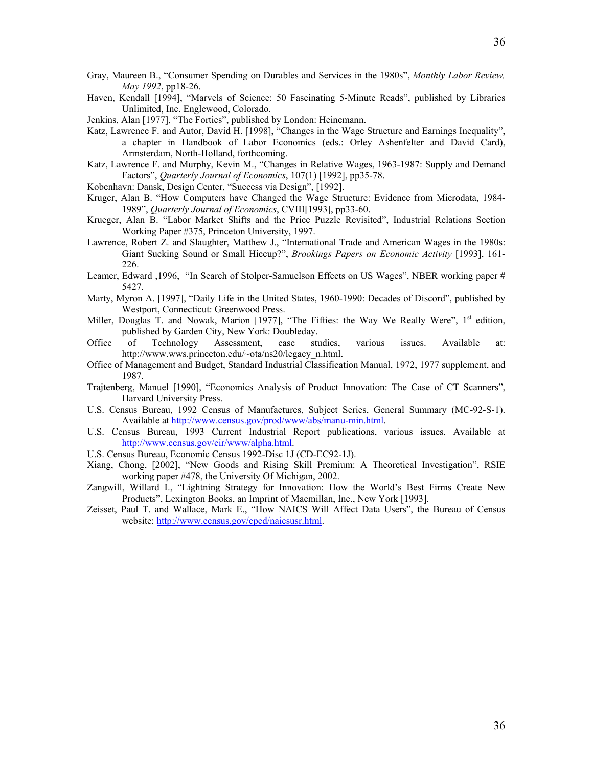Gray, Maureen B., “Consumer Spending on Durables and Services in the 1980s”, *Monthly Labor Review, May 1992*, pp18-26.

Haven, Kendall [1994], “Marvels of Science: 50 Fascinating 5-Minute Reads”, published by Libraries Unlimited, Inc. Englewood, Colorado.

Jenkins, Alan [1977], “The Forties”, published by London: Heinemann.

Katz, Lawrence F. and Autor, David H. [1998], “Changes in the Wage Structure and Earnings Inequality”, a chapter in Handbook of Labor Economics (eds.: Orley Ashenfelter and David Card), Armsterdam, North-Holland, forthcoming.

Katz, Lawrence F. and Murphy, Kevin M., “Changes in Relative Wages, 1963-1987: Supply and Demand Factors”, *Quarterly Journal of Economics*, 107(1) [1992], pp35-78.

Kobenhavn: Dansk, Design Center, “Success via Design”, [1992].

Kruger, Alan B. “How Computers have Changed the Wage Structure: Evidence from Microdata, 1984-1989”, *Quarterly Journal of Economics*, CVIII[1993], pp33-60.

Krueger, Alan B. “Labor Market Shifts and the Price Puzzle Revisited”, Industrial Relations Section Working Paper #375, Princeton University, 1997.

Lawrence, Robert Z. and Slaughter, Matthew J., “International Trade and American Wages in the 1980s: Giant Sucking Sound or Small Hiccup?”, *Brookings Papers on Economic Activity* [1993], 161-226.

Leamer, Edward ,1996, “In Search of Stolper-Samuelson Effects on US Wages”, NBER working paper # 5427.

Marty, Myron A. [1997], “Daily Life in the United States, 1960-1990: Decades of Discord”, published by Westport, Connecticut: Greenwood Press.

Miller, Douglas T. and Nowak, Marion [1977], “The Fifties: the Way We Really Were”, 1st edition, published by Garden City, New York: Doubleday.

Office of Technology Assessment, case studies, various issues. Available at: http://www.wws.princeton.edu/~ota/ns20/legacy_n.html.

Office of Management and Budget, Standard Industrial Classification Manual, 1972, 1977 supplement, and 1987.

Trajtenberg, Manuel [1990], “Economics Analysis of Product Innovation: The Case of CT Scanners”, Harvard University Press.

U.S. Census Bureau, 1992 Census of Manufactures, Subject Series, General Summary (MC-92-S-1). Available at http://www.census.gov/prod/www/abs/manu-min.html.

U.S. Census Bureau, 1993 Current Industrial Report publications, various issues. Available at http://www.census.gov/cir/www/alpha.html.

U.S. Census Bureau, Economic Census 1992-Disc 1J (CD-EC92-1J).

Xiang, Chong, [2002], “New Goods and Rising Skill Premium: A Theoretical Investigation”, RSIE working paper #478, the University Of Michigan, 2002.

Zangwill, Willard I., “Lightning Strategy for Innovation: How the World’s Best Firms Create New Products”, Lexington Books, an Imprint of Macmillan, Inc., New York [1993].

Zeisset, Paul T. and Wallace, Mark E., “How NAICS Will Affect Data Users”, the Bureau of Census website: http://www.census.gov/epcd/naicsusr.html.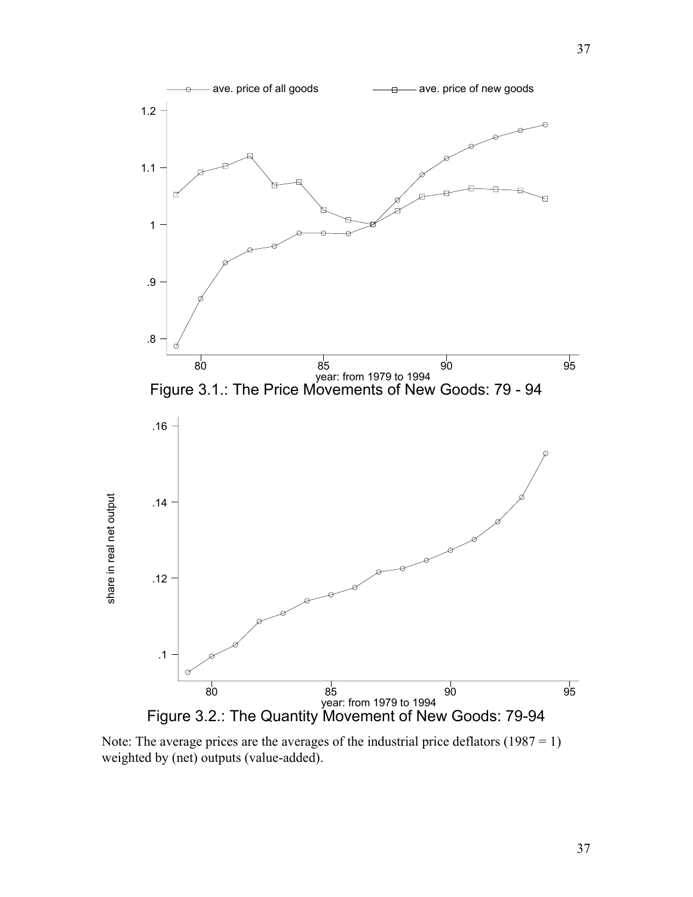Figure 3.1.: The Price Movements of New Goods: 79 - 94

Figure 3.2.: The Quantity Movement of New Goods: 79-94

Note: The average prices are the averages of the industrial price deflators (1987 = 1) weighted by (net) outputs (value-added).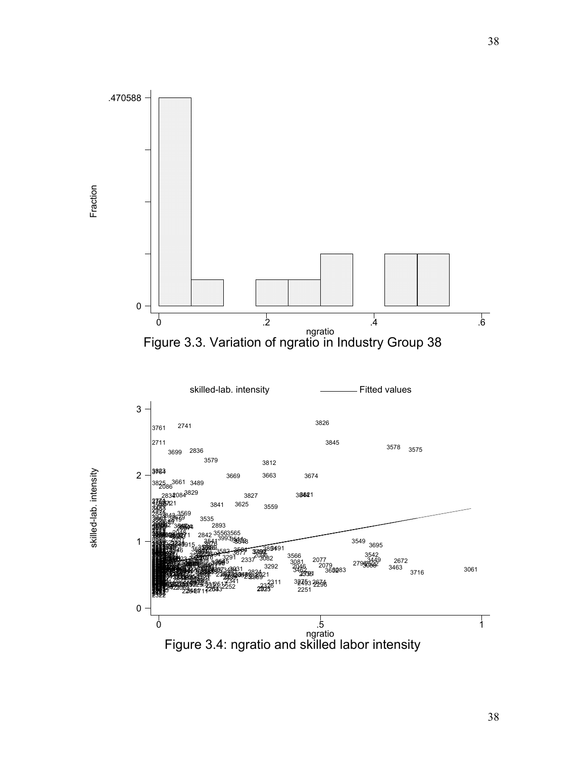Figure 3.3. Variation of ngratio in Industry Group 38

Figure 3.4: ngratio and skilled labor intensity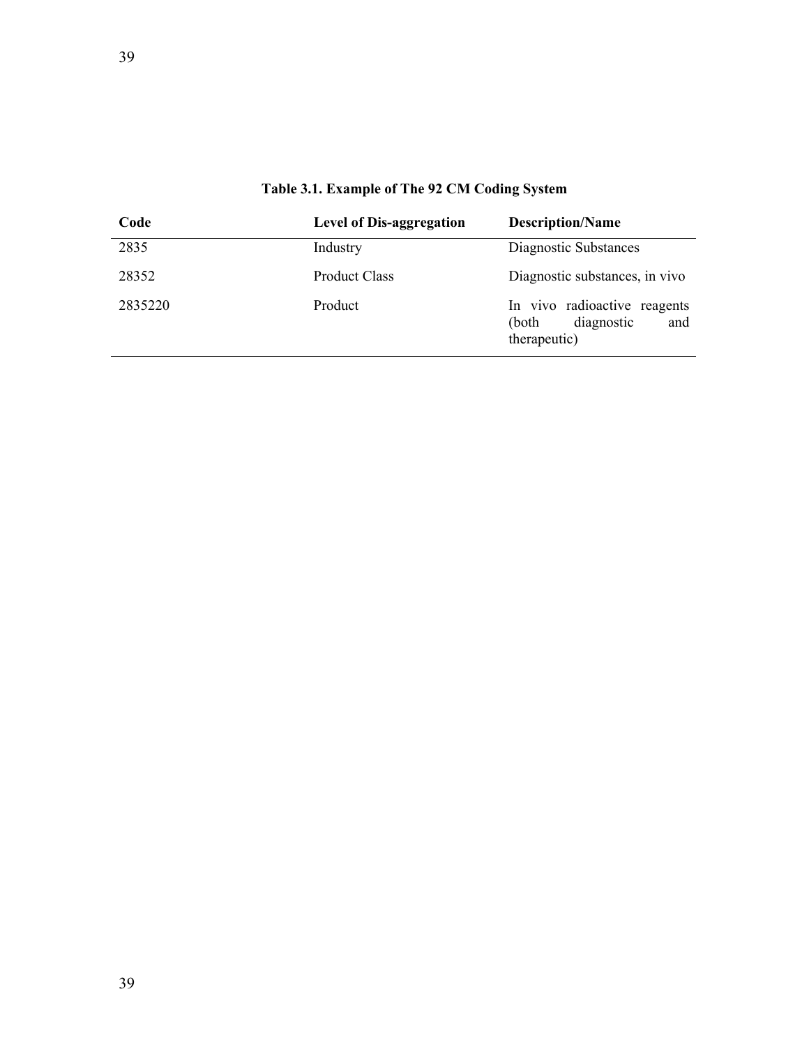**Table 3.1. Example of The 92 CM Coding System**

| Code | Level of Dis-aggregation | Description/Name |
|---|---|---|
| 2835 | Industry | Diagnostic Substances |
| 28352 | Product Class | Diagnostic substances, in vivo |
| 2835220 | Product | In vivo radioactive reagents (both diagnostic and therapeutic) |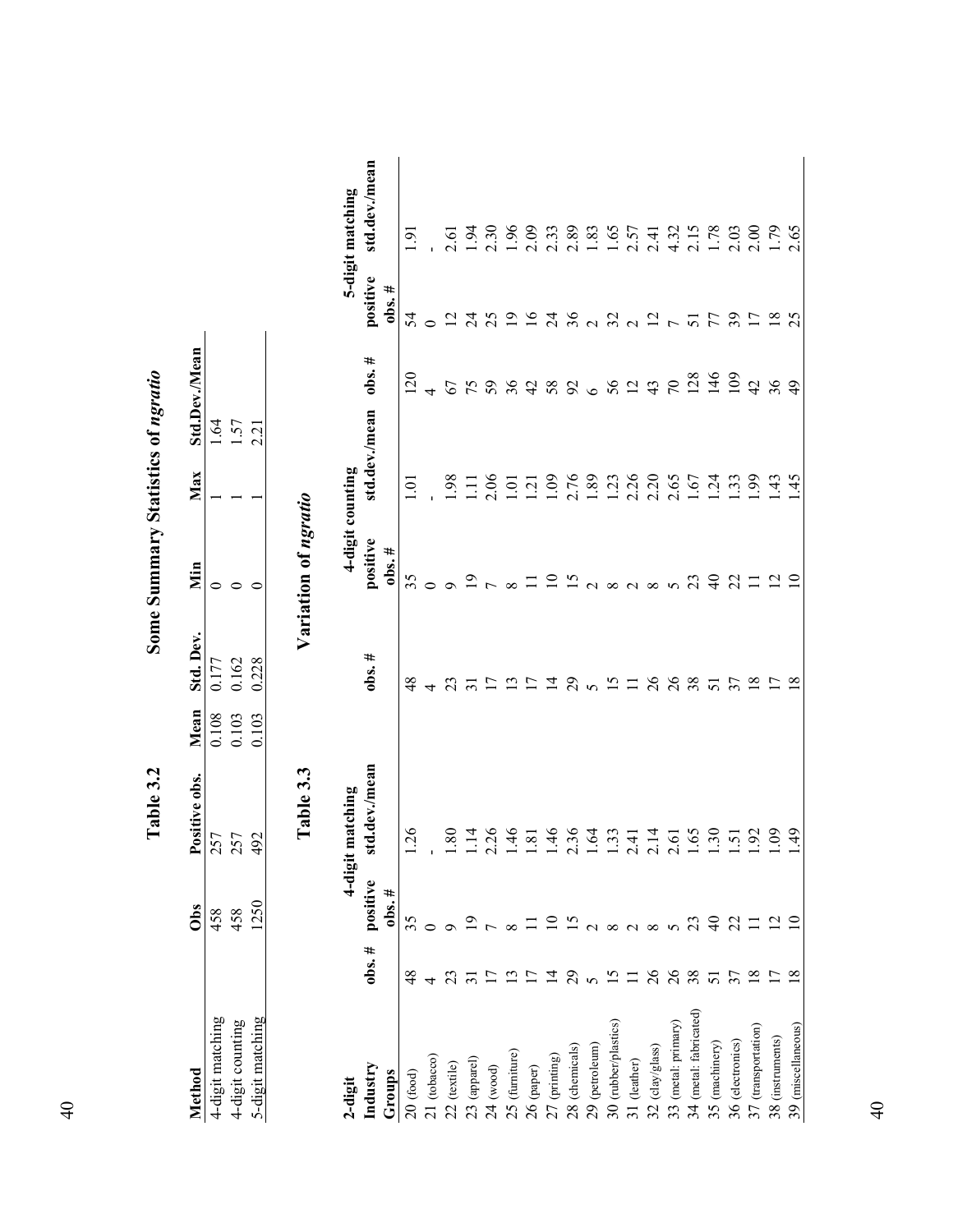# Table 3.2 Some Summary Statistics of *ngratio*

| Method | Obs | Positive obs. | Mean | Std. Dev. | Min | Max | Std.Dev./Mean |
|---|---|---|---|---|---|---|---|
| 4-digit matching | 458 | 257 | 0.108 | 0.177 | 0 | 1 | 1.64 |
| 4-digit counting | 458 | 257 | 0.103 | 0.162 | 0 | 1 | 1.57 |
| 5-digit matching | 1250 | 492 | 0.103 | 0.228 | 0 | 1 | 2.21 |

# Table 3.3 Variation of *ngratio*

| 2-digit Industry Groups | | 4-digit matching | | | 4-digit counting | | | 5-digit matching |
|---|---|---|---|---|---|---|---|---|
| | obs. # | positive obs. # | std.dev./mean | obs. # | positive obs. # | std.dev./mean | obs. # | positive obs. # | std.dev./mean |
| 20 (food) | 48 | 35 | 1.26 | 48 | 35 | 1.01 | 120 | 54 | 1.91 |
| 21 (tobacco) | 4 | 0 | - | 4 | 0 | - | 4 | 0 | - |
| 22 (textile) | 23 | 9 | 1.80 | 23 | 9 | 1.98 | 67 | 12 | 2.61 |
| 23 (apparel) | 31 | 19 | 1.14 | 31 | 19 | 1.11 | 75 | 24 | 1.94 |
| 24 (wood) | 17 | 7 | 2.26 | 17 | 7 | 2.06 | 59 | 25 | 2.30 |
| 25 (furniture) | 13 | 8 | 1.46 | 13 | 8 | 1.01 | 36 | 19 | 1.96 |
| 26 (paper) | 17 | 11 | 1.81 | 17 | 11 | 1.21 | 42 | 16 | 2.09 |
| 27 (printing) | 14 | 10 | 1.46 | 14 | 10 | 1.09 | 58 | 24 | 2.33 |
| 28 (chemicals) | 29 | 15 | 2.36 | 29 | 15 | 2.76 | 92 | 36 | 2.89 |
| 29 (petroleum) | 5 | 2 | 1.64 | 5 | 2 | 1.89 | 6 | 2 | 1.83 |
| 30 (rubber/plastics) | 15 | 8 | 1.33 | 15 | 8 | 1.23 | 56 | 32 | 1.65 |
| 31 (leather) | 11 | 2 | 2.41 | 11 | 2 | 2.26 | 12 | 2 | 2.57 |
| 32 (clay/glass) | 26 | 8 | 2.14 | 26 | 8 | 2.20 | 43 | 12 | 2.41 |
| 33 (metal: primary) | 26 | 5 | 2.61 | 26 | 5 | 2.65 | 70 | 7 | 4.32 |
| 34 (metal: fabricated) | 38 | 23 | 1.65 | 38 | 23 | 1.67 | 128 | 51 | 2.15 |
| 35 (machinery) | 51 | 40 | 1.30 | 51 | 40 | 1.24 | 146 | 77 | 1.78 |
| 36 (electronics) | 37 | 22 | 1.51 | 37 | 22 | 1.33 | 109 | 39 | 2.03 |
| 37 (transportation) | 18 | 11 | 1.92 | 18 | 11 | 1.99 | 42 | 17 | 2.00 |
| 38 (instruments) | 17 | 12 | 1.09 | 17 | 12 | 1.43 | 36 | 18 | 1.79 |
| 39 (miscellaneous) | 18 | 10 | 1.49 | 18 | 10 | 1.45 | 49 | 25 | 2.65 |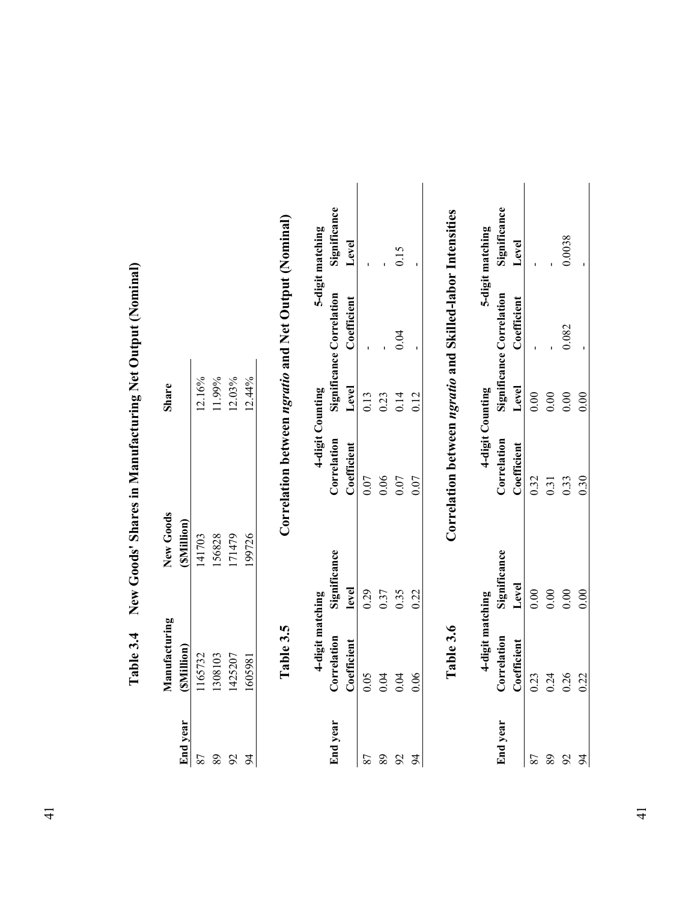## Table 3.4 New Goods' Shares in Manufacturing Net Output (Nominal)

| End year | Manufacturing ($Million) | New Goods ($Million) | Share |
|---|---|---|---|
| 87 | 1165732 | 141703 | 12.16% |
| 89 | 1308103 | 156828 | 11.99% |
| 92 | 1425207 | 171479 | 12.03% |
| 94 | 1605981 | 199726 | 12.44% |

## Table 3.5 Correlation between *ngratio* and Net Output (Nominal)

| End year | 4-digit matching | | 4-digit Counting | | 5-digit matching | |
|---|---|---|---|---|---|---|
| | Correlation Coefficient | Significance level | Correlation Coefficient | Significance Level | Correlation Coefficient | Significance Level |
| 87 | 0.05 | 0.29 | 0.07 | 0.13 | - | - |
| 89 | 0.04 | 0.37 | 0.06 | 0.23 | - | - |
| 92 | 0.04 | 0.35 | 0.07 | 0.14 | 0.04 | 0.15 |
| 94 | 0.06 | 0.22 | 0.07 | 0.12 | - | - |

## Table 3.6 Correlation between *ngratio* and Skilled-labor Intensities

| End year | 4-digit matching | | 4-digit Counting | | 5-digit matching | |
|---|---|---|---|---|---|---|
| | Correlation Coefficient | Significance Level | Correlation Coefficient | Significance Level | Correlation Coefficient | Significance Level |
| 87 | 0.23 | 0.00 | 0.32 | 0.00 | - | - |
| 89 | 0.24 | 0.00 | 0.31 | 0.00 | - | - |
| 92 | 0.26 | 0.00 | 0.33 | 0.00 | 0.082 | 0.0038 |
| 94 | 0.22 | 0.00 | 0.30 | 0.00 | - | - |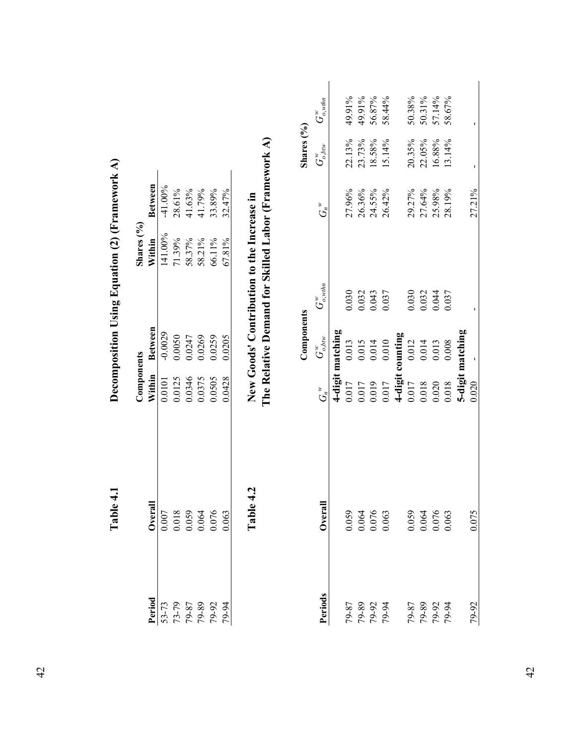## Table 4.1 Decomposition Using Equation (2) (Framework A)

| Period | Overall | Components | | Shares (%) | |
|---|---|---|---|---|---|
| | | Within | Between | Within | Between |
| 53-73 | 0.007 | 0.0101 | -0.0029 | 141.00% | -41.00% |
| 73-79 | 0.018 | 0.0125 | 0.0050 | 71.39% | 28.61% |
| 79-87 | 0.059 | 0.0346 | 0.0247 | 58.37% | 41.63% |
| 79-89 | 0.064 | 0.0375 | 0.0269 | 58.21% | 41.79% |
| 79-92 | 0.076 | 0.0505 | 0.0259 | 66.11% | 33.89% |
| 79-94 | 0.063 | 0.0428 | 0.0205 | 67.81% | 32.47% |

## Table 4.2 New Goods' Contribution to the Increase in The Relative Demand for Skilled Labor (Framework A)

| Periods | Overall | Components | | | Shares (%) | | |
|---|---|---|---|---|---|---|---|
| | | $G_n^w$ | $G_{o,btw}^w$ | $G_{o,wthn}^w$ | $G_n^w$ | $G_{o,btw}^w$ | $G_{o,wthn}^w$ |
| | | **4-digit matching** | | | | | |
| 79-87 | 0.059 | 0.017 | 0.013 | 0.030 | 27.96% | 22.13% | 49.91% |
| 79-89 | 0.064 | 0.017 | 0.015 | 0.032 | 26.36% | 23.73% | 49.91% |
| 79-92 | 0.076 | 0.019 | 0.014 | 0.043 | 24.55% | 18.58% | 56.87% |
| 79-94 | 0.063 | 0.017 | 0.010 | 0.037 | 26.42% | 15.14% | 58.44% |
| | | **4-digit counting** | | | | | |
| 79-87 | 0.059 | 0.017 | 0.012 | 0.030 | 29.27% | 20.35% | 50.38% |
| 79-89 | 0.064 | 0.018 | 0.014 | 0.032 | 27.64% | 22.05% | 50.31% |
| 79-92 | 0.076 | 0.020 | 0.013 | 0.044 | 25.98% | 16.88% | 57.14% |
| 79-94 | 0.063 | 0.018 | 0.008 | 0.037 | 28.19% | 13.14% | 58.67% |
| | | **5-digit matching** | | | | | |
| 79-92 | 0.075 | 0.020 | - | - | 27.21% | - | - |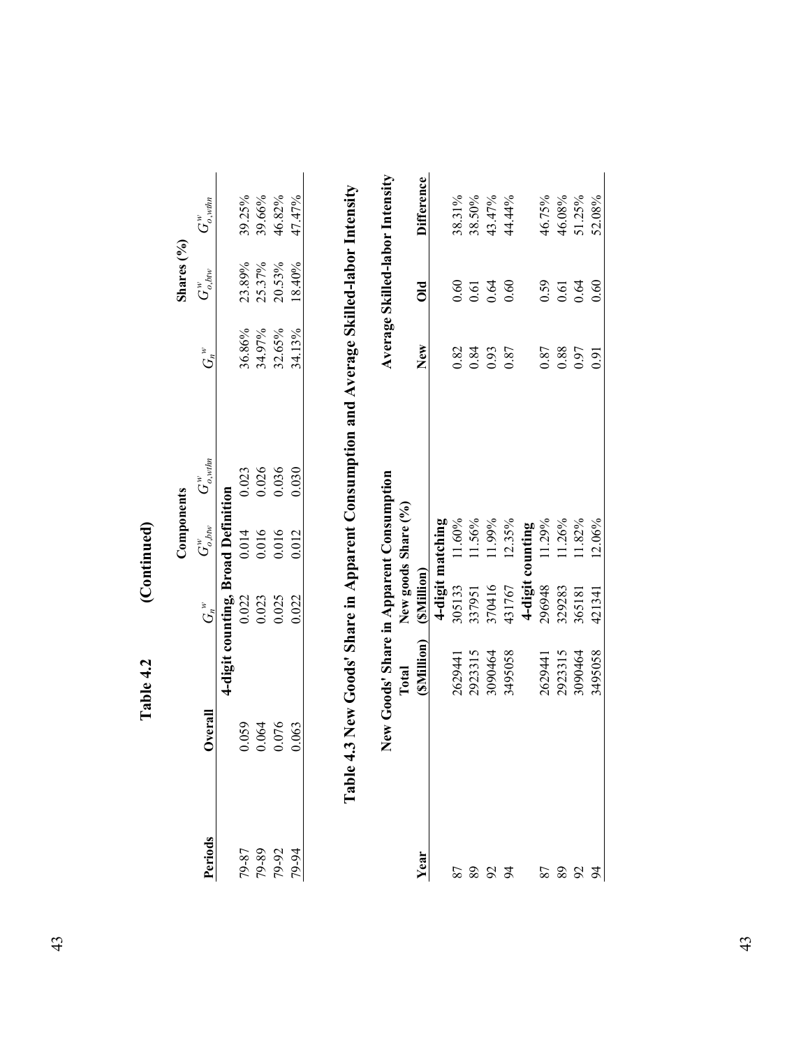**Table 4.2 (Continued)**

| Periods | Overall | Components | | | Shares (%) | | |
|---|---|---|---|---|---|---|---|
| | | $G_n^w$ | $G_{o,btw}^w$ | $G_{o,wthn}^w$ | $G_n^w$ | $G_{o,btw}^w$ | $G_{o,wthn}^w$ |
| | | 4-digit counting, Broad Definition | | | | | |
| 79-87 | 0.059 | 0.022 | 0.014 | 0.023 | 36.86% | 23.89% | 39.25% |
| 79-89 | 0.064 | 0.023 | 0.016 | 0.026 | 34.97% | 25.37% | 39.66% |
| 79-92 | 0.076 | 0.025 | 0.016 | 0.036 | 32.65% | 20.53% | 46.82% |
| 79-94 | 0.063 | 0.022 | 0.012 | 0.030 | 34.13% | 18.40% | 47.47% |

**Table 4.3 New Goods' Share in Apparent Consumption and Average Skilled-labor Intensity**

| Year | New Goods' Share in Apparent Consumption | | | Average Skilled-labor Intensity | | |
|---|---|---|---|---|---|---|
| | Total ($Million) | New goods ($Million) | Share (%) | New | Old | Difference |
| | | 4-digit matching | | | | |
| 87 | 2629441 | 305133 | 11.60% | 0.82 | 0.60 | 38.31% |
| 89 | 2923315 | 337951 | 11.56% | 0.84 | 0.61 | 38.50% |
| 92 | 3090464 | 370416 | 11.99% | 0.93 | 0.64 | 43.47% |
| 94 | 3495058 | 431767 | 12.35% | 0.87 | 0.60 | 44.44% |
| | | 4-digit counting | | | | |
| 87 | 2629441 | 296948 | 11.29% | 0.87 | 0.59 | 46.75% |
| 89 | 2923315 | 329283 | 11.26% | 0.88 | 0.61 | 46.08% |
| 92 | 3090464 | 365181 | 11.82% | 0.97 | 0.64 | 51.25% |
| 94 | 3495058 | 421341 | 12.06% | 0.91 | 0.60 | 52.08% |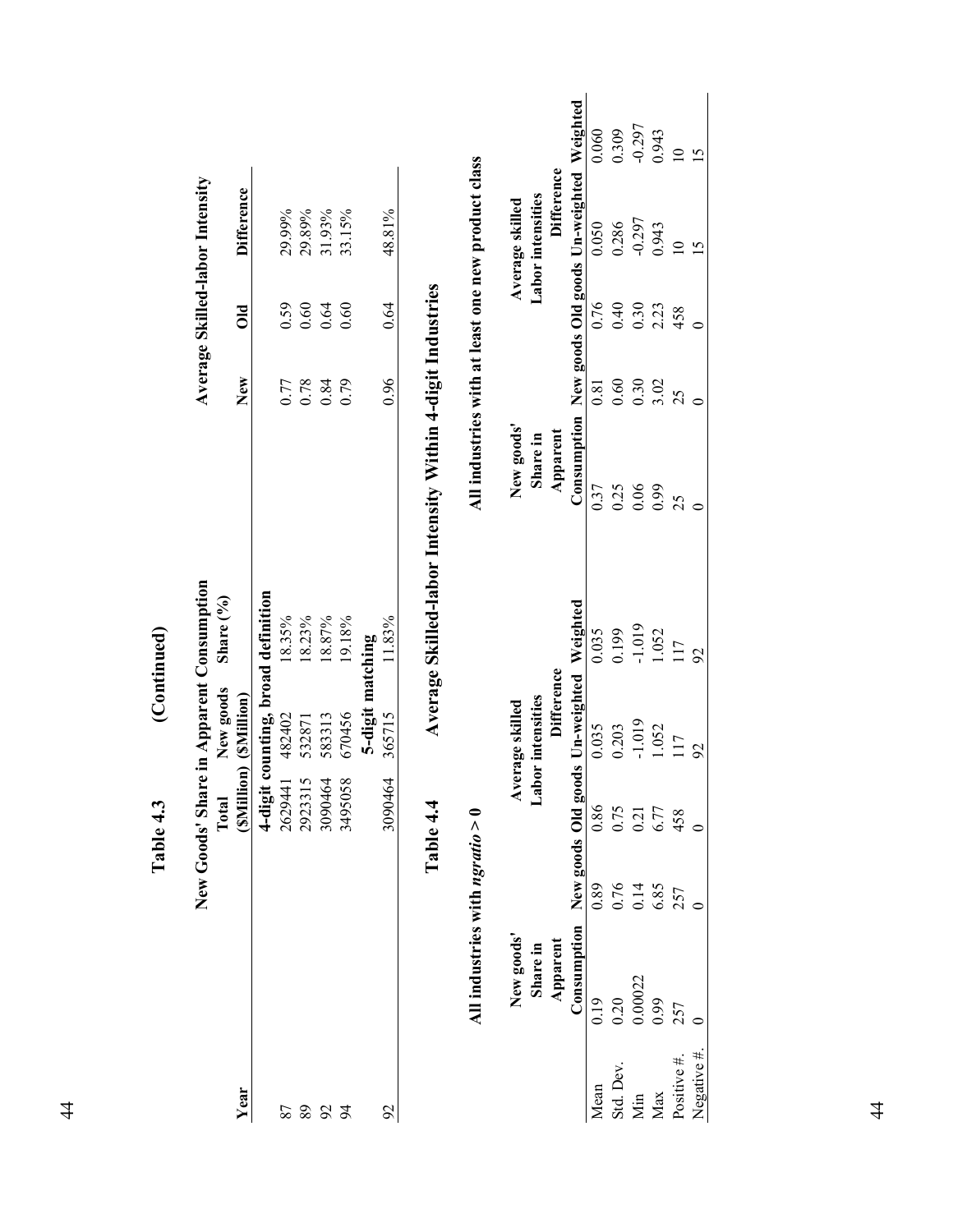## Table 4.3 (Continued)

| Year | New Goods' Share in Apparent Consumption | | | Average Skilled-labor Intensity | | |
|---|---|---|---|---|---|---|
| | Total ($Million) | New goods ($Million) | Share (%) | New | Old | Difference |
| | **4-digit counting, broad definition** | | | | | |
| 87 | 2629441 | 482402 | 18.35% | 0.77 | 0.59 | 29.99% |
| 89 | 2923315 | 532871 | 18.23% | 0.78 | 0.60 | 29.89% |
| 92 | 3090464 | 583313 | 18.87% | 0.84 | 0.64 | 31.93% |
| 94 | 3495058 | 670456 | 19.18% | 0.79 | 0.60 | 33.15% |
| | **5-digit matching** | | | | | |
| 92 | 3090464 | 365715 | 11.83% | 0.96 | 0.64 | 48.81% |

## Table 4.4 Average Skilled-labor Intensity Within 4-digit Industries

| | **All industries with *ngratio* > 0** | | | | | **All industries with at least one new product class** | | | | |
|---|---|---|---|---|---|---|---|---|---|---|
| | New goods' Share in Apparent Consumption | Average skilled Labor intensities | | Difference | | New goods' Share in Apparent Consumption | Average skilled Labor intensities | | Difference | |
| | | New goods | Old goods | Un-weighted | Weighted | | New goods | Old goods | Un-weighted | Weighted |
| Mean | 0.19 | 0.89 | 0.86 | 0.035 | 0.035 | 0.37 | 0.81 | 0.76 | 0.050 | 0.060 |
| Std. Dev. | 0.20 | 0.76 | 0.75 | 0.203 | 0.199 | 0.25 | 0.60 | 0.40 | 0.286 | 0.309 |
| Min | 0.00022 | 0.14 | 0.21 | -1.019 | -1.019 | 0.06 | 0.30 | 0.30 | -0.297 | -0.297 |
| Max | 0.99 | 6.85 | 6.77 | 1.052 | 1.052 | 0.99 | 3.02 | 2.23 | 0.943 | 0.943 |
| Positive #. | 257 | 257 | 458 | 117 | 117 | 25 | 25 | 458 | 10 | 10 |
| Negative #. | 0 | 0 | 0 | 92 | 92 | 0 | 0 | 0 | 15 | 15 |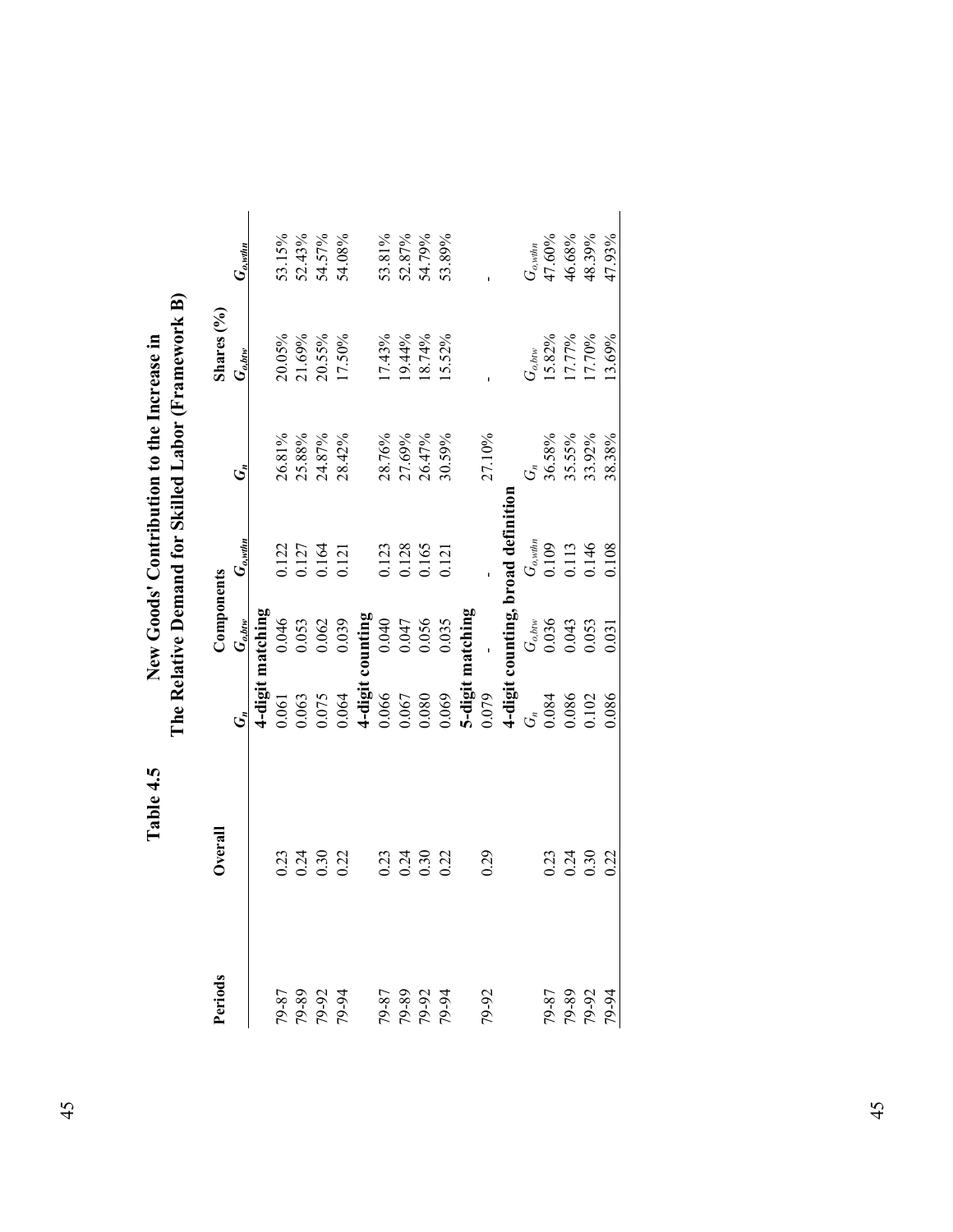**Table 4.5 New Goods' Contribution to the Increase in The Relative Demand for Skilled Labor (Framework B)**

| Periods | Overall | Components | | | Shares (%) | | |
|---|---|---|---|---|---|---|---|
| | | $G_n$ | $G_{o,btw}$ | $G_{o,wthn}$ | $G_n$ | $G_{o,btw}$ | $G_{o,wthn}$ |
| | | **4-digit matching** | | | | | |
| 79-87 | 0.23 | 0.061 | 0.046 | 0.122 | 26.81% | 20.05% | 53.15% |
| 79-89 | 0.24 | 0.063 | 0.053 | 0.127 | 25.88% | 21.69% | 52.43% |
| 79-92 | 0.30 | 0.075 | 0.062 | 0.164 | 24.87% | 20.55% | 54.57% |
| 79-94 | 0.22 | 0.064 | 0.039 | 0.121 | 28.42% | 17.50% | 54.08% |
| | | **4-digit counting** | | | | | |
| 79-87 | 0.23 | 0.066 | 0.040 | 0.123 | 28.76% | 17.43% | 53.81% |
| 79-89 | 0.24 | 0.067 | 0.047 | 0.128 | 27.69% | 19.44% | 52.87% |
| 79-92 | 0.30 | 0.080 | 0.056 | 0.165 | 26.47% | 18.74% | 54.79% |
| 79-94 | 0.22 | 0.069 | 0.035 | 0.121 | 30.59% | 15.52% | 53.89% |
| | | **5-digit matching** | | | | | |
| 79-92 | 0.29 | 0.079 | - | - | 27.10% | - | - |
| | | **4-digit counting, broad definition** | | | | | |
| | | $G_n$ | $G_{o,btw}$ | $G_{o,wthn}$ | $G_n$ | $G_{o,btw}$ | $G_{o,wthn}$ |
| 79-87 | 0.23 | 0.084 | 0.036 | 0.109 | 36.58% | 15.82% | 47.60% |
| 79-89 | 0.24 | 0.086 | 0.043 | 0.113 | 35.55% | 17.77% | 46.68% |
| 79-92 | 0.30 | 0.102 | 0.053 | 0.146 | 33.92% | 17.70% | 48.39% |
| 79-94 | 0.22 | 0.086 | 0.031 | 0.108 | 38.38% | 13.69% | 47.93% |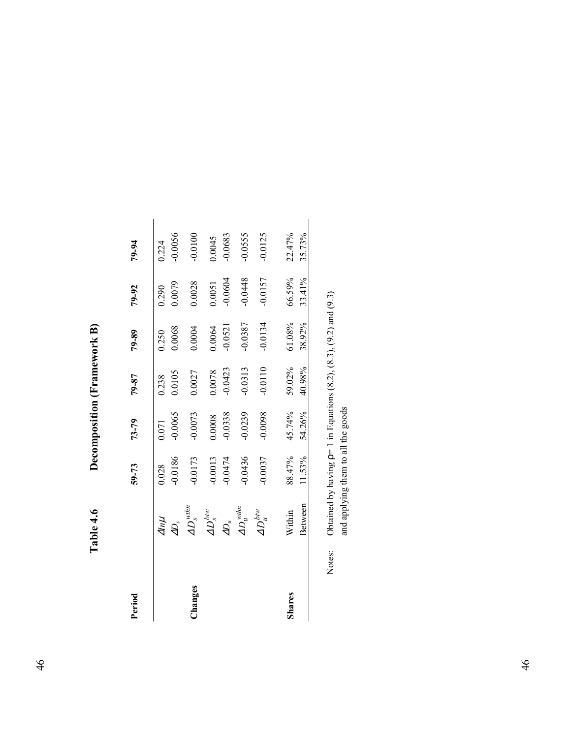**Table 4.6 Decomposition (Framework B)**

| Period | | 59-73 | 73-79 | 79-87 | 79-89 | 79-92 | 79-94 |
|---|---|---|---|---|---|---|---|
| | $\Delta ln\mu$ | 0.028 | 0.071 | 0.238 | 0.250 | 0.290 | 0.224 |
| | $\Delta D_s$ | -0.0186 | -0.0065 | 0.0105 | 0.0068 | 0.0079 | -0.0056 |
| **Changes** | $\Delta D_s^{wthn}$ | -0.0173 | -0.0073 | 0.0027 | 0.0004 | 0.0028 | -0.0100 |
| | $\Delta D_s^{btw}$ | -0.0013 | 0.0008 | 0.0078 | 0.0064 | 0.0051 | 0.0045 |
| | $\Delta D_u$ | -0.0474 | -0.0338 | -0.0423 | -0.0521 | -0.0604 | -0.0683 |
| | $\Delta D_u^{wthn}$ | -0.0436 | -0.0239 | -0.0313 | -0.0387 | -0.0448 | -0.0555 |
| | $\Delta D_u^{btw}$ | -0.0037 | -0.0098 | -0.0110 | -0.0134 | -0.0157 | -0.0125 |
| **Shares** | Within | 88.47% | 45.74% | 59.02% | 61.08% | 66.59% | 22.47% |
| | Between | 11.53% | 54.26% | 40.98% | 38.92% | 33.41% | 35.73% |

Notes: Obtained by having ρ= 1 in Equations (8.2), (8.3), (9.2) and (9.3) and applying them to all the goods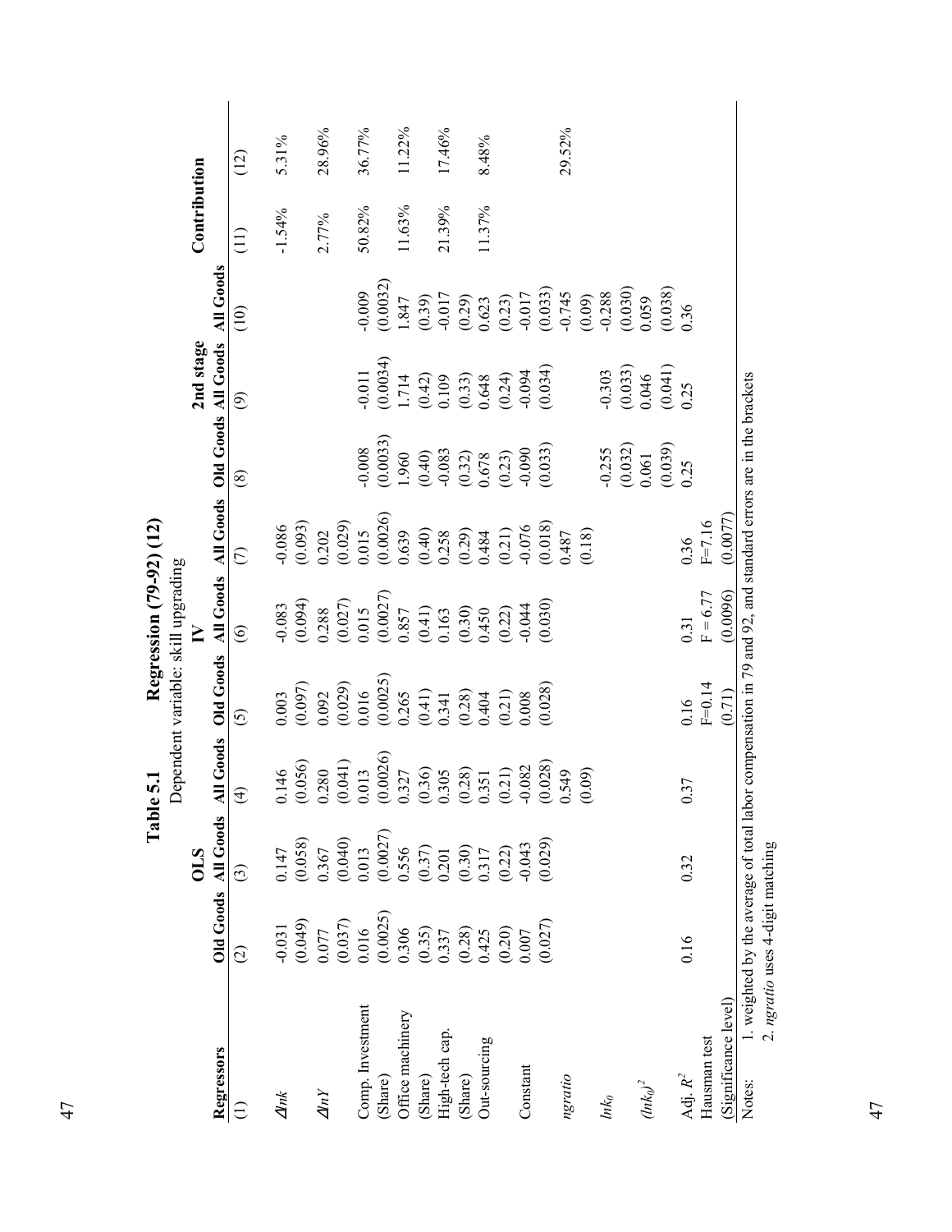# Table 5.1

## Regression (79-92) (12)

Dependent variable: skill upgrading

| Regressors | OLS | | | IV | | | 2nd stage | | | Contribution | |
|---|---|---|---|---|---|---|---|---|---|---|---|
| | Old Goods | All Goods | All Goods | Old Goods | All Goods | All Goods | Old Goods | All Goods | All Goods | | |
| (1) | (2) | (3) | (4) | (5) | (6) | (7) | (8) | (9) | (10) | (11) | (12) |
| $\Delta lnk$ | -0.031 | 0.147 | 0.146 | 0.003 | -0.083 | -0.086 | | | | -1.54% | 5.31% |
| | (0.049) | (0.058) | (0.056) | (0.097) | (0.094) | (0.093) | | | | | |
| $\Delta lnY$ | 0.077 | 0.367 | 0.280 | 0.092 | 0.288 | 0.202 | | | | 2.77% | 28.96% |
| | (0.037) | (0.040) | (0.041) | (0.029) | (0.027) | (0.029) | | | | | |
| Comp. Investment | 0.016 | 0.013 | 0.013 | 0.016 | 0.015 | 0.015 | -0.008 | -0.011 | -0.009 | 50.82% | 36.77% |
| (Share) | (0.0025) | (0.0027) | (0.0026) | (0.0025) | (0.0027) | (0.0026) | (0.0033) | (0.0034) | (0.0032) | | |
| Office machinery | 0.306 | 0.556 | 0.327 | 0.265 | 0.857 | 0.639 | 1.960 | 1.714 | 1.847 | 11.63% | 11.22% |
| (Share) | (0.35) | (0.37) | (0.36) | (0.41) | (0.41) | (0.40) | (0.40) | (0.42) | (0.39) | | |
| High-tech cap. | 0.337 | 0.201 | 0.305 | 0.341 | 0.163 | 0.258 | -0.083 | 0.109 | -0.017 | 21.39% | 17.46% |
| (Share) | (0.28) | (0.30) | (0.28) | (0.28) | (0.30) | (0.29) | (0.32) | (0.33) | (0.29) | | |
| Out-sourcing | 0.425 | 0.317 | 0.351 | 0.404 | 0.450 | 0.484 | 0.678 | 0.648 | 0.623 | 11.37% | 8.48% |
| | (0.20) | (0.22) | (0.21) | (0.21) | (0.22) | (0.21) | (0.23) | (0.24) | (0.23) | | |
| Constant | 0.007 | -0.043 | -0.082 | 0.008 | -0.044 | -0.076 | -0.090 | -0.094 | -0.017 | | |
| | (0.027) | (0.029) | (0.028) | (0.028) | (0.030) | (0.018) | (0.033) | (0.034) | (0.033) | | |
| *ngratio* | | | 0.549 | | | 0.487 | | | -0.745 | | 29.52% |
| | | | (0.09) | | | (0.18) | | | (0.09) | | |
| $lnk_0$ | | | | | | | -0.255 | -0.303 | -0.288 | | |
| | | | | | | | (0.032) | (0.033) | (0.030) | | |
| $(lnk_0)^2$ | | | | | | | 0.061 | 0.046 | 0.059 | | |
| | | | | | | | (0.039) | (0.041) | (0.038) | | |
| Adj. $R^2$ | 0.16 | 0.32 | 0.37 | 0.16 | 0.31 | 0.36 | 0.25 | 0.25 | 0.36 | | |
| Hausman test | | | | F=0.14 | F = 6.77 | F=7.16 | | | | | |
| (Significance level) | | | | (0.71) | (0.0096) | (0.0077) | | | | | |

Notes: 1. weighted by the average of total labor compensation in 79 and 92, and standard errors are in the brackets

2. *ngratio* uses 4-digit matching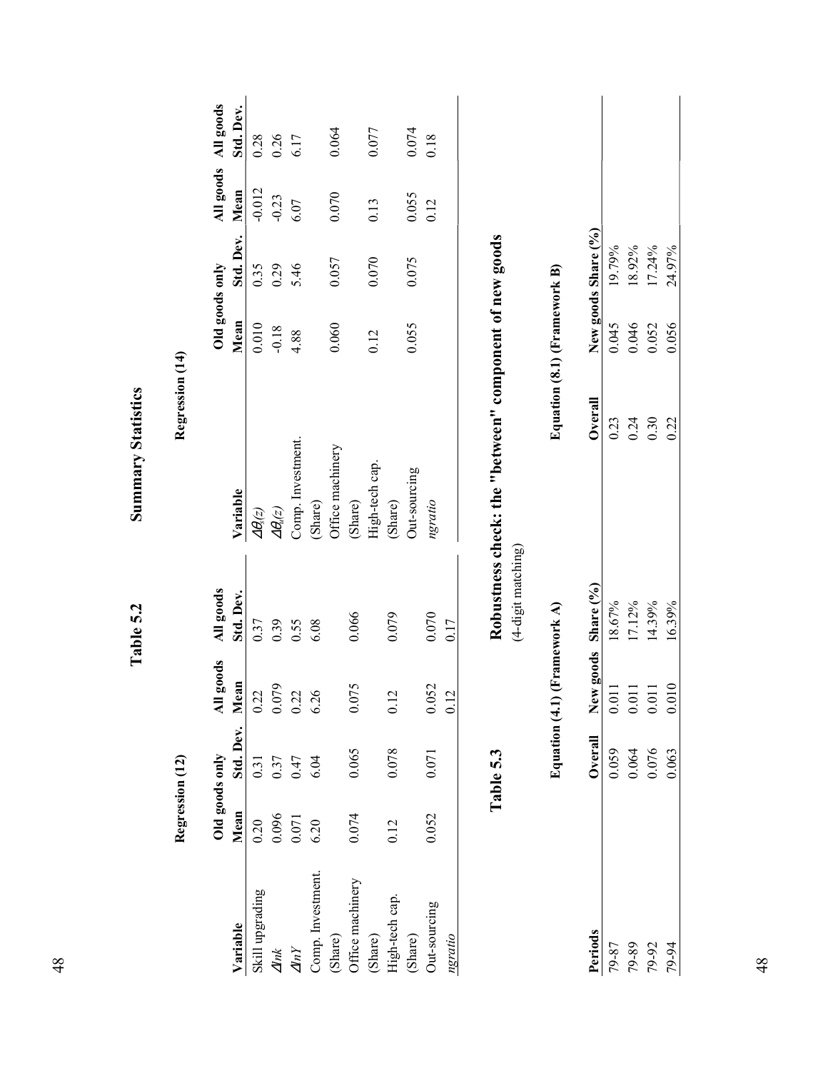## Table 5.2

### Summary Statistics

#### Regression (12)

| Variable | Old goods only Mean | Old goods only Std. Dev. | All goods Mean | All goods Std. Dev. |
|---|---|---|---|---|
| Skill upgrading | 0.20 | 0.31 | 0.22 | 0.37 |
| $\Delta lnk$ | 0.096 | 0.37 | 0.079 | 0.39 |
| $\Delta lnY$ | 0.071 | 0.47 | 0.22 | 0.55 |
| Comp. Investment. (Share) | 6.20 | 6.04 | 6.26 | 6.08 |
| Office machinery (Share) | 0.074 | 0.065 | 0.075 | 0.066 |
| High-tech cap. (Share) | 0.12 | 0.078 | 0.12 | 0.079 |
| Out-sourcing | 0.052 | 0.071 | 0.052 | 0.070 |
| *ngratio* | | | 0.12 | 0.17 |

#### Regression (14)

| Variable | Old goods only Mean | Old goods only Std. Dev. | All goods Mean | All goods Std. Dev. |
|---|---|---|---|---|
| $\Delta\theta_s(z)$ | 0.010 | 0.35 | -0.012 | 0.28 |
| $\Delta\theta_u(z)$ | -0.18 | 0.29 | -0.23 | 0.26 |
| Comp. Investment. (Share) | 4.88 | 5.46 | 6.07 | 6.17 |
| Office machinery (Share) | 0.060 | 0.057 | 0.070 | 0.064 |
| High-tech cap. (Share) | 0.12 | 0.070 | 0.13 | 0.077 |
| Out-sourcing | 0.055 | 0.075 | 0.055 | 0.074 |
| *ngratio* | | | 0.12 | 0.18 |

## Table 5.3

### Robustness check: the "between" component of new goods

(4-digit matching)

| Periods | Equation (4.1) (Framework A) Overall | Equation (4.1) (Framework A) New goods | Equation (4.1) (Framework A) Share (%) | Equation (8.1) (Framework B) Overall | Equation (8.1) (Framework B) New goods | Equation (8.1) (Framework B) Share (%) |
|---|---|---|---|---|---|---|
| 79-87 | 0.059 | 0.011 | 18.67% | 0.23 | 0.045 | 19.79% |
| 79-89 | 0.064 | 0.011 | 17.12% | 0.24 | 0.046 | 18.92% |
| 79-92 | 0.076 | 0.011 | 14.39% | 0.30 | 0.052 | 17.24% |
| 79-94 | 0.063 | 0.010 | 16.39% | 0.22 | 0.056 | 24.97% |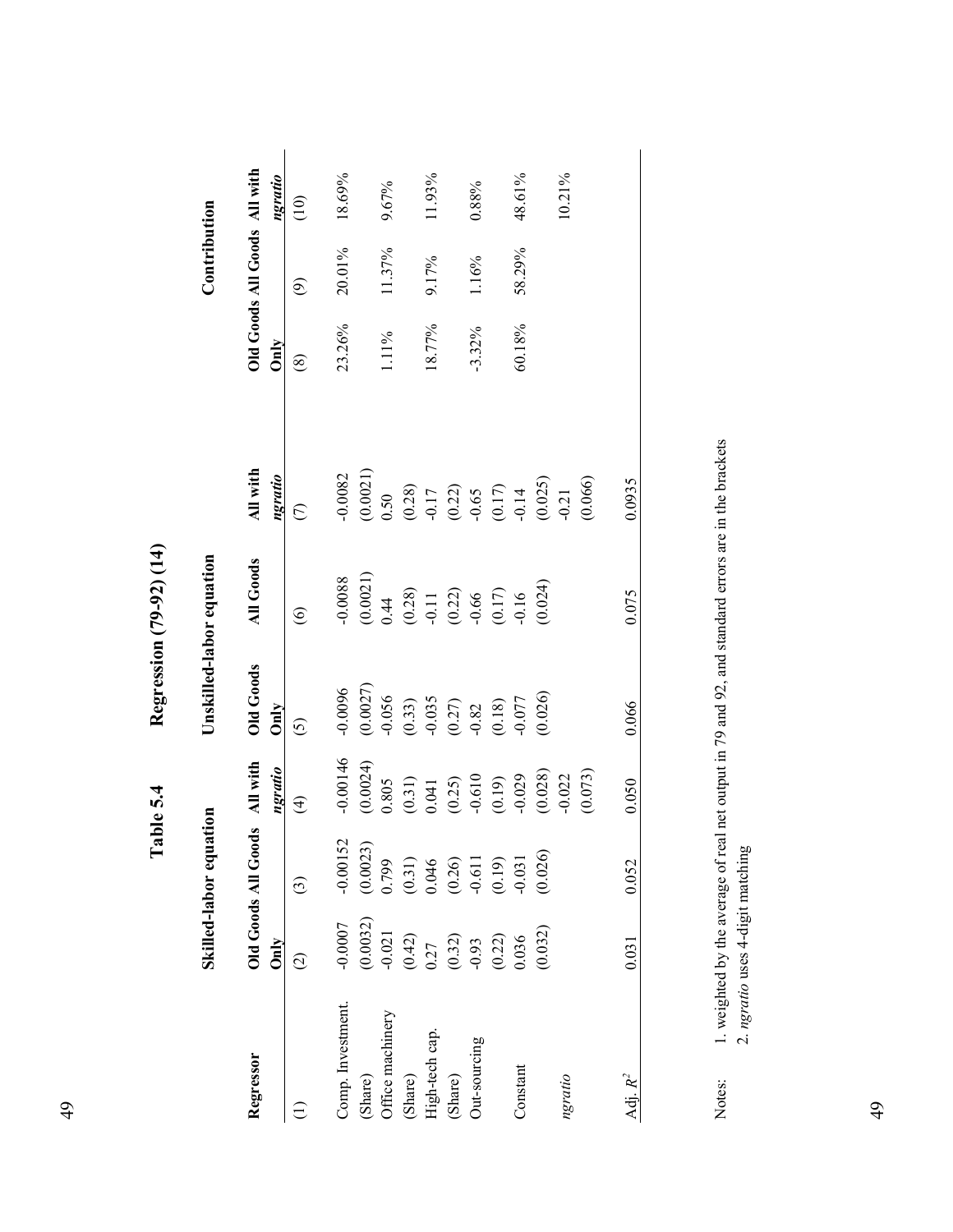# Table 5.4 Regression (79-92) (14)

| Regressor | Skilled-labor equation | | | Unskilled-labor equation | | | Contribution | | |
|---|---|---|---|---|---|---|---|---|---|
| | Old Goods Only | All Goods | All with *ngratio* | Old Goods Only | All Goods | All with *ngratio* | Old Goods Only | All Goods | All with *ngratio* |
| (1) | (2) | (3) | (4) | (5) | (6) | (7) | (8) | (9) | (10) |
| Comp. Investment. | -0.0007 | -0.00152 | -0.00146 | -0.0096 | -0.0088 | -0.0082 | 23.26% | 20.01% | 18.69% |
| (Share) | (0.0032) | (0.0023) | (0.0024) | (0.0027) | (0.0021) | (0.0021) | | | |
| Office machinery | -0.021 | 0.799 | 0.805 | -0.056 | 0.44 | 0.50 | 1.11% | 11.37% | 9.67% |
| (Share) | (0.42) | (0.31) | (0.31) | (0.33) | (0.28) | (0.28) | | | |
| High-tech cap. | 0.27 | 0.046 | 0.041 | -0.035 | -0.11 | -0.17 | 18.77% | 9.17% | 11.93% |
| (Share) | (0.32) | (0.26) | (0.25) | (0.27) | (0.22) | (0.22) | | | |
| Out-sourcing | -0.93 | -0.611 | -0.610 | -0.82 | -0.66 | -0.65 | -3.32% | 1.16% | 0.88% |
| | (0.22) | (0.19) | (0.19) | (0.18) | (0.17) | (0.17) | | | |
| Constant | 0.036 | -0.031 | -0.029 | -0.077 | -0.16 | -0.14 | 60.18% | 58.29% | 48.61% |
| | (0.032) | (0.026) | (0.028) | (0.026) | (0.024) | (0.025) | | | |
| *ngratio* | | | -0.022 | | | -0.21 | | | 10.21% |
| | | | (0.073) | | | (0.066) | | | |
| Adj. $R^2$ | 0.031 | 0.052 | 0.050 | 0.066 | 0.075 | 0.0935 | | | |

Notes: 1. weighted by the average of real net output in 79 and 92, and standard errors are in the brackets
2. *ngratio* uses 4-digit matching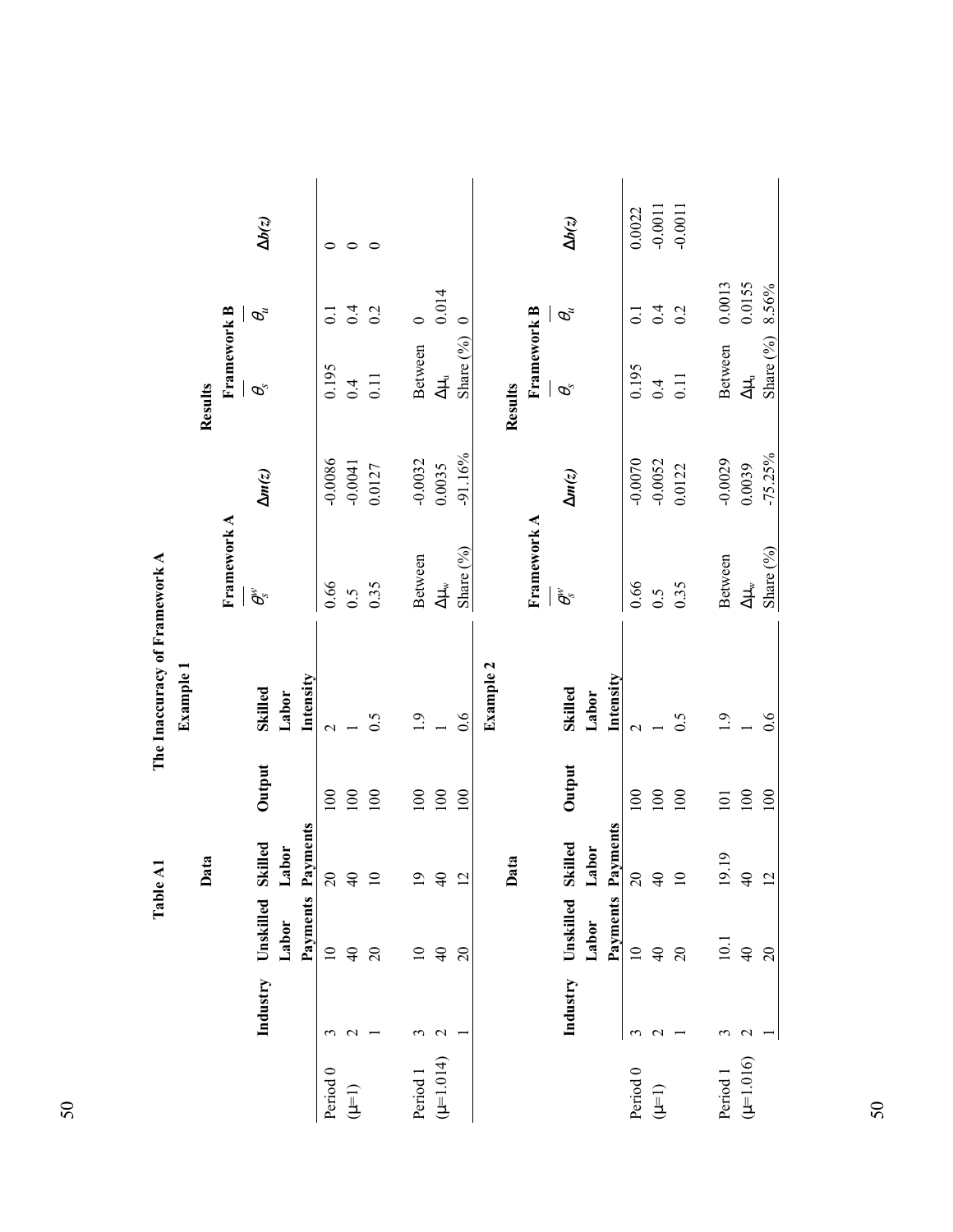## Table A1

### The Inaccuracy of Framework A

#### Example 1

| | Industry | Unskilled Labor Payments | Skilled Labor Payments | Output | Skilled Labor Intensity | Framework A $\overline{\theta_s^w}$ | Framework A $\Delta m(z)$ | Framework B $\overline{\theta_s}$ | Framework B $\overline{\theta_u}$ | $\Delta b(z)$ |
|---|---|---|---|---|---|---|---|---|---|---|
| Period 0 | 3 | 10 | 20 | 100 | 2 | 0.66 | -0.0086 | 0.195 | 0.1 | 0 |
| ($\mu$=1) | 2 | 40 | 40 | 100 | 1 | 0.5 | -0.0041 | 0.4 | 0.4 | 0 |
| | 1 | 20 | 10 | 100 | 0.5 | 0.35 | 0.0127 | 0.11 | 0.2 | 0 |
| Period 1 | 3 | 10 | 19 | 100 | 1.9 | Between | -0.0032 | Between | 0 | |
| ($\mu$=1.014) | 2 | 40 | 40 | 100 | 1 | $\Delta\mu_w$ | 0.0035 | $\Delta\mu_u$ | 0.014 | |
| | 1 | 20 | 12 | 100 | 0.6 | Share (%) | -91.16% | Share (%) | 0 | |

#### Example 2

| | Industry | Unskilled Labor Payments | Skilled Labor Payments | Output | Skilled Labor Intensity | Framework A $\overline{\theta_s^w}$ | Framework A $\Delta m(z)$ | Framework B $\overline{\theta_s}$ | Framework B $\overline{\theta_u}$ | $\Delta b(z)$ |
|---|---|---|---|---|---|---|---|---|---|---|
| Period 0 | 3 | 10 | 20 | 100 | 2 | 0.66 | -0.0070 | 0.195 | 0.1 | 0.0022 |
| ($\mu$=1) | 2 | 40 | 40 | 100 | 1 | 0.5 | -0.0052 | 0.4 | 0.4 | -0.0011 |
| | 1 | 20 | 10 | 100 | 0.5 | 0.35 | 0.0122 | 0.11 | 0.2 | -0.0011 |
| Period 1 | 3 | 10.1 | 19.19 | 101 | 1.9 | Between | -0.0029 | Between | 0.0013 | |
| ($\mu$=1.016) | 2 | 40 | 40 | 100 | 1 | $\Delta\mu_w$ | 0.0039 | $\Delta\mu_u$ | 0.0155 | |
| | 1 | 20 | 12 | 100 | 0.6 | Share (%) | -75.25% | Share (%) | 8.56% | |